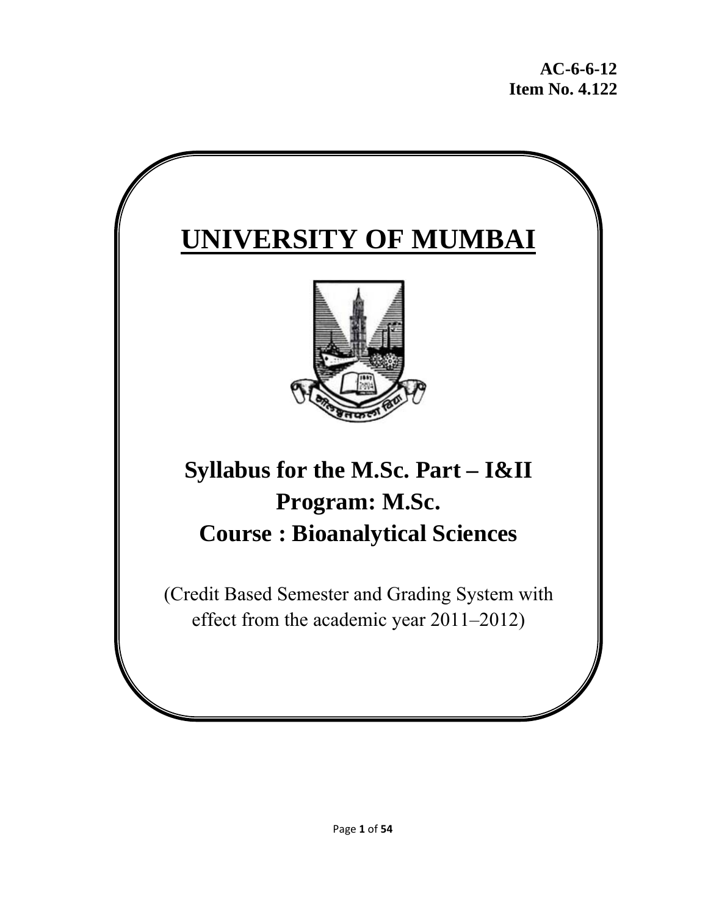**AC-6-6-12**
**Item No. 4.122**

# UNIVERSITY OF MUMBAI

## Syllabus for the M.Sc. Part – I&II
## Program: M.Sc.
## Course : Bioanalytical Sciences

(Credit Based Semester and Grading System with effect from the academic year 2011–2012)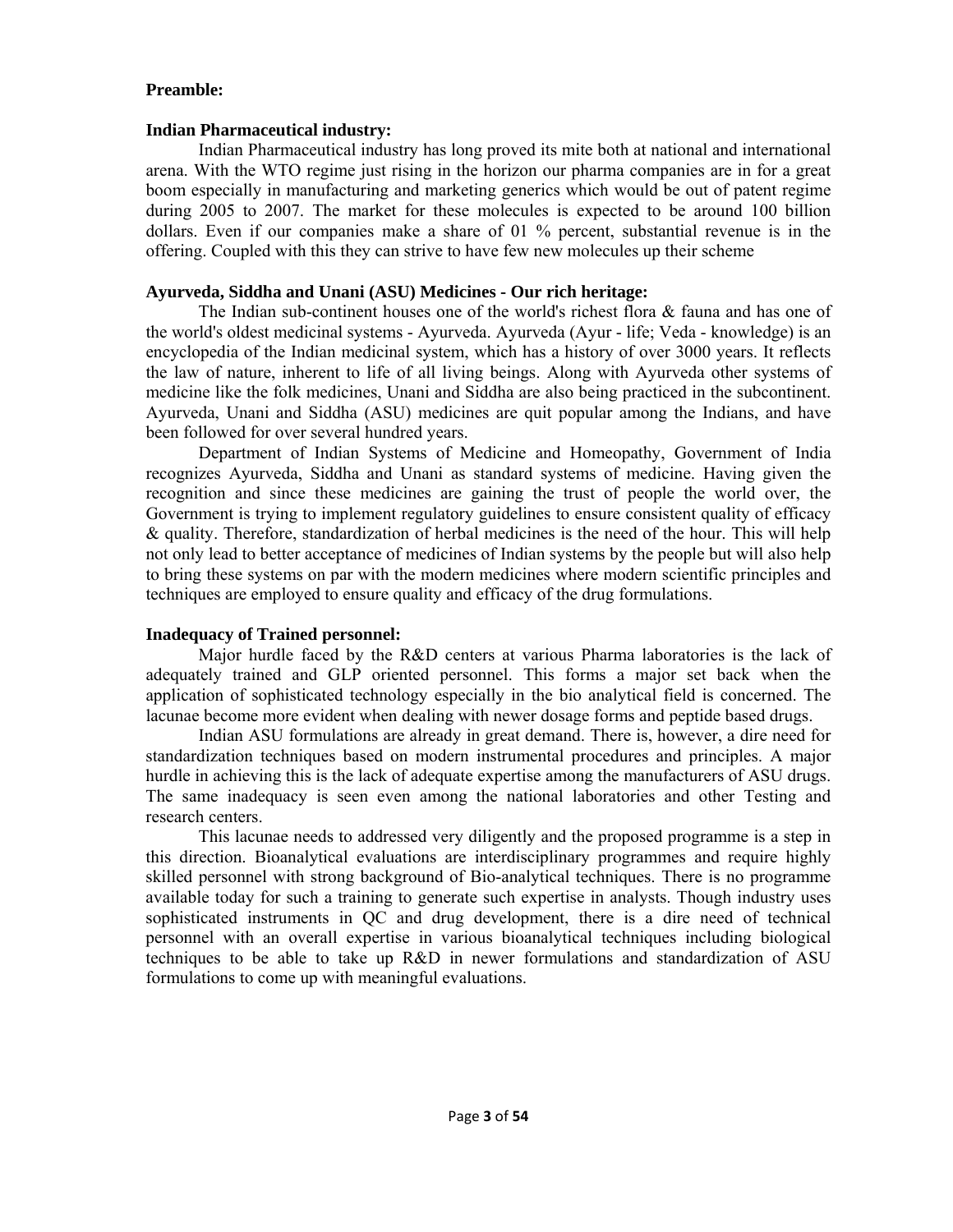**Preamble:**

**Indian Pharmaceutical industry:**

Indian Pharmaceutical industry has long proved its mite both at national and international arena. With the WTO regime just rising in the horizon our pharma companies are in for a great boom especially in manufacturing and marketing generics which would be out of patent regime during 2005 to 2007. The market for these molecules is expected to be around 100 billion dollars. Even if our companies make a share of 01 % percent, substantial revenue is in the offering. Coupled with this they can strive to have few new molecules up their scheme

**Ayurveda, Siddha and Unani (ASU) Medicines - Our rich heritage:**

The Indian sub-continent houses one of the world's richest flora & fauna and has one of the world's oldest medicinal systems - Ayurveda. Ayurveda (Ayur - life; Veda - knowledge) is an encyclopedia of the Indian medicinal system, which has a history of over 3000 years. It reflects the law of nature, inherent to life of all living beings. Along with Ayurveda other systems of medicine like the folk medicines, Unani and Siddha are also being practiced in the subcontinent. Ayurveda, Unani and Siddha (ASU) medicines are quit popular among the Indians, and have been followed for over several hundred years.

Department of Indian Systems of Medicine and Homeopathy, Government of India recognizes Ayurveda, Siddha and Unani as standard systems of medicine. Having given the recognition and since these medicines are gaining the trust of people the world over, the Government is trying to implement regulatory guidelines to ensure consistent quality of efficacy & quality. Therefore, standardization of herbal medicines is the need of the hour. This will help not only lead to better acceptance of medicines of Indian systems by the people but will also help to bring these systems on par with the modern medicines where modern scientific principles and techniques are employed to ensure quality and efficacy of the drug formulations.

**Inadequacy of Trained personnel:**

Major hurdle faced by the R&D centers at various Pharma laboratories is the lack of adequately trained and GLP oriented personnel. This forms a major set back when the application of sophisticated technology especially in the bio analytical field is concerned. The lacunae become more evident when dealing with newer dosage forms and peptide based drugs.

Indian ASU formulations are already in great demand. There is, however, a dire need for standardization techniques based on modern instrumental procedures and principles. A major hurdle in achieving this is the lack of adequate expertise among the manufacturers of ASU drugs. The same inadequacy is seen even among the national laboratories and other Testing and research centers.

This lacunae needs to addressed very diligently and the proposed programme is a step in this direction. Bioanalytical evaluations are interdisciplinary programmes and require highly skilled personnel with strong background of Bio-analytical techniques. There is no programme available today for such a training to generate such expertise in analysts. Though industry uses sophisticated instruments in QC and drug development, there is a dire need of technical personnel with an overall expertise in various bioanalytical techniques including biological techniques to be able to take up R&D in newer formulations and standardization of ASU formulations to come up with meaningful evaluations.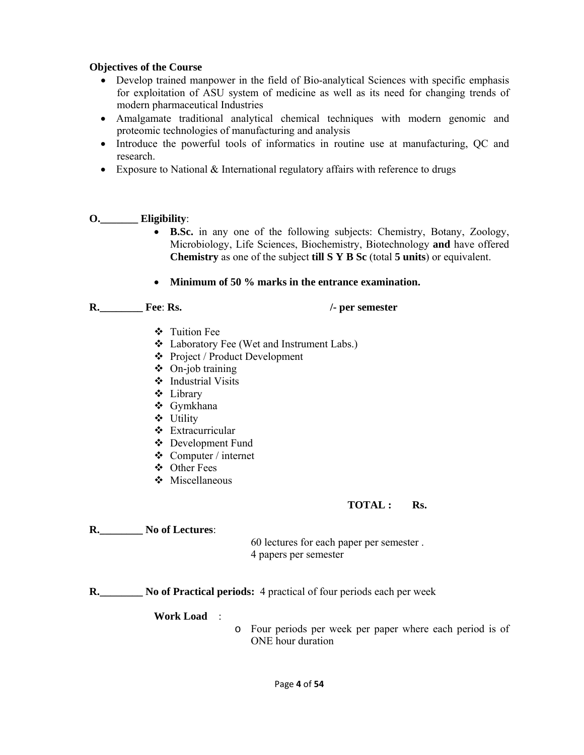**Objectives of the Course**

- Develop trained manpower in the field of Bio-analytical Sciences with specific emphasis for exploitation of ASU system of medicine as well as its need for changing trends of modern pharmaceutical Industries
- Amalgamate traditional analytical chemical techniques with modern genomic and proteomic technologies of manufacturing and analysis
- Introduce the powerful tools of informatics in routine use at manufacturing, QC and research.
- Exposure to National & International regulatory affairs with reference to drugs

**O.\_\_\_\_\_\_\_ Eligibility**:

- **B.Sc.** in any one of the following subjects: Chemistry, Botany, Zoology, Microbiology, Life Sciences, Biochemistry, Biotechnology **and** have offered **Chemistry** as one of the subject **till S Y B Sc** (total **5 units**) or equivalent.
- **Minimum of 50 % marks in the entrance examination.**

**R.\_\_\_\_\_\_\_\_ Fee**: **Rs. /- per semester**

- Tuition Fee
- Laboratory Fee (Wet and Instrument Labs.)
- Project / Product Development
- On-job training
- Industrial Visits
- Library
- Gymkhana
- Utility
- Extracurricular
- Development Fund
- Computer / internet
- Other Fees
- Miscellaneous

**TOTAL : Rs.**

**R.\_\_\_\_\_\_\_\_ No of Lectures**:

60 lectures for each paper per semester .
4 papers per semester

**R.\_\_\_\_\_\_\_\_ No of Practical periods:** 4 practical of four periods each per week

**Work Load** :

- Four periods per week per paper where each period is of ONE hour duration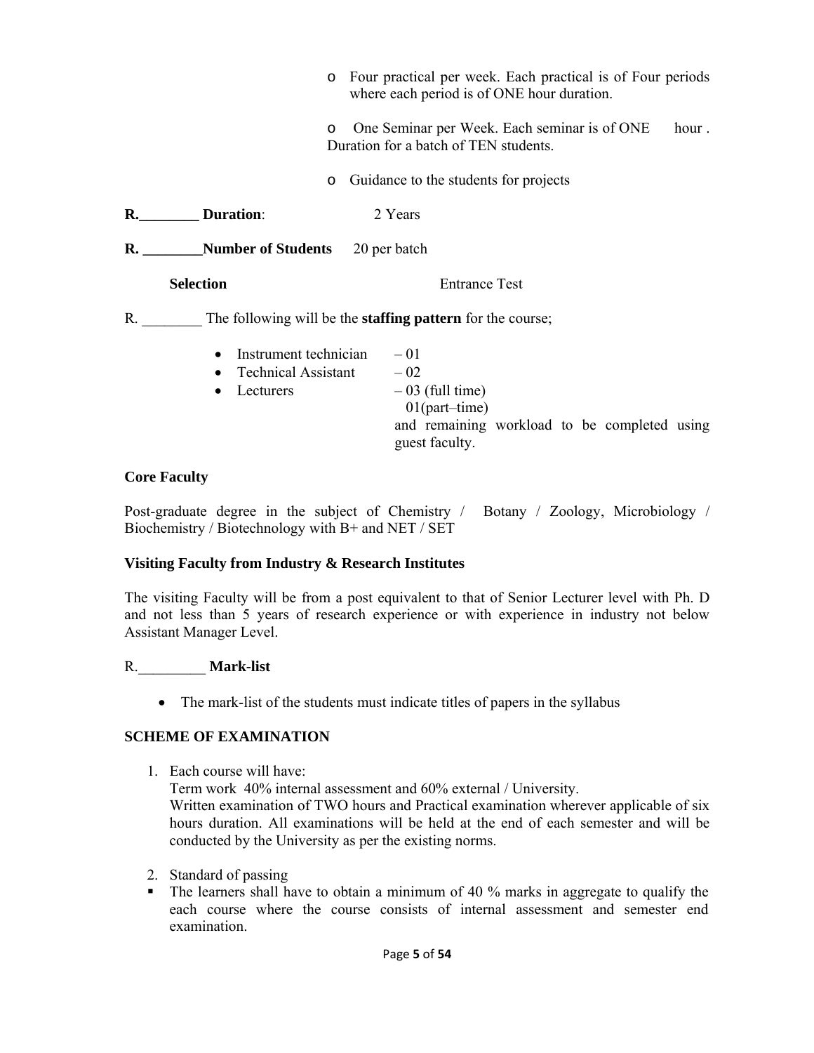- Four practical per week. Each practical is of Four periods where each period is of ONE hour duration.
- One Seminar per Week. Each seminar is of ONE hour . Duration for a batch of TEN students.
- Guidance to the students for projects

**R.________ Duration**: 2 Years

**R. ________Number of Students** 20 per batch

**Selection** Entrance Test

R. ________ The following will be the **staffing pattern** for the course;

- Instrument technician – 01
- Technical Assistant – 02
- Lecturers – 03 (full time)
  01(part–time)
  and remaining workload to be completed using guest faculty.

**Core Faculty**

Post-graduate degree in the subject of Chemistry / Botany / Zoology, Microbiology / Biochemistry / Biotechnology with B+ and NET / SET

**Visiting Faculty from Industry & Research Institutes**

The visiting Faculty will be from a post equivalent to that of Senior Lecturer level with Ph. D and not less than 5 years of research experience or with experience in industry not below Assistant Manager Level.

R._________ **Mark-list**

- The mark-list of the students must indicate titles of papers in the syllabus

**SCHEME OF EXAMINATION**

1. Each course will have:
   Term work 40% internal assessment and 60% external / University.
   Written examination of TWO hours and Practical examination wherever applicable of six hours duration. All examinations will be held at the end of each semester and will be conducted by the University as per the existing norms.

2. Standard of passing

- The learners shall have to obtain a minimum of 40 % marks in aggregate to qualify the each course where the course consists of internal assessment and semester end examination.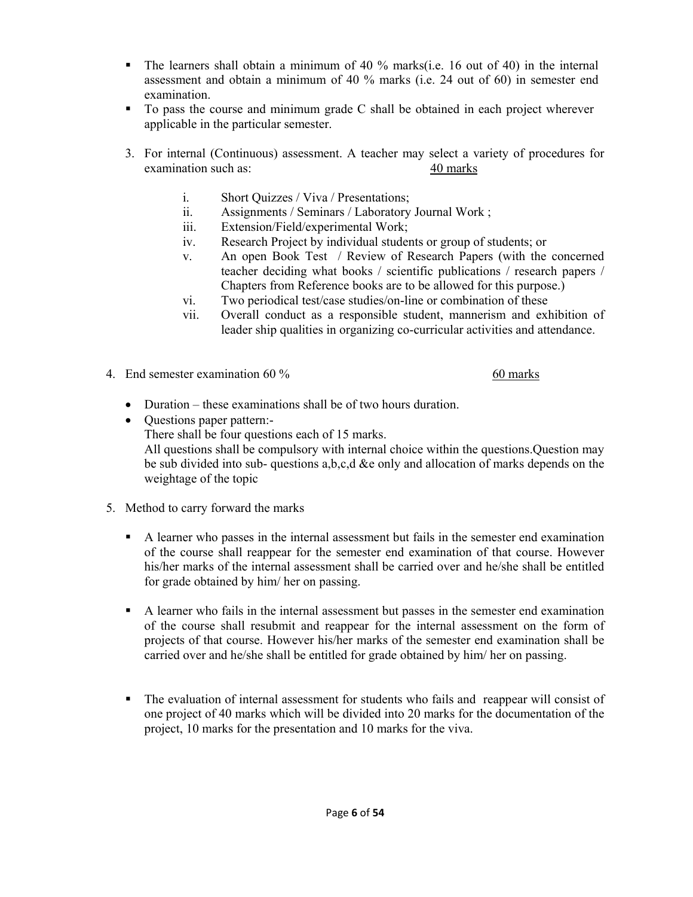- The learners shall obtain a minimum of 40 % marks(i.e. 16 out of 40) in the internal assessment and obtain a minimum of 40 % marks (i.e. 24 out of 60) in semester end examination.
- To pass the course and minimum grade C shall be obtained in each project wherever applicable in the particular semester.

3. For internal (Continuous) assessment. A teacher may select a variety of procedures for examination such as: <u>40 marks</u>

   i. Short Quizzes / Viva / Presentations;
   ii. Assignments / Seminars / Laboratory Journal Work ;
   iii. Extension/Field/experimental Work;
   iv. Research Project by individual students or group of students; or
   v. An open Book Test / Review of Research Papers (with the concerned teacher deciding what books / scientific publications / research papers / Chapters from Reference books are to be allowed for this purpose.)
   vi. Two periodical test/case studies/on-line or combination of these
   vii. Overall conduct as a responsible student, mannerism and exhibition of leader ship qualities in organizing co-curricular activities and attendance.

4. End semester examination 60 % <u>60 marks</u>

   - Duration – these examinations shall be of two hours duration.
   - Questions paper pattern:-
     There shall be four questions each of 15 marks.
     All questions shall be compulsory with internal choice within the questions.Question may be sub divided into sub- questions a,b,c,d &e only and allocation of marks depends on the weightage of the topic

5. Method to carry forward the marks

   - A learner who passes in the internal assessment but fails in the semester end examination of the course shall reappear for the semester end examination of that course. However his/her marks of the internal assessment shall be carried over and he/she shall be entitled for grade obtained by him/ her on passing.

   - A learner who fails in the internal assessment but passes in the semester end examination of the course shall resubmit and reappear for the internal assessment on the form of projects of that course. However his/her marks of the semester end examination shall be carried over and he/she shall be entitled for grade obtained by him/ her on passing.

   - The evaluation of internal assessment for students who fails and reappear will consist of one project of 40 marks which will be divided into 20 marks for the documentation of the project, 10 marks for the presentation and 10 marks for the viva.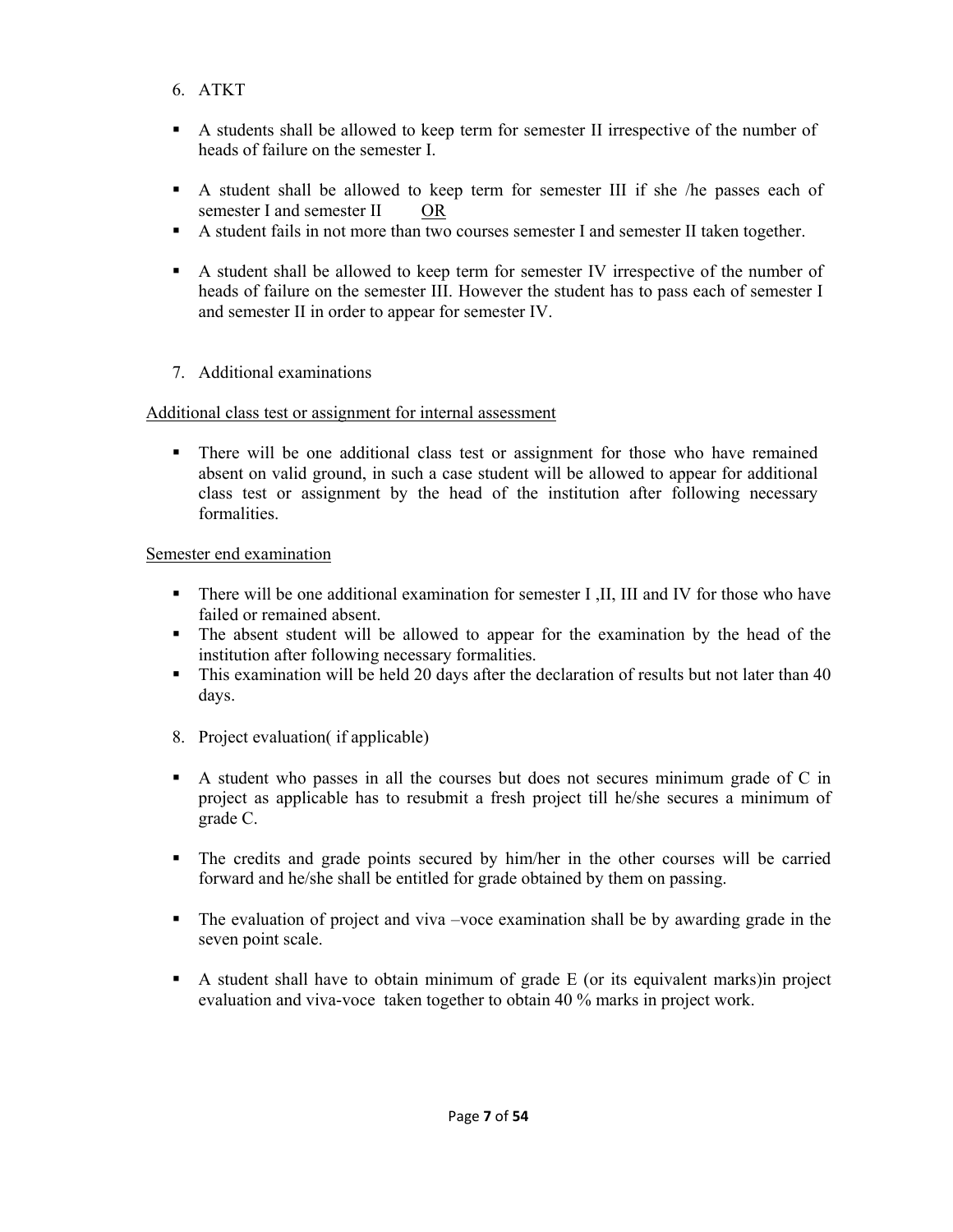6. ATKT

- A students shall be allowed to keep term for semester II irrespective of the number of heads of failure on the semester I.

- A student shall be allowed to keep term for semester III if she /he passes each of semester I and semester II <u>OR</u>
- A student fails in not more than two courses semester I and semester II taken together.

- A student shall be allowed to keep term for semester IV irrespective of the number of heads of failure on the semester III. However the student has to pass each of semester I and semester II in order to appear for semester IV.

7. Additional examinations

<u>Additional class test or assignment for internal assessment</u>

- There will be one additional class test or assignment for those who have remained absent on valid ground, in such a case student will be allowed to appear for additional class test or assignment by the head of the institution after following necessary formalities.

<u>Semester end examination</u>

- There will be one additional examination for semester I ,II, III and IV for those who have failed or remained absent.
- The absent student will be allowed to appear for the examination by the head of the institution after following necessary formalities.
- This examination will be held 20 days after the declaration of results but not later than 40 days.

8. Project evaluation( if applicable)

- A student who passes in all the courses but does not secures minimum grade of C in project as applicable has to resubmit a fresh project till he/she secures a minimum of grade C.

- The credits and grade points secured by him/her in the other courses will be carried forward and he/she shall be entitled for grade obtained by them on passing.

- The evaluation of project and viva –voce examination shall be by awarding grade in the seven point scale.

- A student shall have to obtain minimum of grade E (or its equivalent marks)in project evaluation and viva-voce taken together to obtain 40 % marks in project work.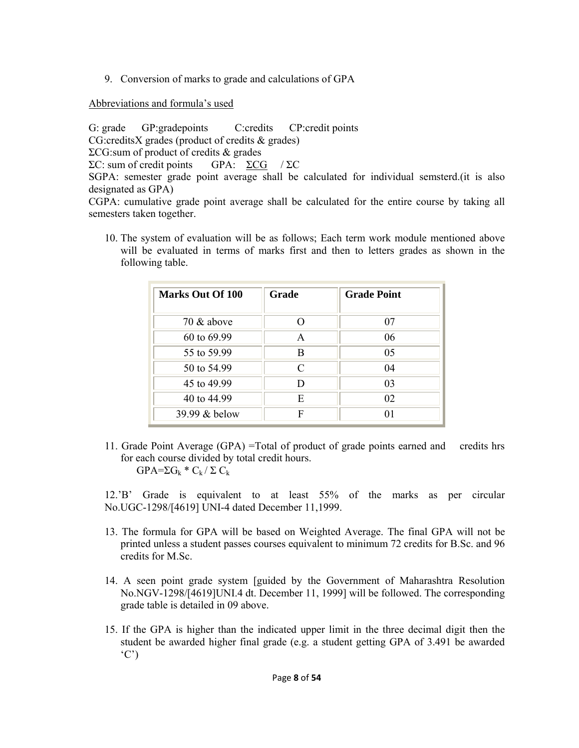9. Conversion of marks to grade and calculations of GPA

Abbreviations and formula's used

G: grade GP:gradepoints C:credits CP:credit points
CG:creditsX grades (product of credits & grades)
ΣCG:sum of product of credits & grades
ΣC: sum of credit points GPA: ΣCG / ΣC
SGPA: semester grade point average shall be calculated for individual semsterd.(it is also designated as GPA)
CGPA: cumulative grade point average shall be calculated for the entire course by taking all semesters taken together.

10. The system of evaluation will be as follows; Each term work module mentioned above will be evaluated in terms of marks first and then to letters grades as shown in the following table.

| Marks Out Of 100 | Grade | Grade Point |
|---|---|---|
| 70 & above | O | 07 |
| 60 to 69.99 | A | 06 |
| 55 to 59.99 | B | 05 |
| 50 to 54.99 | C | 04 |
| 45 to 49.99 | D | 03 |
| 40 to 44.99 | E | 02 |
| 39.99 & below | F | 01 |

11. Grade Point Average (GPA) =Total of product of grade points earned and credits hrs for each course divided by total credit hours.
    $GPA=\Sigma G_k * C_k / \Sigma C_k$

12.'B' Grade is equivalent to at least 55% of the marks as per circular No.UGC-1298/[4619] UNI-4 dated December 11,1999.

13. The formula for GPA will be based on Weighted Average. The final GPA will not be printed unless a student passes courses equivalent to minimum 72 credits for B.Sc. and 96 credits for M.Sc.

14. A seen point grade system [guided by the Government of Maharashtra Resolution No.NGV-1298/[4619]UNI.4 dt. December 11, 1999] will be followed. The corresponding grade table is detailed in 09 above.

15. If the GPA is higher than the indicated upper limit in the three decimal digit then the student be awarded higher final grade (e.g. a student getting GPA of 3.491 be awarded 'C')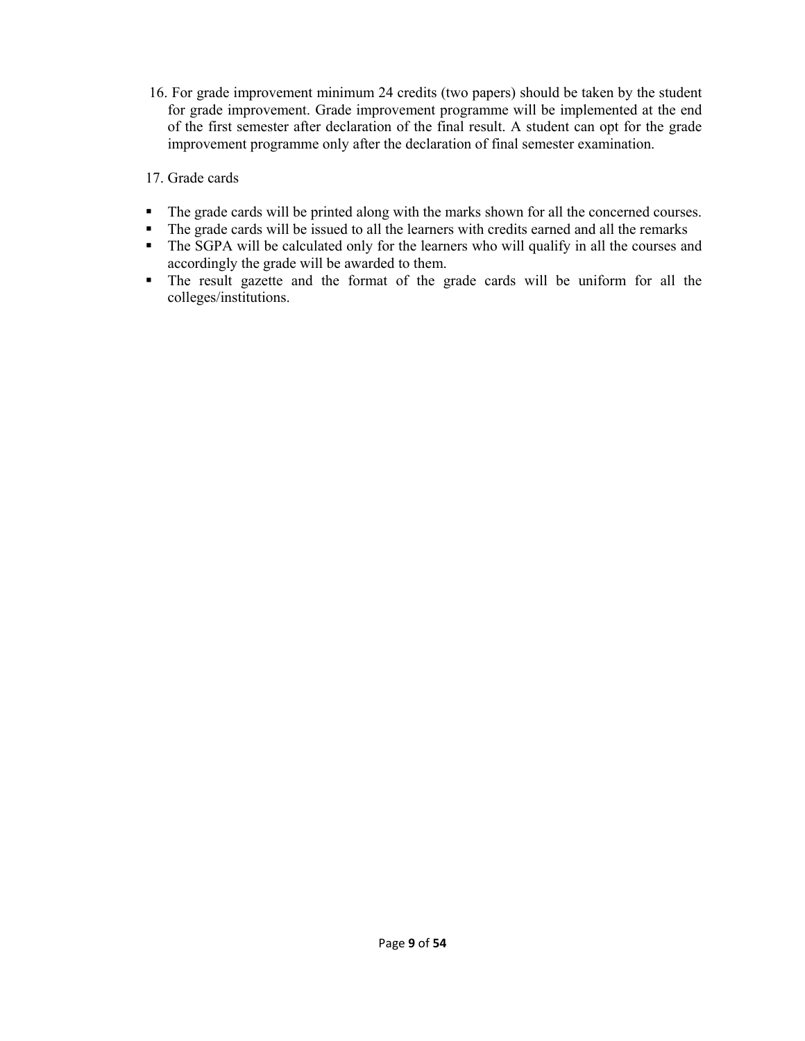16. For grade improvement minimum 24 credits (two papers) should be taken by the student for grade improvement. Grade improvement programme will be implemented at the end of the first semester after declaration of the final result. A student can opt for the grade improvement programme only after the declaration of final semester examination.

17. Grade cards

- The grade cards will be printed along with the marks shown for all the concerned courses.
- The grade cards will be issued to all the learners with credits earned and all the remarks
- The SGPA will be calculated only for the learners who will qualify in all the courses and accordingly the grade will be awarded to them.
- The result gazette and the format of the grade cards will be uniform for all the colleges/institutions.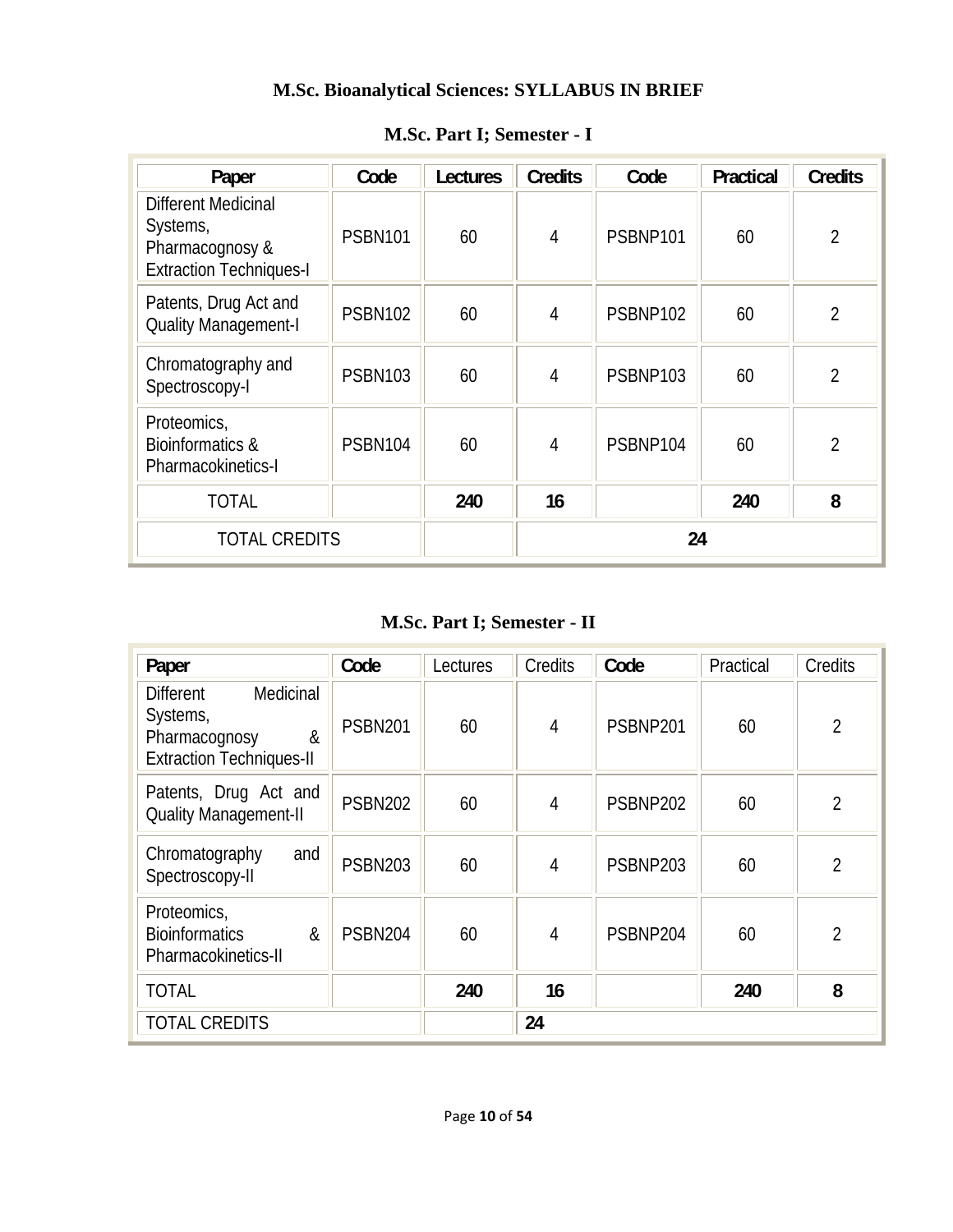# M.Sc. Bioanalytical Sciences: SYLLABUS IN BRIEF

## M.Sc. Part I; Semester - I

| Paper | Code | Lectures | Credits | Code | Practical | Credits |
|---|---|---|---|---|---|---|
| Different Medicinal Systems, Pharmacognosy & Extraction Techniques-I | PSBN101 | 60 | 4 | PSBNP101 | 60 | 2 |
| Patents, Drug Act and Quality Management-I | PSBN102 | 60 | 4 | PSBNP102 | 60 | 2 |
| Chromatography and Spectroscopy-I | PSBN103 | 60 | 4 | PSBNP103 | 60 | 2 |
| Proteomics, Bioinformatics & Pharmacokinetics-I | PSBN104 | 60 | 4 | PSBNP104 | 60 | 2 |
| TOTAL | | **240** | **16** | | **240** | **8** |
| TOTAL CREDITS | | | **24** | | | |

## M.Sc. Part I; Semester - II

| Paper | Code | Lectures | Credits | Code | Practical | Credits |
|---|---|---|---|---|---|---|
| Different Medicinal Systems, Pharmacognosy & Extraction Techniques-II | PSBN201 | 60 | 4 | PSBNP201 | 60 | 2 |
| Patents, Drug Act and Quality Management-II | PSBN202 | 60 | 4 | PSBNP202 | 60 | 2 |
| Chromatography and Spectroscopy-II | PSBN203 | 60 | 4 | PSBNP203 | 60 | 2 |
| Proteomics, Bioinformatics & Pharmacokinetics-II | PSBN204 | 60 | 4 | PSBNP204 | 60 | 2 |
| TOTAL | | **240** | **16** | | **240** | **8** |
| TOTAL CREDITS | | | **24** | | | |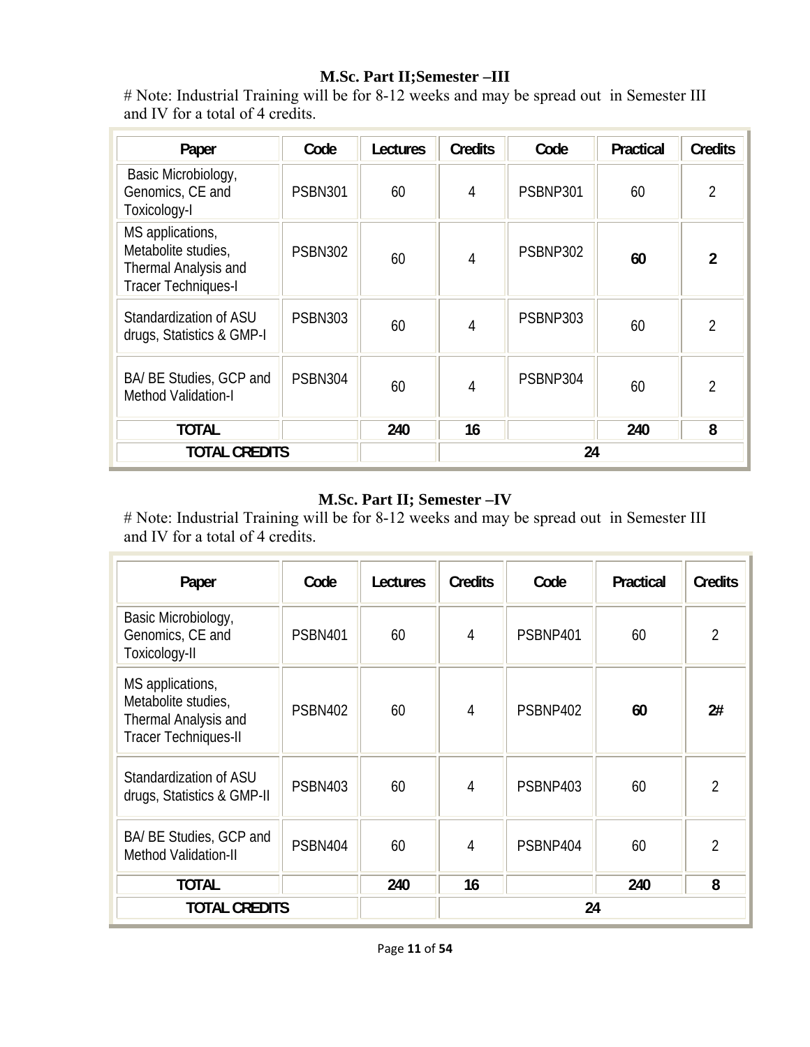## M.Sc. Part II;Semester –III

# Note: Industrial Training will be for 8-12 weeks and may be spread out in Semester III and IV for a total of 4 credits.

| Paper | Code | Lectures | Credits | Code | Practical | Credits |
|---|---|---|---|---|---|---|
| Basic Microbiology, Genomics, CE and Toxicology-I | PSBN301 | 60 | 4 | PSBNP301 | 60 | 2 |
| MS applications, Metabolite studies, Thermal Analysis and Tracer Techniques-I | PSBN302 | 60 | 4 | PSBNP302 | **60** | **2** |
| Standardization of ASU drugs, Statistics & GMP-I | PSBN303 | 60 | 4 | PSBNP303 | 60 | 2 |
| BA/ BE Studies, GCP and Method Validation-I | PSBN304 | 60 | 4 | PSBNP304 | 60 | 2 |
| **TOTAL** | | **240** | **16** | | **240** | **8** |
| **TOTAL CREDITS** | | | **24** | | | |

## M.Sc. Part II; Semester –IV

# Note: Industrial Training will be for 8-12 weeks and may be spread out in Semester III and IV for a total of 4 credits.

| Paper | Code | Lectures | Credits | Code | Practical | Credits |
|---|---|---|---|---|---|---|
| Basic Microbiology, Genomics, CE and Toxicology-II | PSBN401 | 60 | 4 | PSBNP401 | 60 | 2 |
| MS applications, Metabolite studies, Thermal Analysis and Tracer Techniques-II | PSBN402 | 60 | 4 | PSBNP402 | **60** | **2#** |
| Standardization of ASU drugs, Statistics & GMP-II | PSBN403 | 60 | 4 | PSBNP403 | 60 | 2 |
| BA/ BE Studies, GCP and Method Validation-II | PSBN404 | 60 | 4 | PSBNP404 | 60 | 2 |
| **TOTAL** | | **240** | **16** | | **240** | **8** |
| **TOTAL CREDITS** | | | **24** | | | |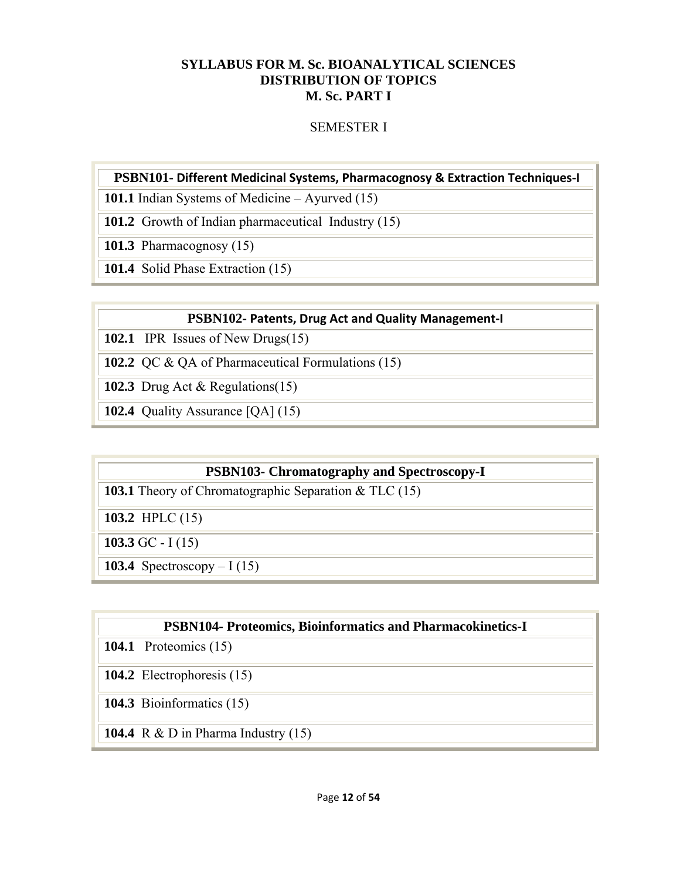# SYLLABUS FOR M. Sc. BIOANALYTICAL SCIENCES
## DISTRIBUTION OF TOPICS
## M. Sc. PART I

### SEMESTER I

| **PSBN101- Different Medicinal Systems, Pharmacognosy & Extraction Techniques-I** |
|---|
| **101.1** Indian Systems of Medicine – Ayurved (15) |
| **101.2** Growth of Indian pharmaceutical Industry (15) |
| **101.3** Pharmacognosy (15) |
| **101.4** Solid Phase Extraction (15) |

| **PSBN102- Patents, Drug Act and Quality Management-I** |
|---|
| **102.1** IPR Issues of New Drugs(15) |
| **102.2** QC & QA of Pharmaceutical Formulations (15) |
| **102.3** Drug Act & Regulations(15) |
| **102.4** Quality Assurance [QA] (15) |

| **PSBN103- Chromatography and Spectroscopy-I** |
|---|
| **103.1** Theory of Chromatographic Separation & TLC (15) |
| **103.2** HPLC (15) |
| **103.3** GC - I (15) |
| **103.4** Spectroscopy – I (15) |

| **PSBN104- Proteomics, Bioinformatics and Pharmacokinetics-I** |
|---|
| **104.1** Proteomics (15) |
| **104.2** Electrophoresis (15) |
| **104.3** Bioinformatics (15) |
| **104.4** R & D in Pharma Industry (15) |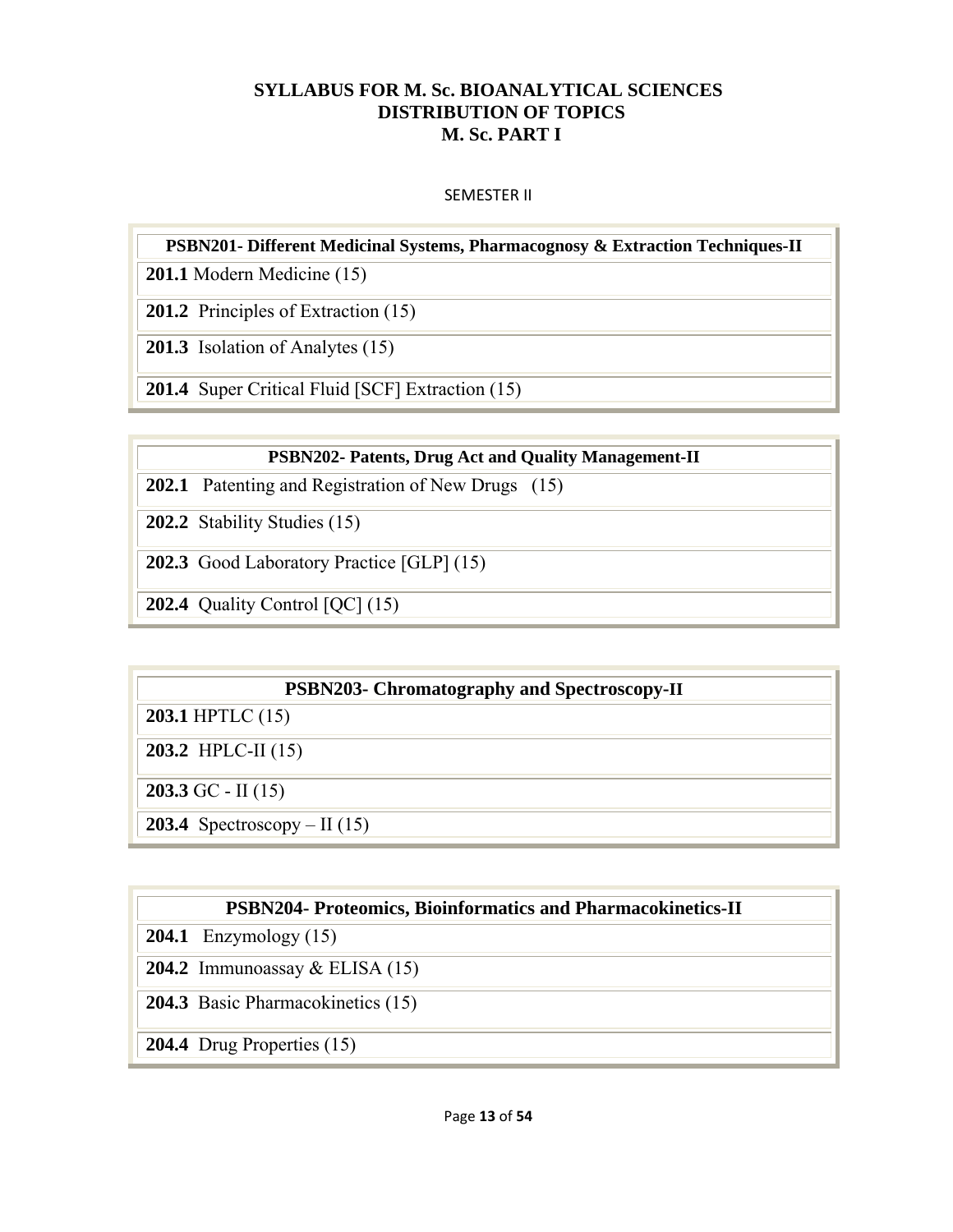# SYLLABUS FOR M. Sc. BIOANALYTICAL SCIENCES
## DISTRIBUTION OF TOPICS
## M. Sc. PART I

SEMESTER II

| PSBN201- Different Medicinal Systems, Pharmacognosy & Extraction Techniques-II |
|---|
| **201.1** Modern Medicine (15) |
| **201.2** Principles of Extraction (15) |
| **201.3** Isolation of Analytes (15) |
| **201.4** Super Critical Fluid [SCF] Extraction (15) |

| PSBN202- Patents, Drug Act and Quality Management-II |
|---|
| **202.1** Patenting and Registration of New Drugs (15) |
| **202.2** Stability Studies (15) |
| **202.3** Good Laboratory Practice [GLP] (15) |
| **202.4** Quality Control [QC] (15) |

| PSBN203- Chromatography and Spectroscopy-II |
|---|
| **203.1** HPTLC (15) |
| **203.2** HPLC-II (15) |
| **203.3** GC - II (15) |
| **203.4** Spectroscopy – II (15) |

| PSBN204- Proteomics, Bioinformatics and Pharmacokinetics-II |
|---|
| **204.1** Enzymology (15) |
| **204.2** Immunoassay & ELISA (15) |
| **204.3** Basic Pharmacokinetics (15) |
| **204.4** Drug Properties (15) |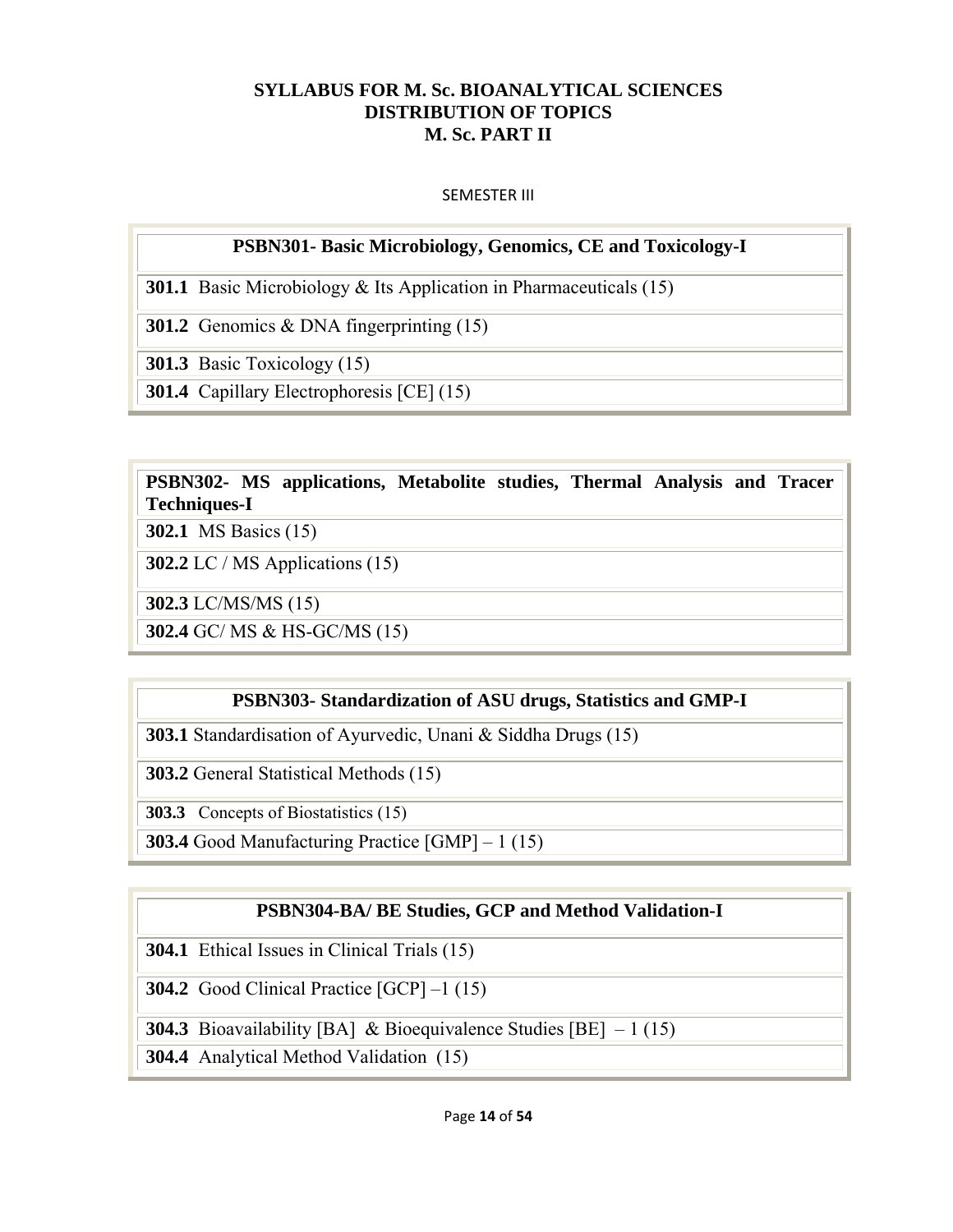# SYLLABUS FOR M. Sc. BIOANALYTICAL SCIENCES
# DISTRIBUTION OF TOPICS
# M. Sc. PART II

SEMESTER III

| **PSBN301- Basic Microbiology, Genomics, CE and Toxicology-I** |
|---|
| **301.1** Basic Microbiology & Its Application in Pharmaceuticals (15) |
| **301.2** Genomics & DNA fingerprinting (15) |
| **301.3** Basic Toxicology (15) |
| **301.4** Capillary Electrophoresis [CE] (15) |

| **PSBN302- MS applications, Metabolite studies, Thermal Analysis and Tracer Techniques-I** |
|---|
| **302.1** MS Basics (15) |
| **302.2** LC / MS Applications (15) |
| **302.3** LC/MS/MS (15) |
| **302.4** GC/ MS & HS-GC/MS (15) |

| **PSBN303- Standardization of ASU drugs, Statistics and GMP-I** |
|---|
| **303.1** Standardisation of Ayurvedic, Unani & Siddha Drugs (15) |
| **303.2** General Statistical Methods (15) |
| **303.3** Concepts of Biostatistics (15) |
| **303.4** Good Manufacturing Practice [GMP] – 1 (15) |

| **PSBN304-BA/ BE Studies, GCP and Method Validation-I** |
|---|
| **304.1** Ethical Issues in Clinical Trials (15) |
| **304.2** Good Clinical Practice [GCP] –1 (15) |
| **304.3** Bioavailability [BA] & Bioequivalence Studies [BE] – 1 (15) |
| **304.4** Analytical Method Validation (15) |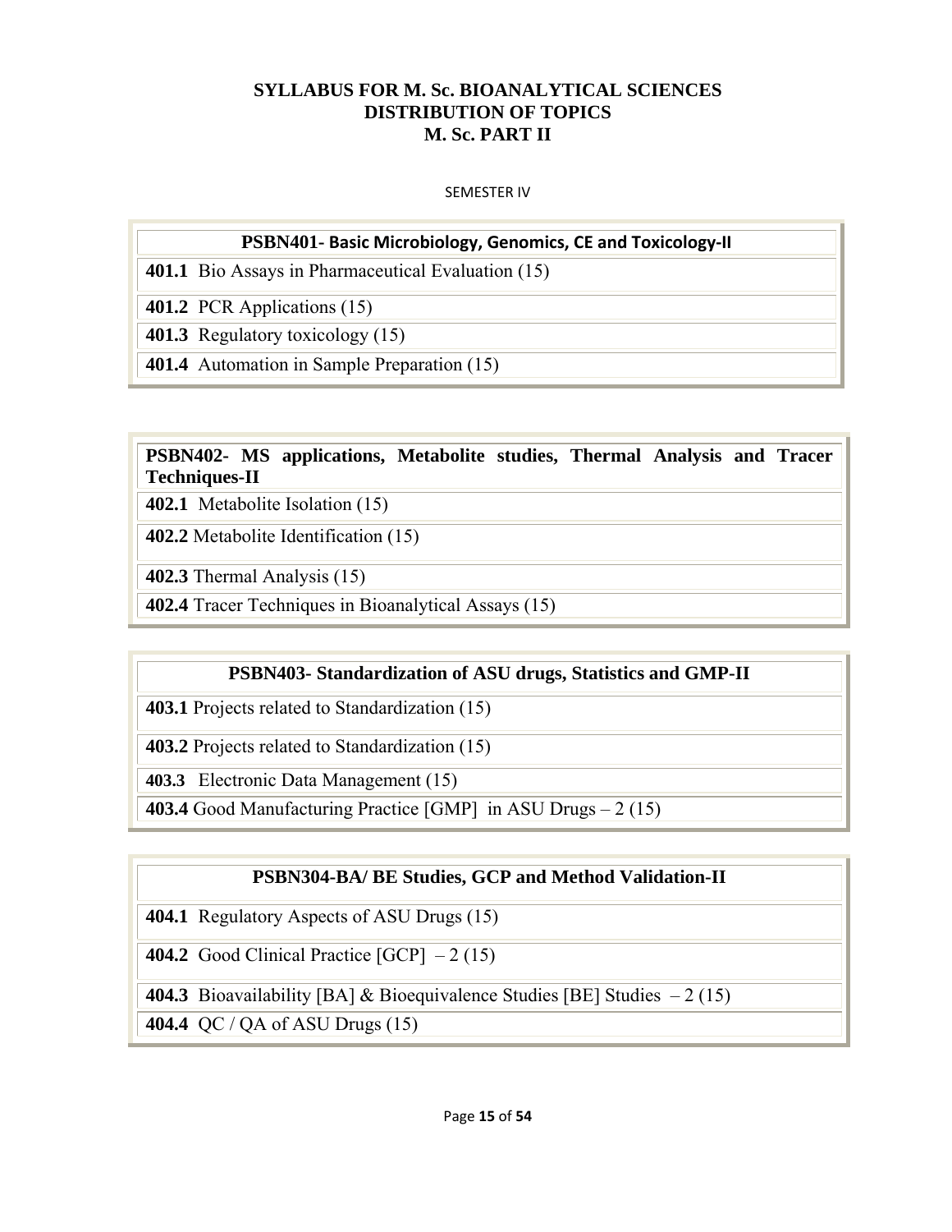# SYLLABUS FOR M. Sc. BIOANALYTICAL SCIENCES
## DISTRIBUTION OF TOPICS
## M. Sc. PART II

SEMESTER IV

| **PSBN401- Basic Microbiology, Genomics, CE and Toxicology-II** |
|---|
| **401.1** Bio Assays in Pharmaceutical Evaluation (15) |
| **401.2** PCR Applications (15) |
| **401.3** Regulatory toxicology (15) |
| **401.4** Automation in Sample Preparation (15) |

| **PSBN402- MS applications, Metabolite studies, Thermal Analysis and Tracer Techniques-II** |
|---|
| **402.1** Metabolite Isolation (15) |
| **402.2** Metabolite Identification (15) |
| **402.3** Thermal Analysis (15) |
| **402.4** Tracer Techniques in Bioanalytical Assays (15) |

| **PSBN403- Standardization of ASU drugs, Statistics and GMP-II** |
|---|
| **403.1** Projects related to Standardization (15) |
| **403.2** Projects related to Standardization (15) |
| **403.3** Electronic Data Management (15) |
| **403.4** Good Manufacturing Practice [GMP] in ASU Drugs – 2 (15) |

| **PSBN304-BA/ BE Studies, GCP and Method Validation-II** |
|---|
| **404.1** Regulatory Aspects of ASU Drugs (15) |
| **404.2** Good Clinical Practice [GCP] – 2 (15) |
| **404.3** Bioavailability [BA] & Bioequivalence Studies [BE] Studies – 2 (15) |
| **404.4** QC / QA of ASU Drugs (15) |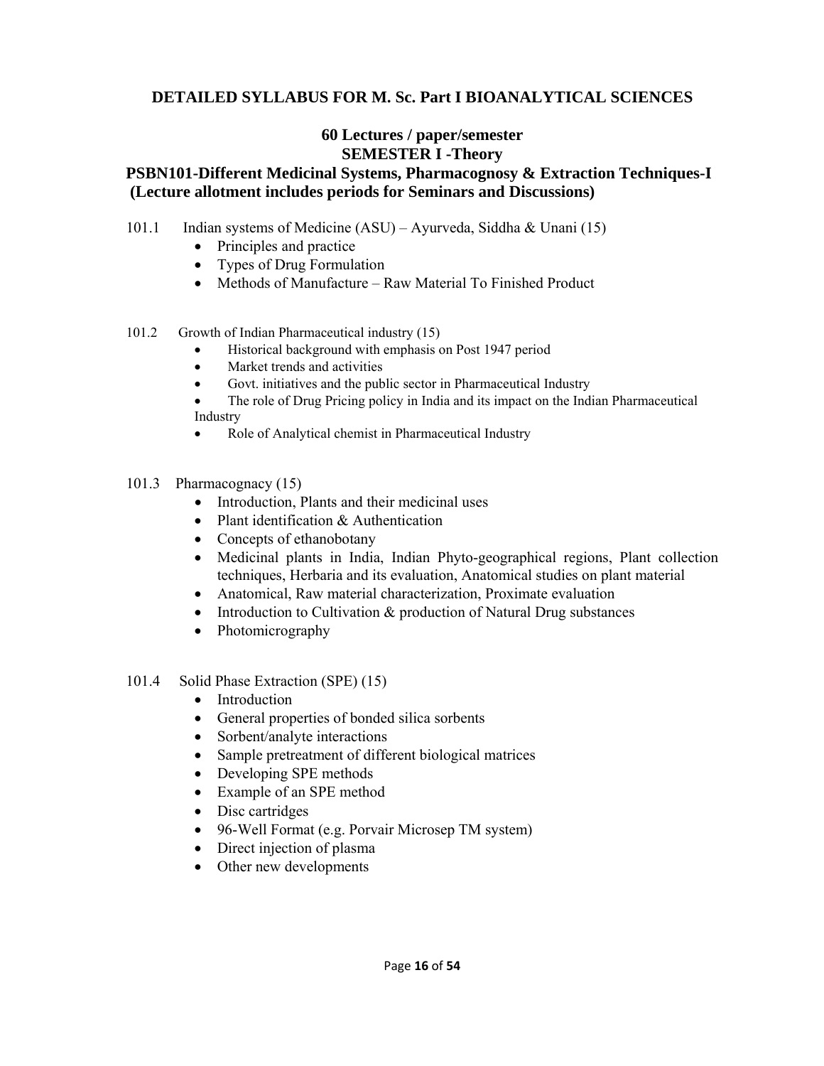# DETAILED SYLLABUS FOR M. Sc. Part I BIOANALYTICAL SCIENCES

## 60 Lectures / paper/semester
## SEMESTER I -Theory

### PSBN101-Different Medicinal Systems, Pharmacognosy & Extraction Techniques-I (Lecture allotment includes periods for Seminars and Discussions)

101.1 Indian systems of Medicine (ASU) – Ayurveda, Siddha & Unani (15)

- Principles and practice
- Types of Drug Formulation
- Methods of Manufacture – Raw Material To Finished Product

101.2 Growth of Indian Pharmaceutical industry (15)

- Historical background with emphasis on Post 1947 period
- Market trends and activities
- Govt. initiatives and the public sector in Pharmaceutical Industry
- The role of Drug Pricing policy in India and its impact on the Indian Pharmaceutical Industry
- Role of Analytical chemist in Pharmaceutical Industry

101.3 Pharmacognacy (15)

- Introduction, Plants and their medicinal uses
- Plant identification & Authentication
- Concepts of ethanobotany
- Medicinal plants in India, Indian Phyto-geographical regions, Plant collection techniques, Herbaria and its evaluation, Anatomical studies on plant material
- Anatomical, Raw material characterization, Proximate evaluation
- Introduction to Cultivation & production of Natural Drug substances
- Photomicrography

101.4 Solid Phase Extraction (SPE) (15)

- Introduction
- General properties of bonded silica sorbents
- Sorbent/analyte interactions
- Sample pretreatment of different biological matrices
- Developing SPE methods
- Example of an SPE method
- Disc cartridges
- 96-Well Format (e.g. Porvair Microsep TM system)
- Direct injection of plasma
- Other new developments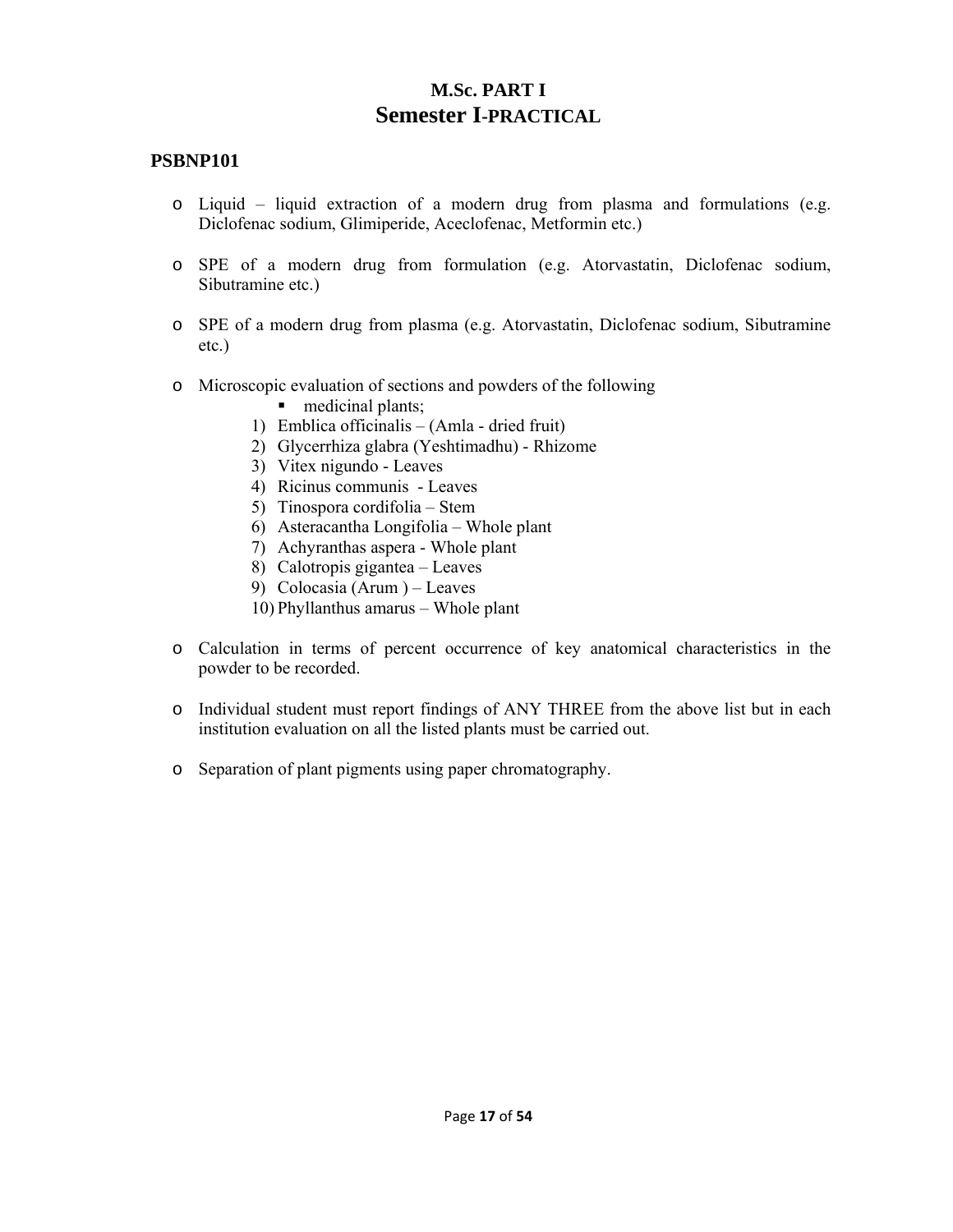# M.Sc. PART I
## Semester I-PRACTICAL

### PSBNP101

- Liquid – liquid extraction of a modern drug from plasma and formulations (e.g. Diclofenac sodium, Glimiperide, Aceclofenac, Metformin etc.)
- SPE of a modern drug from formulation (e.g. Atorvastatin, Diclofenac sodium, Sibutramine etc.)
- SPE of a modern drug from plasma (e.g. Atorvastatin, Diclofenac sodium, Sibutramine etc.)
- Microscopic evaluation of sections and powders of the following
  - medicinal plants;

  1) Emblica officinalis – (Amla - dried fruit)
  2) Glycerrhiza glabra (Yeshtimadhu) - Rhizome
  3) Vitex nigundo - Leaves
  4) Ricinus communis - Leaves
  5) Tinospora cordifolia – Stem
  6) Asteracantha Longifolia – Whole plant
  7) Achyranthas aspera - Whole plant
  8) Calotropis gigantea – Leaves
  9) Colocasia (Arum ) – Leaves
  10) Phyllanthus amarus – Whole plant

- Calculation in terms of percent occurrence of key anatomical characteristics in the powder to be recorded.
- Individual student must report findings of ANY THREE from the above list but in each institution evaluation on all the listed plants must be carried out.
- Separation of plant pigments using paper chromatography.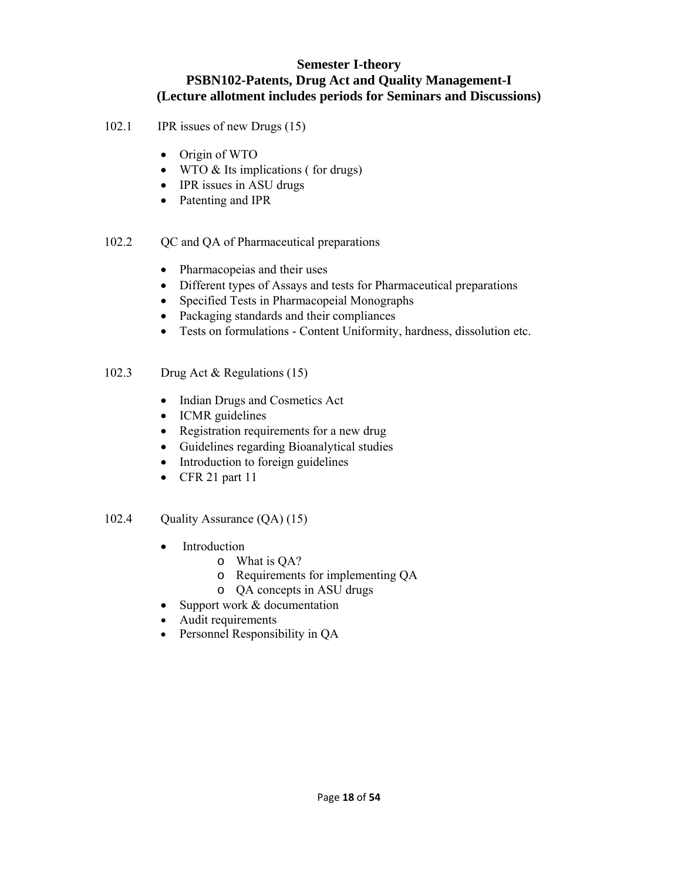## Semester I-theory
## PSBN102-Patents, Drug Act and Quality Management-I
## (Lecture allotment includes periods for Seminars and Discussions)

102.1 IPR issues of new Drugs (15)

- Origin of WTO
- WTO & Its implications ( for drugs)
- IPR issues in ASU drugs
- Patenting and IPR

102.2 QC and QA of Pharmaceutical preparations

- Pharmacopeias and their uses
- Different types of Assays and tests for Pharmaceutical preparations
- Specified Tests in Pharmacopeial Monographs
- Packaging standards and their compliances
- Tests on formulations - Content Uniformity, hardness, dissolution etc.

102.3 Drug Act & Regulations (15)

- Indian Drugs and Cosmetics Act
- ICMR guidelines
- Registration requirements for a new drug
- Guidelines regarding Bioanalytical studies
- Introduction to foreign guidelines
- CFR 21 part 11

102.4 Quality Assurance (QA) (15)

- Introduction
    - What is QA?
    - Requirements for implementing QA
    - QA concepts in ASU drugs
- Support work & documentation
- Audit requirements
- Personnel Responsibility in QA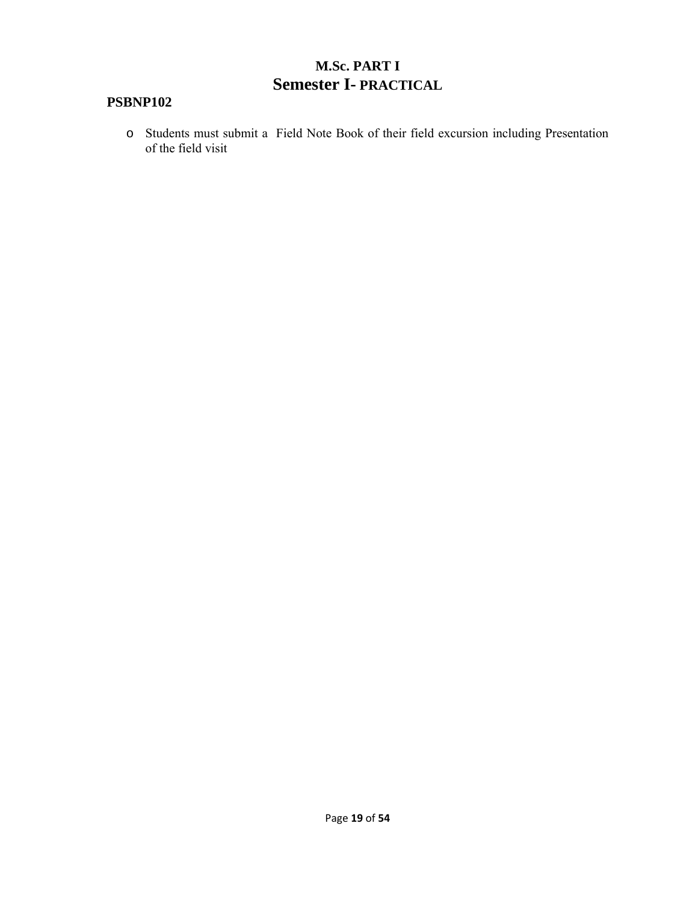# M.Sc. PART I

# Semester I- PRACTICAL

**PSBNP102**

- Students must submit a Field Note Book of their field excursion including Presentation of the field visit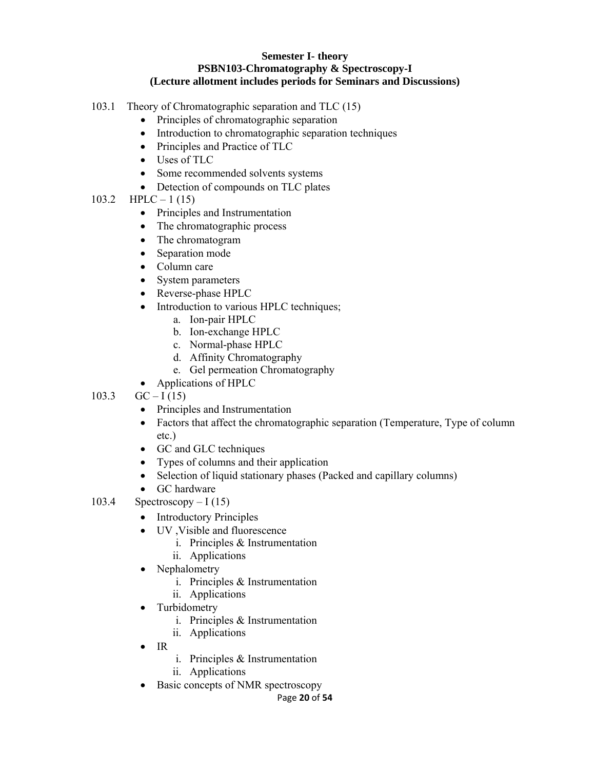**Semester I- theory**
**PSBN103-Chromatography & Spectroscopy-I**
**(Lecture allotment includes periods for Seminars and Discussions)**

103.1 Theory of Chromatographic separation and TLC (15)

- Principles of chromatographic separation
- Introduction to chromatographic separation techniques
- Principles and Practice of TLC
- Uses of TLC
- Some recommended solvents systems
- Detection of compounds on TLC plates

103.2 HPLC – 1 (15)

- Principles and Instrumentation
- The chromatographic process
- The chromatogram
- Separation mode
- Column care
- System parameters
- Reverse-phase HPLC
- Introduction to various HPLC techniques;
    a. Ion-pair HPLC
    b. Ion-exchange HPLC
    c. Normal-phase HPLC
    d. Affinity Chromatography
    e. Gel permeation Chromatography
- Applications of HPLC

103.3 GC – I (15)

- Principles and Instrumentation
- Factors that affect the chromatographic separation (Temperature, Type of column etc.)
- GC and GLC techniques
- Types of columns and their application
- Selection of liquid stationary phases (Packed and capillary columns)
- GC hardware

103.4 Spectroscopy – I (15)

- Introductory Principles
- UV ,Visible and fluorescence
    i. Principles & Instrumentation
    ii. Applications
- Nephalometry
    i. Principles & Instrumentation
    ii. Applications
- Turbidometry
    i. Principles & Instrumentation
    ii. Applications
- IR
    i. Principles & Instrumentation
    ii. Applications
- Basic concepts of NMR spectroscopy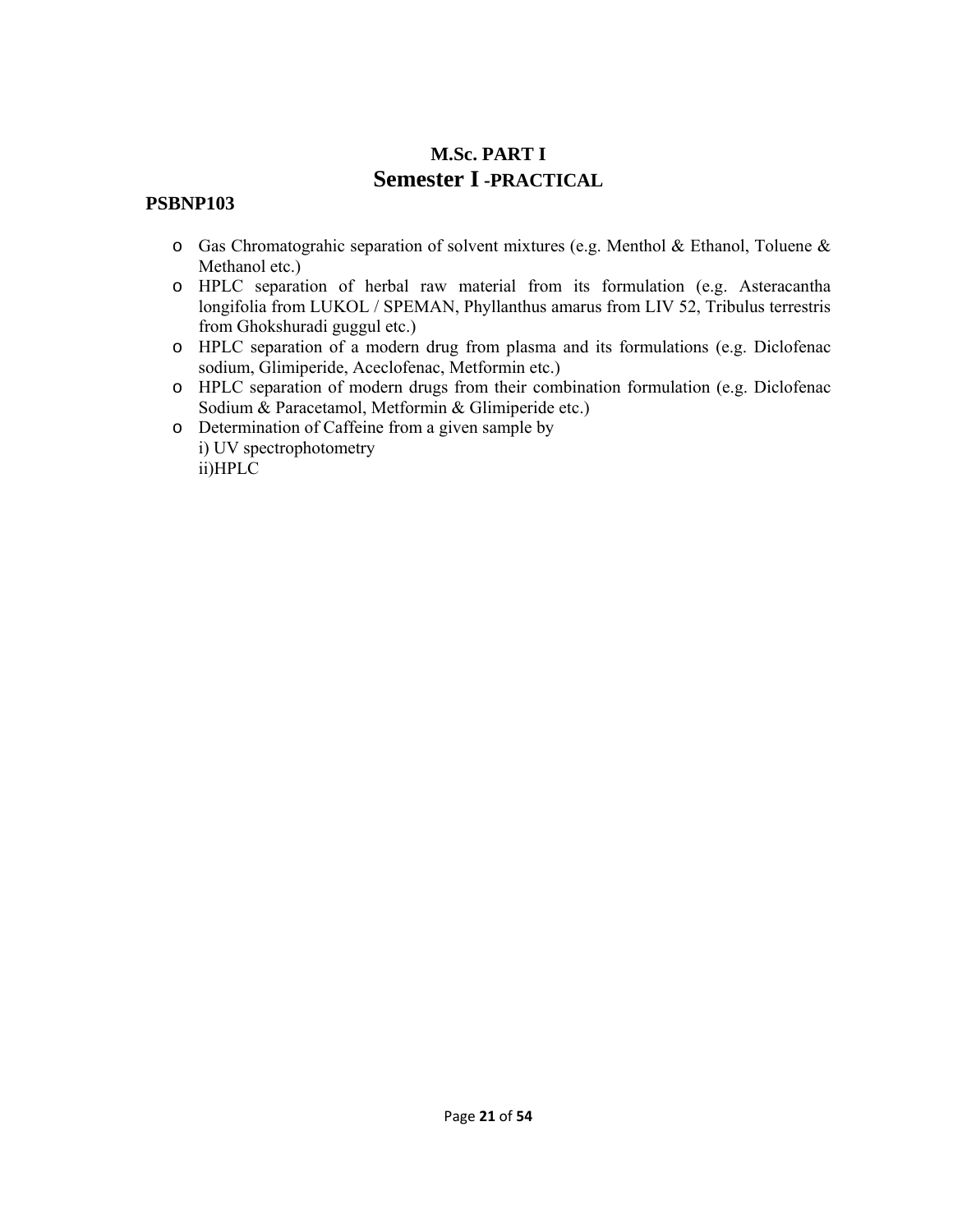## M.Sc. PART I

## Semester I -PRACTICAL

**PSBNP103**

- Gas Chromatograhic separation of solvent mixtures (e.g. Menthol & Ethanol, Toluene & Methanol etc.)
- HPLC separation of herbal raw material from its formulation (e.g. Asteracantha longifolia from LUKOL / SPEMAN, Phyllanthus amarus from LIV 52, Tribulus terrestris from Ghokshuradi guggul etc.)
- HPLC separation of a modern drug from plasma and its formulations (e.g. Diclofenac sodium, Glimiperide, Aceclofenac, Metformin etc.)
- HPLC separation of modern drugs from their combination formulation (e.g. Diclofenac Sodium & Paracetamol, Metformin & Glimiperide etc.)
- Determination of Caffeine from a given sample by
  i) UV spectrophotometry
  ii)HPLC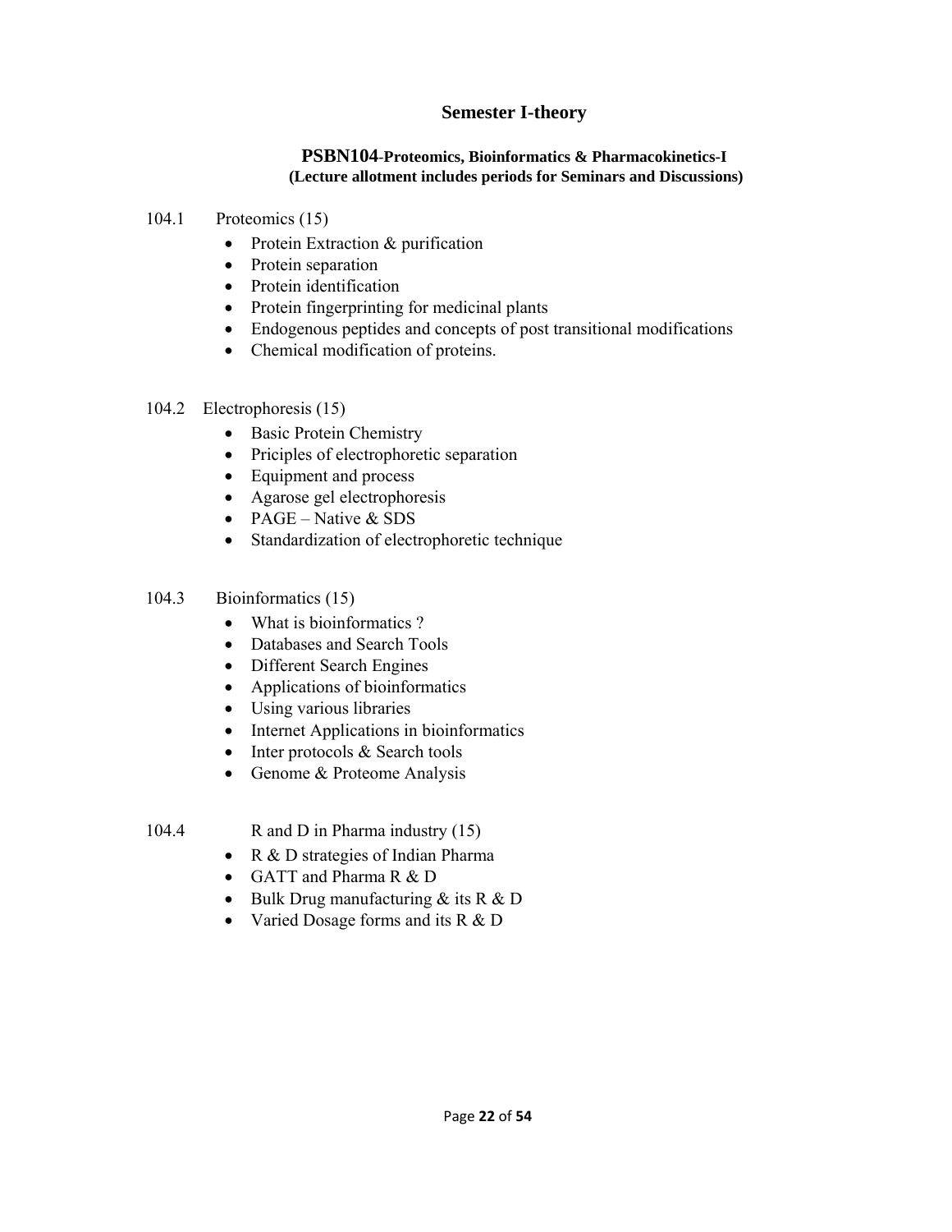## Semester I-theory

### PSBN104-Proteomics, Bioinformatics & Pharmacokinetics-I
**(Lecture allotment includes periods for Seminars and Discussions)**

104.1 Proteomics (15)

- Protein Extraction & purification
- Protein separation
- Protein identification
- Protein fingerprinting for medicinal plants
- Endogenous peptides and concepts of post transitional modifications
- Chemical modification of proteins.

104.2 Electrophoresis (15)

- Basic Protein Chemistry
- Priciples of electrophoretic separation
- Equipment and process
- Agarose gel electrophoresis
- PAGE – Native & SDS
- Standardization of electrophoretic technique

104.3 Bioinformatics (15)

- What is bioinformatics ?
- Databases and Search Tools
- Different Search Engines
- Applications of bioinformatics
- Using various libraries
- Internet Applications in bioinformatics
- Inter protocols & Search tools
- Genome & Proteome Analysis

104.4 R and D in Pharma industry (15)

- R & D strategies of Indian Pharma
- GATT and Pharma R & D
- Bulk Drug manufacturing & its R & D
- Varied Dosage forms and its R & D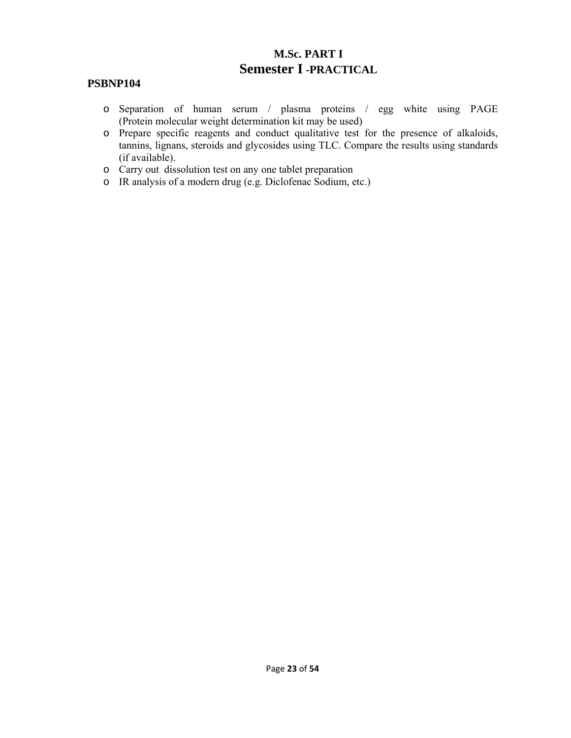## M.Sc. PART I
# Semester I -PRACTICAL

**PSBNP104**

- Separation of human serum / plasma proteins / egg white using PAGE (Protein molecular weight determination kit may be used)
- Prepare specific reagents and conduct qualitative test for the presence of alkaloids, tannins, lignans, steroids and glycosides using TLC. Compare the results using standards (if available).
- Carry out dissolution test on any one tablet preparation
- IR analysis of a modern drug (e.g. Diclofenac Sodium, etc.)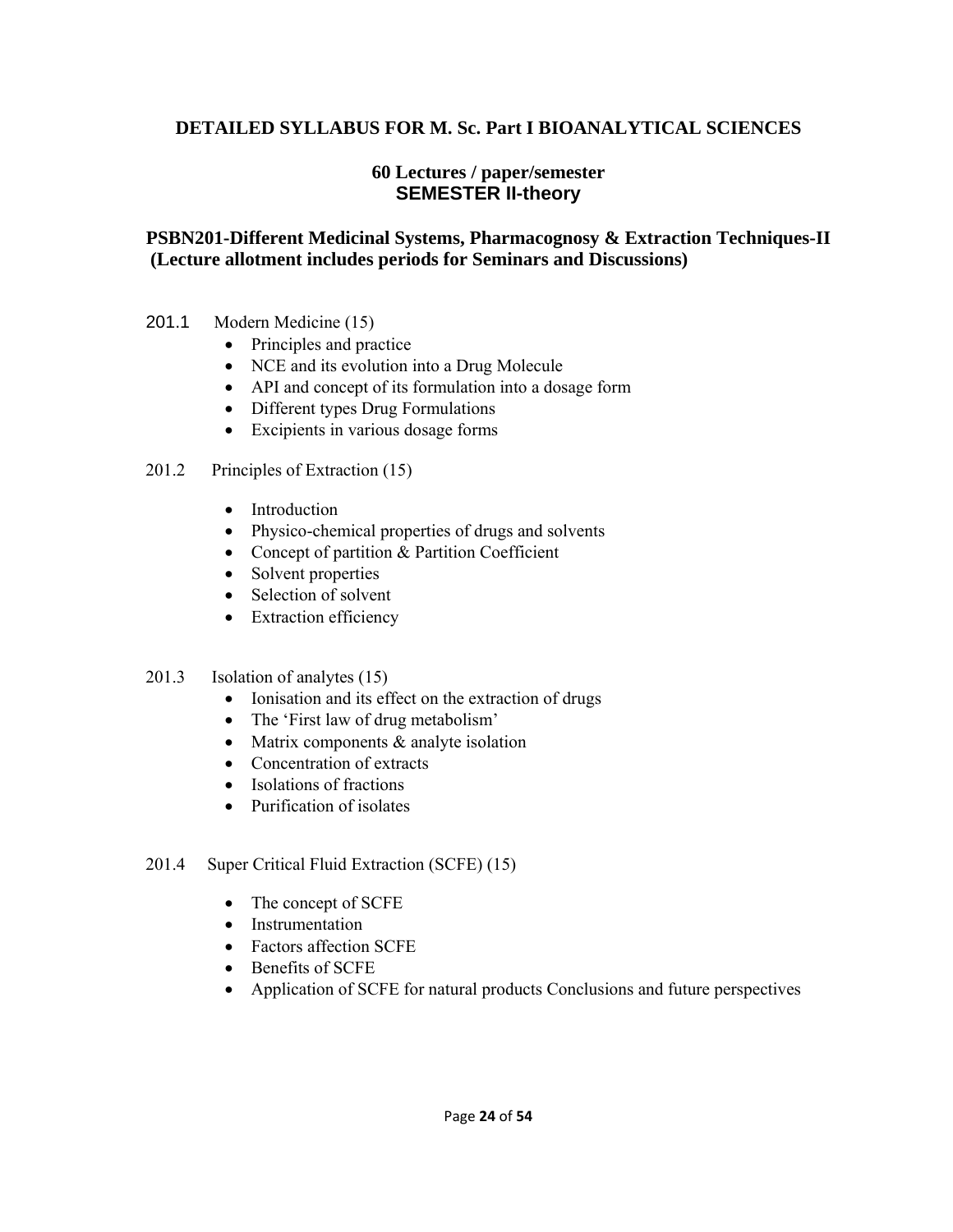## DETAILED SYLLABUS FOR M. Sc. Part I BIOANALYTICAL SCIENCES

### 60 Lectures / paper/semester
### SEMESTER II-theory

### PSBN201-Different Medicinal Systems, Pharmacognosy & Extraction Techniques-II
**(Lecture allotment includes periods for Seminars and Discussions)**

201.1 Modern Medicine (15)

- Principles and practice
- NCE and its evolution into a Drug Molecule
- API and concept of its formulation into a dosage form
- Different types Drug Formulations
- Excipients in various dosage forms

201.2 Principles of Extraction (15)

- Introduction
- Physico-chemical properties of drugs and solvents
- Concept of partition & Partition Coefficient
- Solvent properties
- Selection of solvent
- Extraction efficiency

201.3 Isolation of analytes (15)

- Ionisation and its effect on the extraction of drugs
- The 'First law of drug metabolism'
- Matrix components & analyte isolation
- Concentration of extracts
- Isolations of fractions
- Purification of isolates

201.4 Super Critical Fluid Extraction (SCFE) (15)

- The concept of SCFE
- Instrumentation
- Factors affection SCFE
- Benefits of SCFE
- Application of SCFE for natural products Conclusions and future perspectives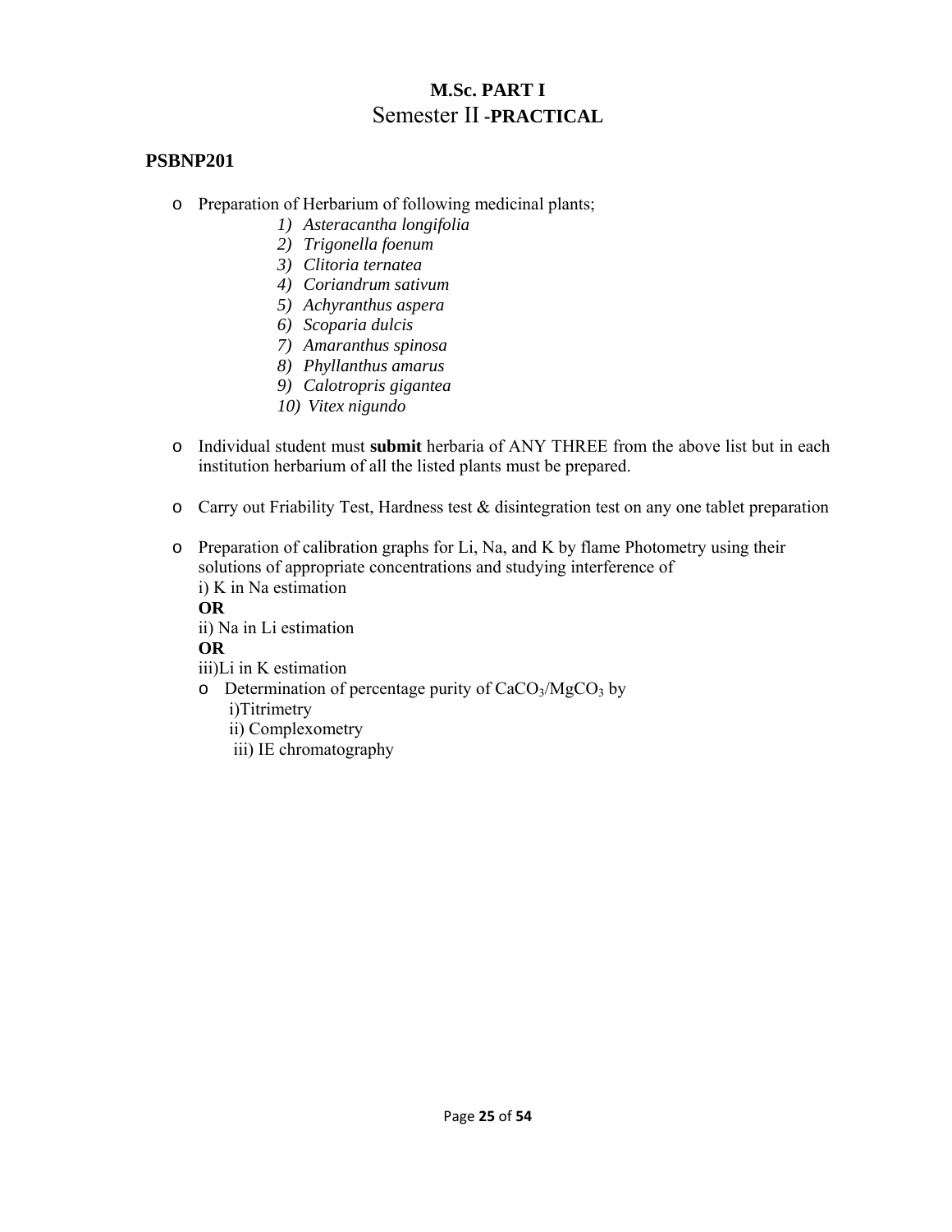# M.Sc. PART I
## Semester II -PRACTICAL

### PSBNP201

- Preparation of Herbarium of following medicinal plants;
  1) *Asteracantha longifolia*
  2) *Trigonella foenum*
  3) *Clitoria ternatea*
  4) *Coriandrum sativum*
  5) *Achyranthus aspera*
  6) *Scoparia dulcis*
  7) *Amaranthus spinosa*
  8) *Phyllanthus amarus*
  9) *Calotropris gigantea*
  10) *Vitex nigundo*

- Individual student must **submit** herbaria of ANY THREE from the above list but in each institution herbarium of all the listed plants must be prepared.

- Carry out Friability Test, Hardness test & disintegration test on any one tablet preparation

- Preparation of calibration graphs for Li, Na, and K by flame Photometry using their solutions of appropriate concentrations and studying interference of
  i) K in Na estimation
  **OR**
  ii) Na in Li estimation
  **OR**
  iii)Li in K estimation
  - Determination of percentage purity of $CaCO_3$/$MgCO_3$ by
    i)Titrimetry
    ii) Complexometry
    iii) IE chromatography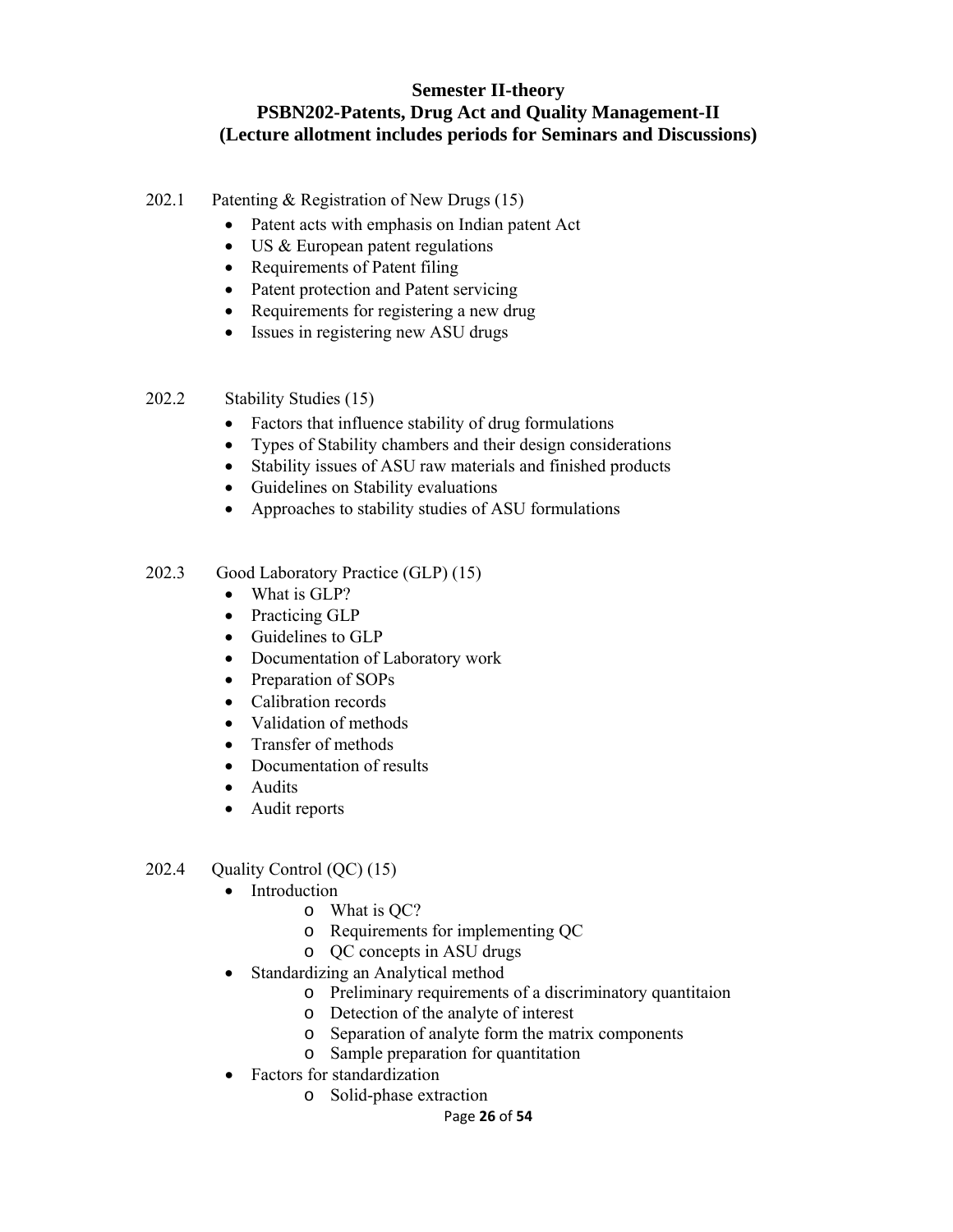## Semester II-theory

## PSBN202-Patents, Drug Act and Quality Management-II

## (Lecture allotment includes periods for Seminars and Discussions)

202.1 Patenting & Registration of New Drugs (15)

- Patent acts with emphasis on Indian patent Act
- US & European patent regulations
- Requirements of Patent filing
- Patent protection and Patent servicing
- Requirements for registering a new drug
- Issues in registering new ASU drugs

202.2 Stability Studies (15)

- Factors that influence stability of drug formulations
- Types of Stability chambers and their design considerations
- Stability issues of ASU raw materials and finished products
- Guidelines on Stability evaluations
- Approaches to stability studies of ASU formulations

202.3 Good Laboratory Practice (GLP) (15)

- What is GLP?
- Practicing GLP
- Guidelines to GLP
- Documentation of Laboratory work
- Preparation of SOPs
- Calibration records
- Validation of methods
- Transfer of methods
- Documentation of results
- Audits
- Audit reports

202.4 Quality Control (QC) (15)

- Introduction
  - What is QC?
  - Requirements for implementing QC
  - QC concepts in ASU drugs
- Standardizing an Analytical method
  - Preliminary requirements of a discriminatory quantitaion
  - Detection of the analyte of interest
  - Separation of analyte form the matrix components
  - Sample preparation for quantitation
- Factors for standardization
  - Solid-phase extraction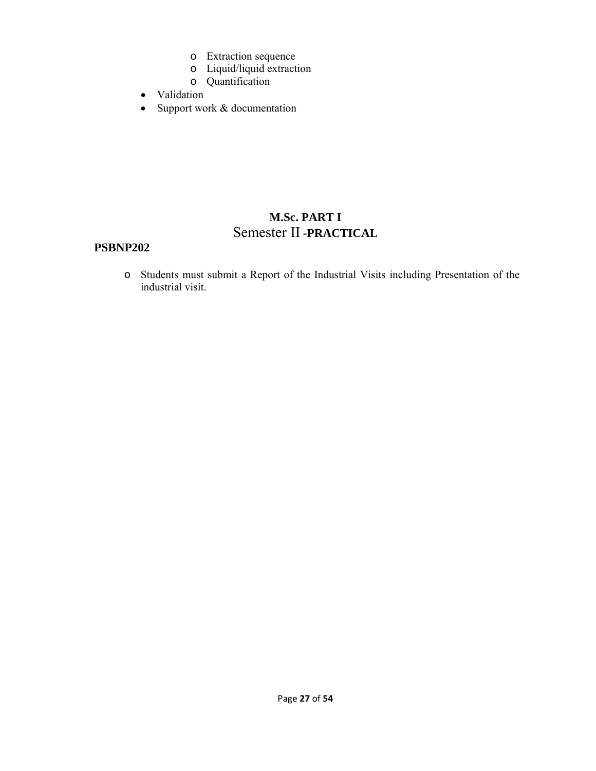- Extraction sequence
    - Liquid/liquid extraction
    - Quantification
- Validation
- Support work & documentation

## M.Sc. PART I

## Semester II -PRACTICAL

**PSBNP202**

- Students must submit a Report of the Industrial Visits including Presentation of the industrial visit.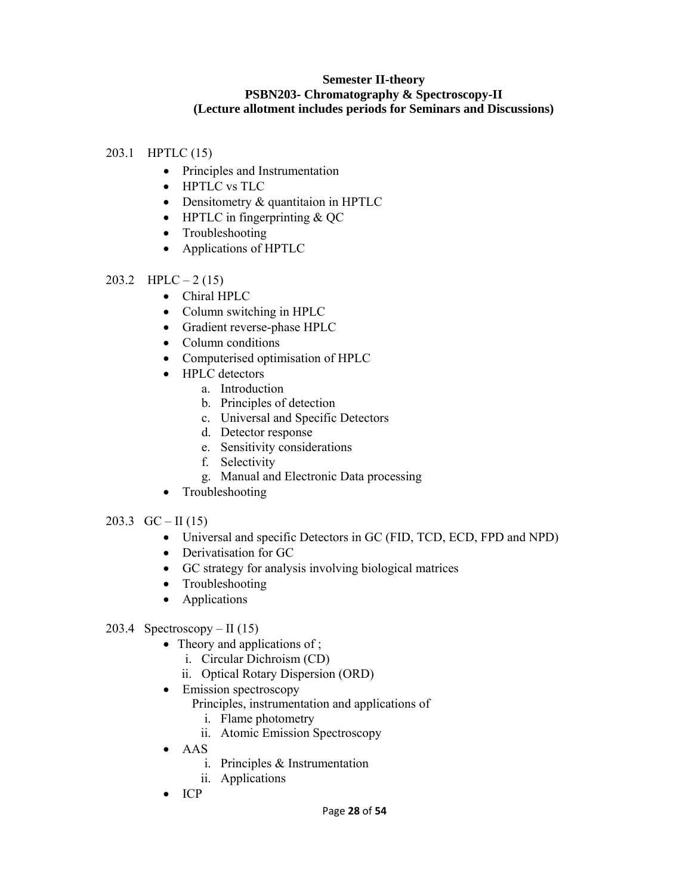**Semester II-theory**
**PSBN203- Chromatography & Spectroscopy-II**
**(Lecture allotment includes periods for Seminars and Discussions)**

203.1 HPTLC (15)

- Principles and Instrumentation
- HPTLC vs TLC
- Densitometry & quantitaion in HPTLC
- HPTLC in fingerprinting & QC
- Troubleshooting
- Applications of HPTLC

203.2 HPLC – 2 (15)

- Chiral HPLC
- Column switching in HPLC
- Gradient reverse-phase HPLC
- Column conditions
- Computerised optimisation of HPLC
- HPLC detectors
    a. Introduction
    b. Principles of detection
    c. Universal and Specific Detectors
    d. Detector response
    e. Sensitivity considerations
    f. Selectivity
    g. Manual and Electronic Data processing
- Troubleshooting

203.3 GC – II (15)

- Universal and specific Detectors in GC (FID, TCD, ECD, FPD and NPD)
- Derivatisation for GC
- GC strategy for analysis involving biological matrices
- Troubleshooting
- Applications

203.4 Spectroscopy – II (15)

- Theory and applications of ;
    i. Circular Dichroism (CD)
    ii. Optical Rotary Dispersion (ORD)
- Emission spectroscopy
  Principles, instrumentation and applications of
    i. Flame photometry
    ii. Atomic Emission Spectroscopy
- AAS
    i. Principles & Instrumentation
    ii. Applications
- ICP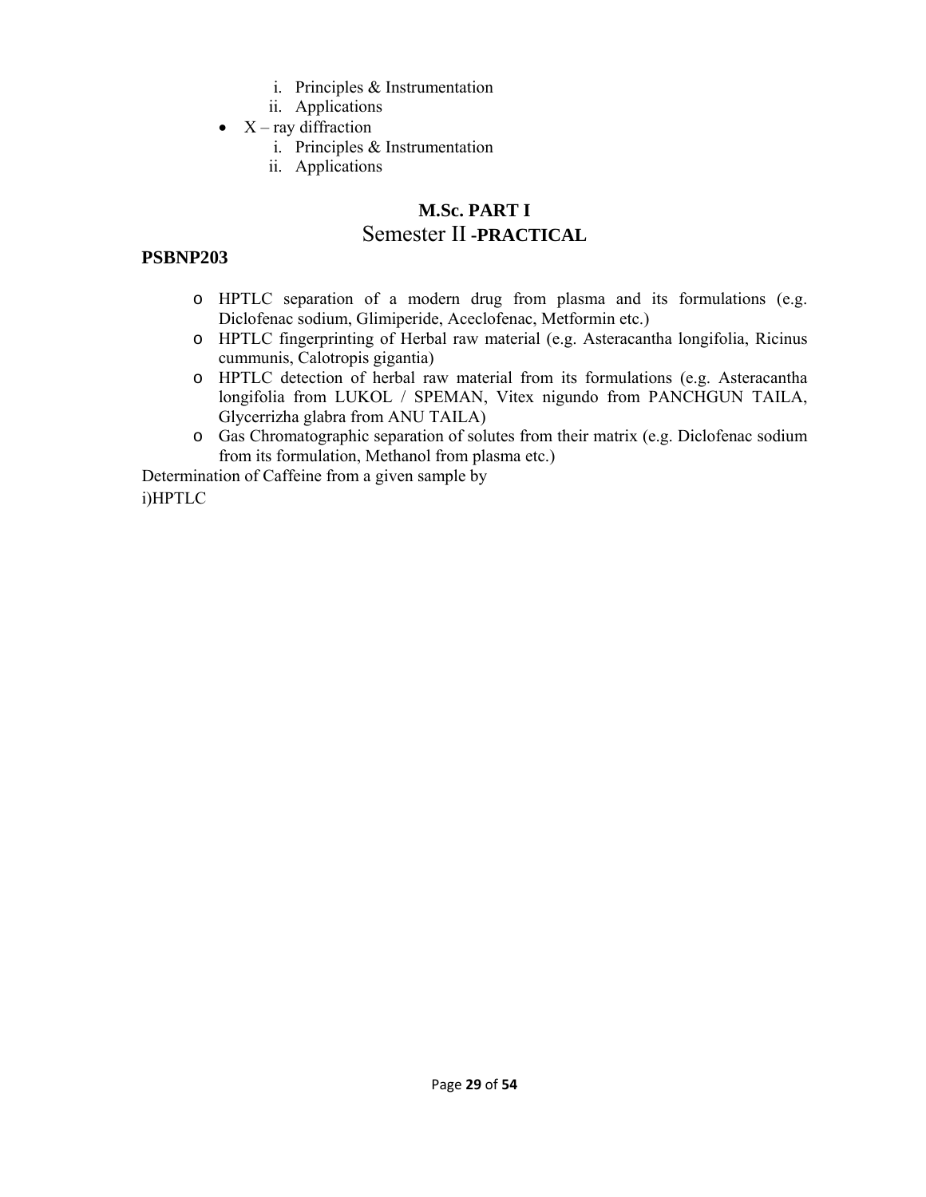i. Principles & Instrumentation
   ii. Applications

- X – ray diffraction
   i. Principles & Instrumentation
   ii. Applications

## M.Sc. PART I

## Semester II -PRACTICAL

**PSBNP203**

- HPTLC separation of a modern drug from plasma and its formulations (e.g. Diclofenac sodium, Glimiperide, Aceclofenac, Metformin etc.)
- HPTLC fingerprinting of Herbal raw material (e.g. Asteracantha longifolia, Ricinus cummunis, Calotropis gigantia)
- HPTLC detection of herbal raw material from its formulations (e.g. Asteracantha longifolia from LUKOL / SPEMAN, Vitex nigundo from PANCHGUN TAILA, Glycerrizha glabra from ANU TAILA)
- Gas Chromatographic separation of solutes from their matrix (e.g. Diclofenac sodium from its formulation, Methanol from plasma etc.)

Determination of Caffeine from a given sample by

i)HPTLC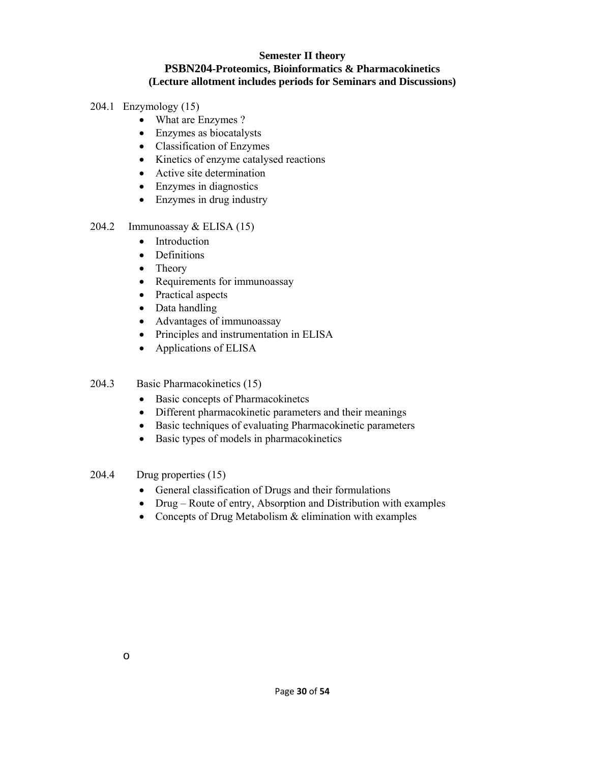**Semester II theory**

**PSBN204-Proteomics, Bioinformatics & Pharmacokinetics**

**(Lecture allotment includes periods for Seminars and Discussions)**

204.1 Enzymology (15)

- What are Enzymes ?
- Enzymes as biocatalysts
- Classification of Enzymes
- Kinetics of enzyme catalysed reactions
- Active site determination
- Enzymes in diagnostics
- Enzymes in drug industry

204.2 Immunoassay & ELISA (15)

- Introduction
- Definitions
- Theory
- Requirements for immunoassay
- Practical aspects
- Data handling
- Advantages of immunoassay
- Principles and instrumentation in ELISA
- Applications of ELISA

204.3 Basic Pharmacokinetics (15)

- Basic concepts of Pharmacokinetcs
- Different pharmacokinetic parameters and their meanings
- Basic techniques of evaluating Pharmacokinetic parameters
- Basic types of models in pharmacokinetics

204.4 Drug properties (15)

- General classification of Drugs and their formulations
- Drug – Route of entry, Absorption and Distribution with examples
- Concepts of Drug Metabolism & elimination with examples

o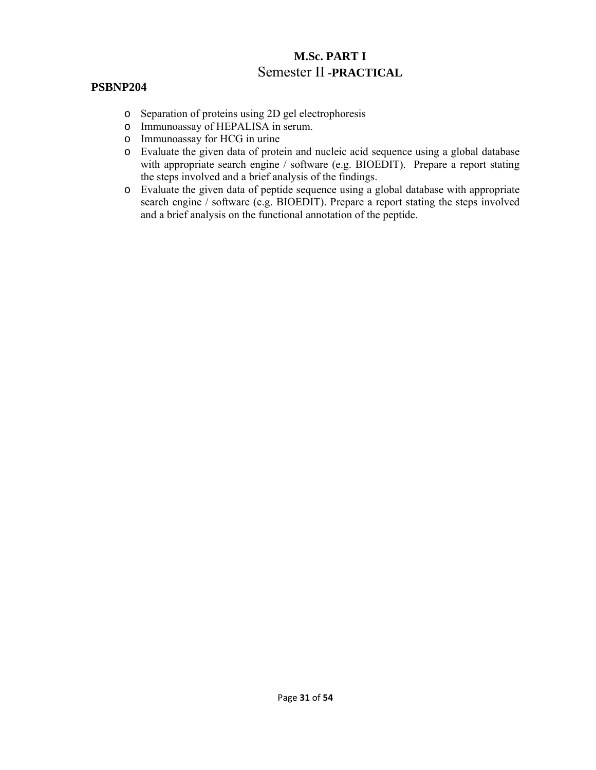# M.Sc. PART I
## Semester II -PRACTICAL

**PSBNP204**

- Separation of proteins using 2D gel electrophoresis
- Immunoassay of HEPALISA in serum.
- Immunoassay for HCG in urine
- Evaluate the given data of protein and nucleic acid sequence using a global database with appropriate search engine / software (e.g. BIOEDIT). Prepare a report stating the steps involved and a brief analysis of the findings.
- Evaluate the given data of peptide sequence using a global database with appropriate search engine / software (e.g. BIOEDIT). Prepare a report stating the steps involved and a brief analysis on the functional annotation of the peptide.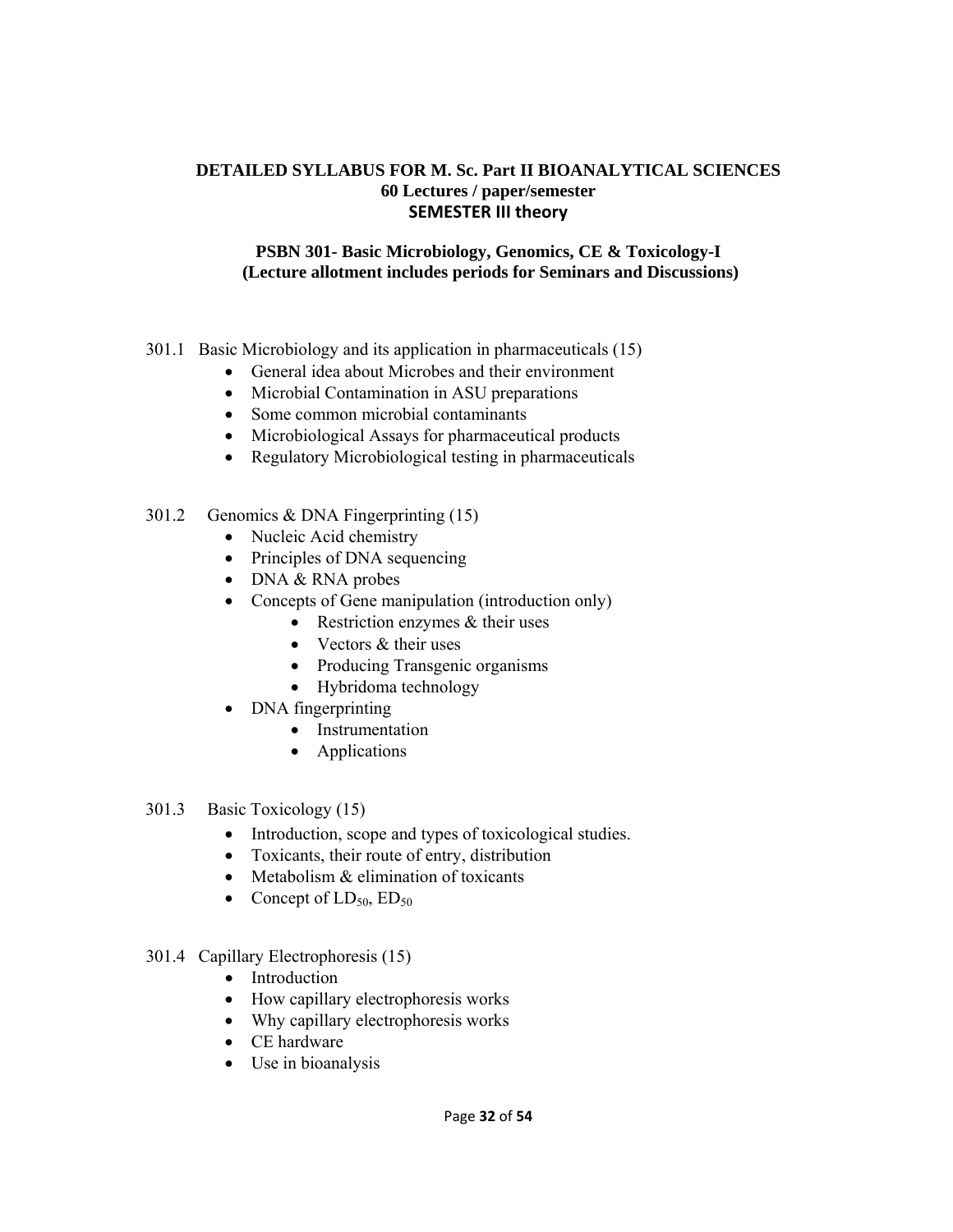# DETAILED SYLLABUS FOR M. Sc. Part II BIOANALYTICAL SCIENCES

## 60 Lectures / paper/semester

## SEMESTER III theory

### PSBN 301- Basic Microbiology, Genomics, CE & Toxicology-I
### (Lecture allotment includes periods for Seminars and Discussions)

301.1 Basic Microbiology and its application in pharmaceuticals (15)

- General idea about Microbes and their environment
- Microbial Contamination in ASU preparations
- Some common microbial contaminants
- Microbiological Assays for pharmaceutical products
- Regulatory Microbiological testing in pharmaceuticals

301.2 Genomics & DNA Fingerprinting (15)

- Nucleic Acid chemistry
- Principles of DNA sequencing
- DNA & RNA probes
- Concepts of Gene manipulation (introduction only)
    - Restriction enzymes & their uses
    - Vectors & their uses
    - Producing Transgenic organisms
    - Hybridoma technology
- DNA fingerprinting
    - Instrumentation
    - Applications

301.3 Basic Toxicology (15)

- Introduction, scope and types of toxicological studies.
- Toxicants, their route of entry, distribution
- Metabolism & elimination of toxicants
- Concept of $LD_{50}$, $ED_{50}$

301.4 Capillary Electrophoresis (15)

- Introduction
- How capillary electrophoresis works
- Why capillary electrophoresis works
- CE hardware
- Use in bioanalysis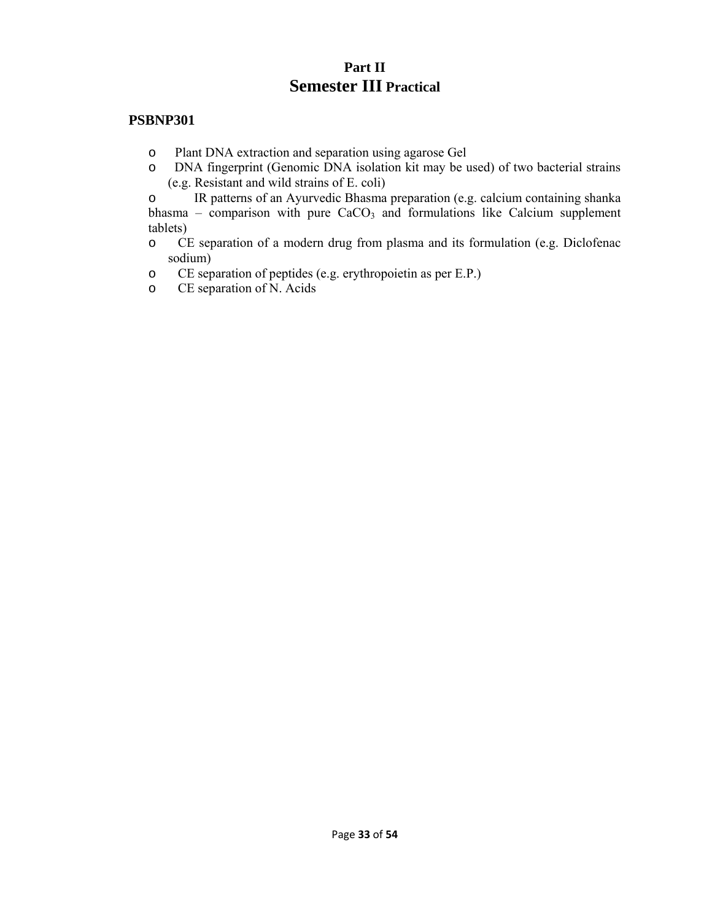# Part II
# Semester III Practical

## PSBNP301

- Plant DNA extraction and separation using agarose Gel
- DNA fingerprint (Genomic DNA isolation kit may be used) of two bacterial strains (e.g. Resistant and wild strains of E. coli)
- IR patterns of an Ayurvedic Bhasma preparation (e.g. calcium containing shanka bhasma – comparison with pure $CaCO_3$ and formulations like Calcium supplement tablets)
- CE separation of a modern drug from plasma and its formulation (e.g. Diclofenac sodium)
- CE separation of peptides (e.g. erythropoietin as per E.P.)
- CE separation of N. Acids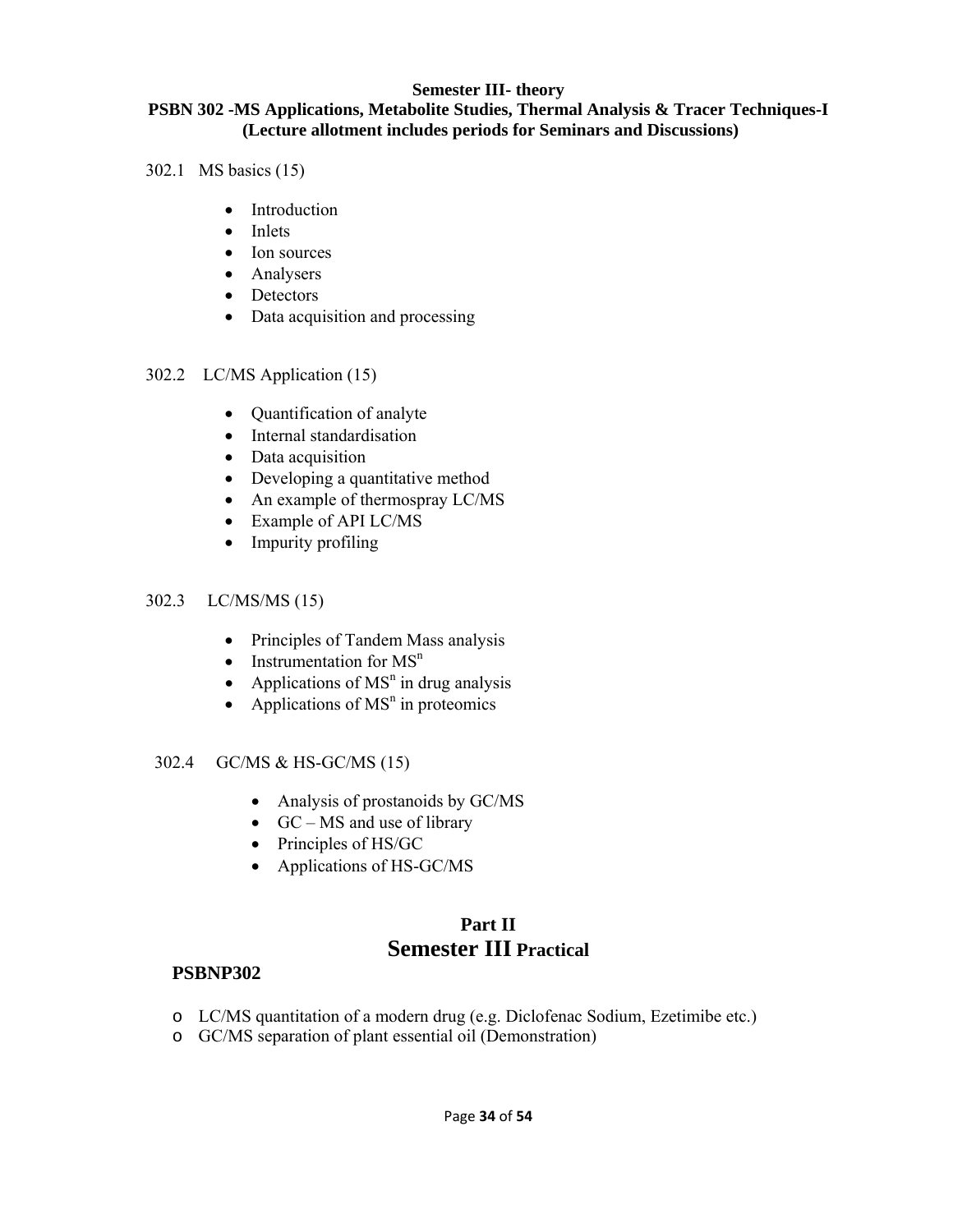**Semester III- theory**

**PSBN 302 -MS Applications, Metabolite Studies, Thermal Analysis & Tracer Techniques-I**
**(Lecture allotment includes periods for Seminars and Discussions)**

302.1 MS basics (15)

- Introduction
- Inlets
- Ion sources
- Analysers
- Detectors
- Data acquisition and processing

302.2 LC/MS Application (15)

- Quantification of analyte
- Internal standardisation
- Data acquisition
- Developing a quantitative method
- An example of thermospray LC/MS
- Example of API LC/MS
- Impurity profiling

302.3 LC/MS/MS (15)

- Principles of Tandem Mass analysis
- Instrumentation for $MS^n$
- Applications of $MS^n$ in drug analysis
- Applications of $MS^n$ in proteomics

302.4 GC/MS & HS-GC/MS (15)

- Analysis of prostanoids by GC/MS
- GC – MS and use of library
- Principles of HS/GC
- Applications of HS-GC/MS

## Part II
## Semester III Practical

**PSBNP302**

- LC/MS quantitation of a modern drug (e.g. Diclofenac Sodium, Ezetimibe etc.)
- GC/MS separation of plant essential oil (Demonstration)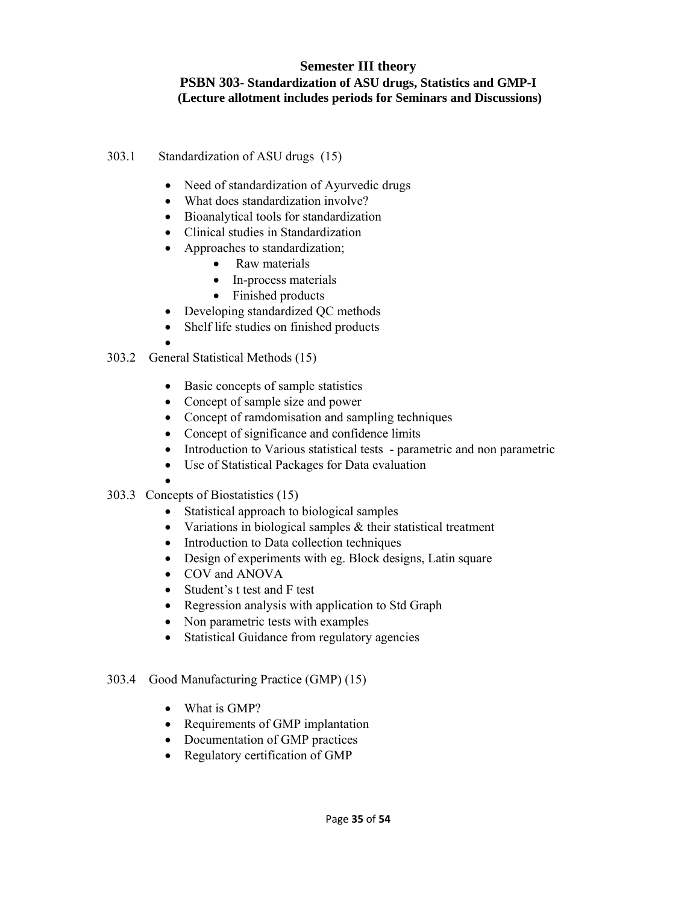## Semester III theory

### PSBN 303- Standardization of ASU drugs, Statistics and GMP-I

**(Lecture allotment includes periods for Seminars and Discussions)**

303.1 Standardization of ASU drugs (15)

- Need of standardization of Ayurvedic drugs
- What does standardization involve?
- Bioanalytical tools for standardization
- Clinical studies in Standardization
- Approaches to standardization;
    - Raw materials
    - In-process materials
    - Finished products
- Developing standardized QC methods
- Shelf life studies on finished products

303.2 General Statistical Methods (15)

- Basic concepts of sample statistics
- Concept of sample size and power
- Concept of ramdomisation and sampling techniques
- Concept of significance and confidence limits
- Introduction to Various statistical tests - parametric and non parametric
- Use of Statistical Packages for Data evaluation

303.3 Concepts of Biostatistics (15)

- Statistical approach to biological samples
- Variations in biological samples & their statistical treatment
- Introduction to Data collection techniques
- Design of experiments with eg. Block designs, Latin square
- COV and ANOVA
- Student's t test and F test
- Regression analysis with application to Std Graph
- Non parametric tests with examples
- Statistical Guidance from regulatory agencies

303.4 Good Manufacturing Practice (GMP) (15)

- What is GMP?
- Requirements of GMP implantation
- Documentation of GMP practices
- Regulatory certification of GMP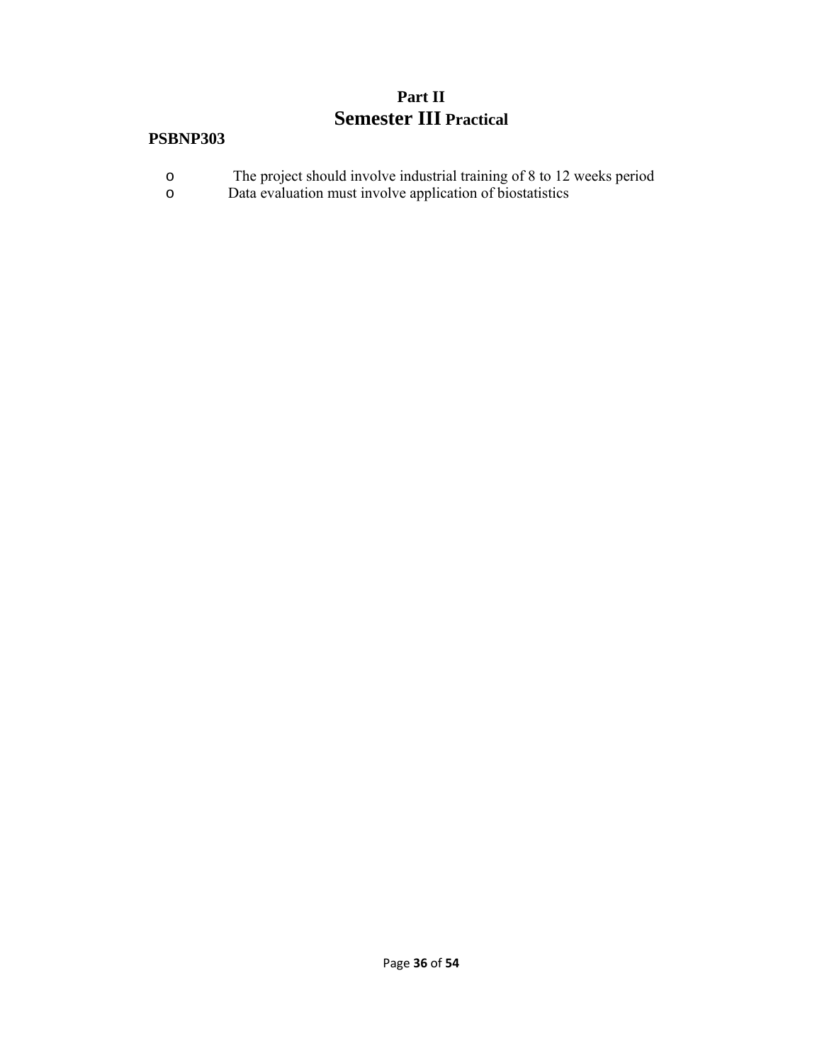# Part II

## Semester III Practical

### PSBNP303

- The project should involve industrial training of 8 to 12 weeks period
- Data evaluation must involve application of biostatistics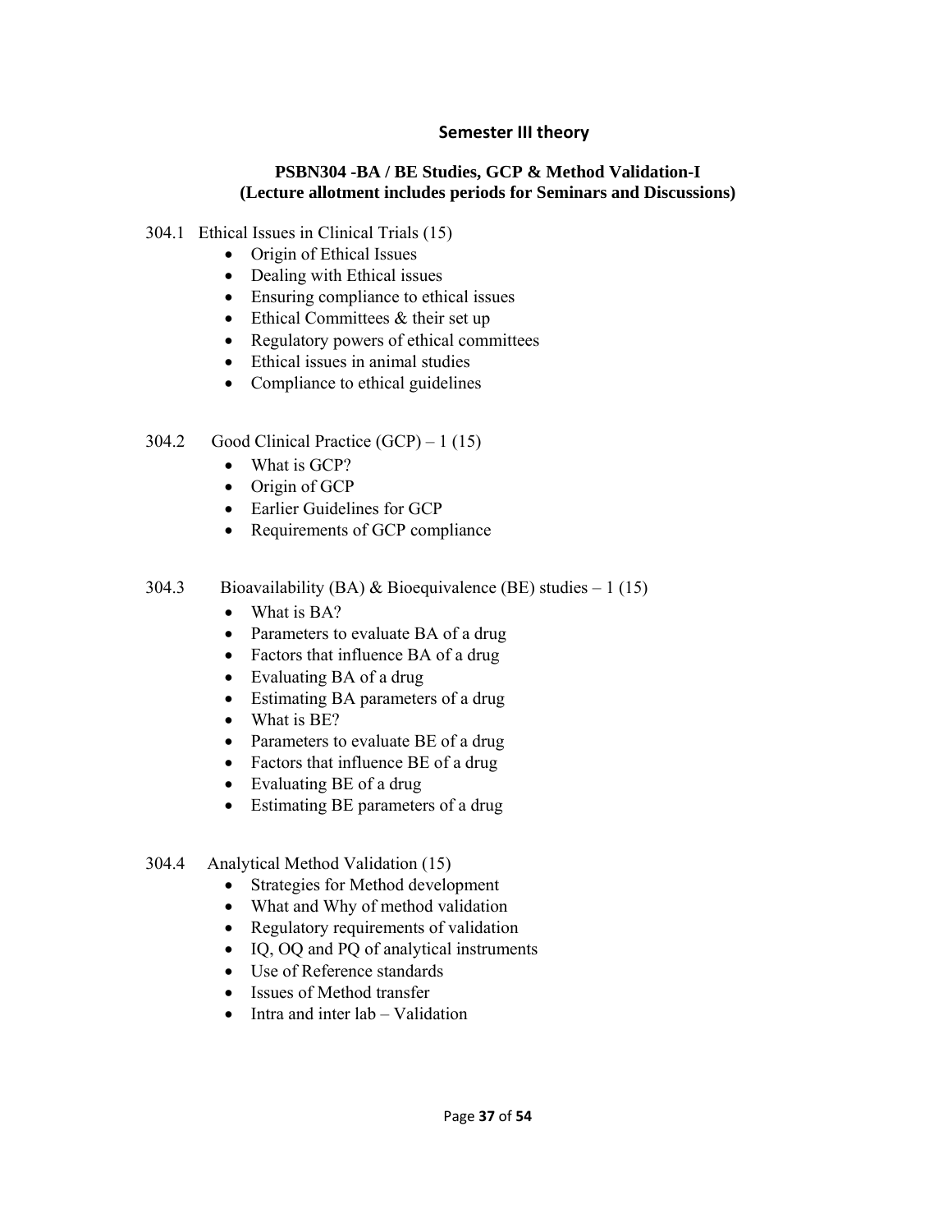## Semester III theory

### PSBN304 -BA / BE Studies, GCP & Method Validation-I
**(Lecture allotment includes periods for Seminars and Discussions)**

304.1 Ethical Issues in Clinical Trials (15)

- Origin of Ethical Issues
- Dealing with Ethical issues
- Ensuring compliance to ethical issues
- Ethical Committees & their set up
- Regulatory powers of ethical committees
- Ethical issues in animal studies
- Compliance to ethical guidelines

304.2 Good Clinical Practice (GCP) – 1 (15)

- What is GCP?
- Origin of GCP
- Earlier Guidelines for GCP
- Requirements of GCP compliance

304.3 Bioavailability (BA) & Bioequivalence (BE) studies – 1 (15)

- What is BA?
- Parameters to evaluate BA of a drug
- Factors that influence BA of a drug
- Evaluating BA of a drug
- Estimating BA parameters of a drug
- What is BE?
- Parameters to evaluate BE of a drug
- Factors that influence BE of a drug
- Evaluating BE of a drug
- Estimating BE parameters of a drug

304.4 Analytical Method Validation (15)

- Strategies for Method development
- What and Why of method validation
- Regulatory requirements of validation
- IQ, OQ and PQ of analytical instruments
- Use of Reference standards
- Issues of Method transfer
- Intra and inter lab – Validation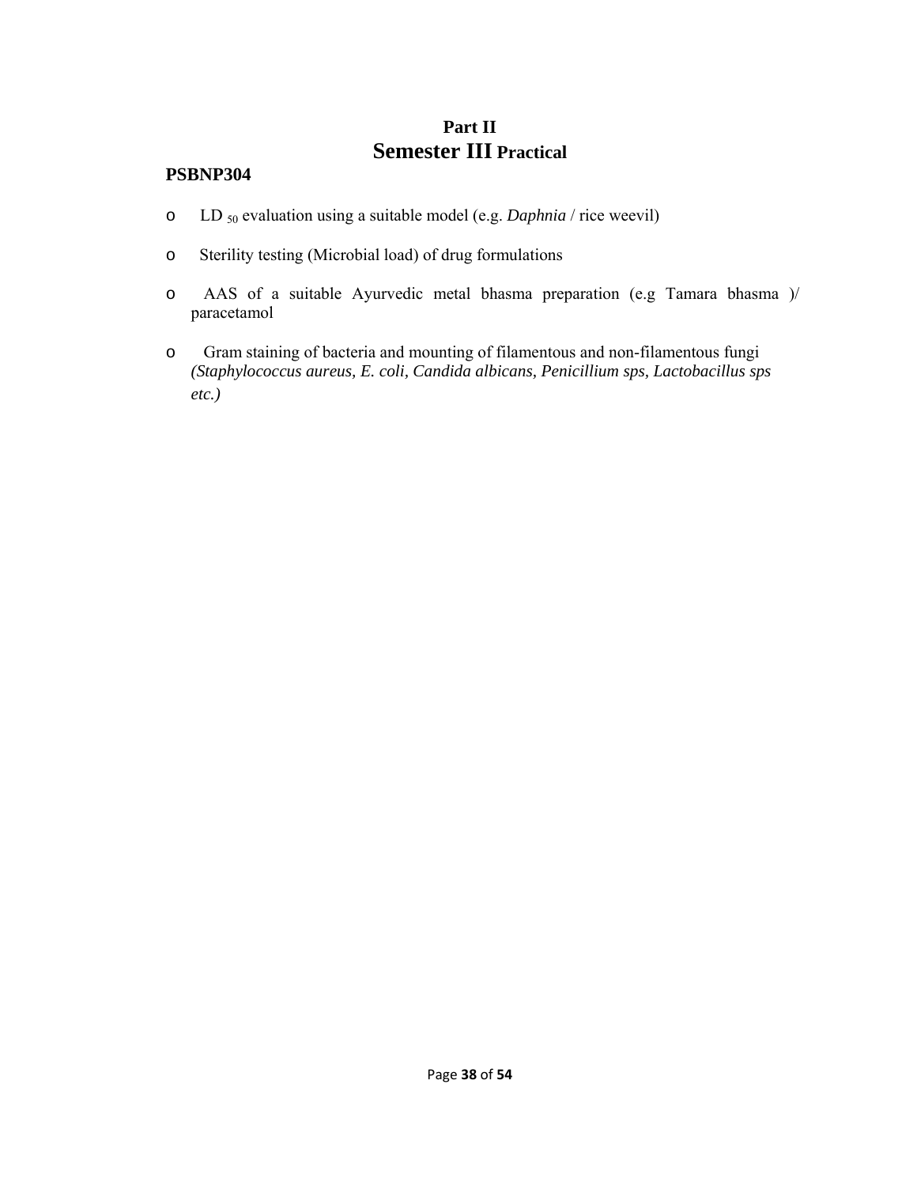## Part II
## Semester III Practical

**PSBNP304**

- $LD_{50}$ evaluation using a suitable model (e.g. *Daphnia* / rice weevil)
- Sterility testing (Microbial load) of drug formulations
- AAS of a suitable Ayurvedic metal bhasma preparation (e.g Tamara bhasma )/ paracetamol
- Gram staining of bacteria and mounting of filamentous and non-filamentous fungi *(Staphylococcus aureus, E. coli, Candida albicans, Penicillium sps, Lactobacillus sps etc.)*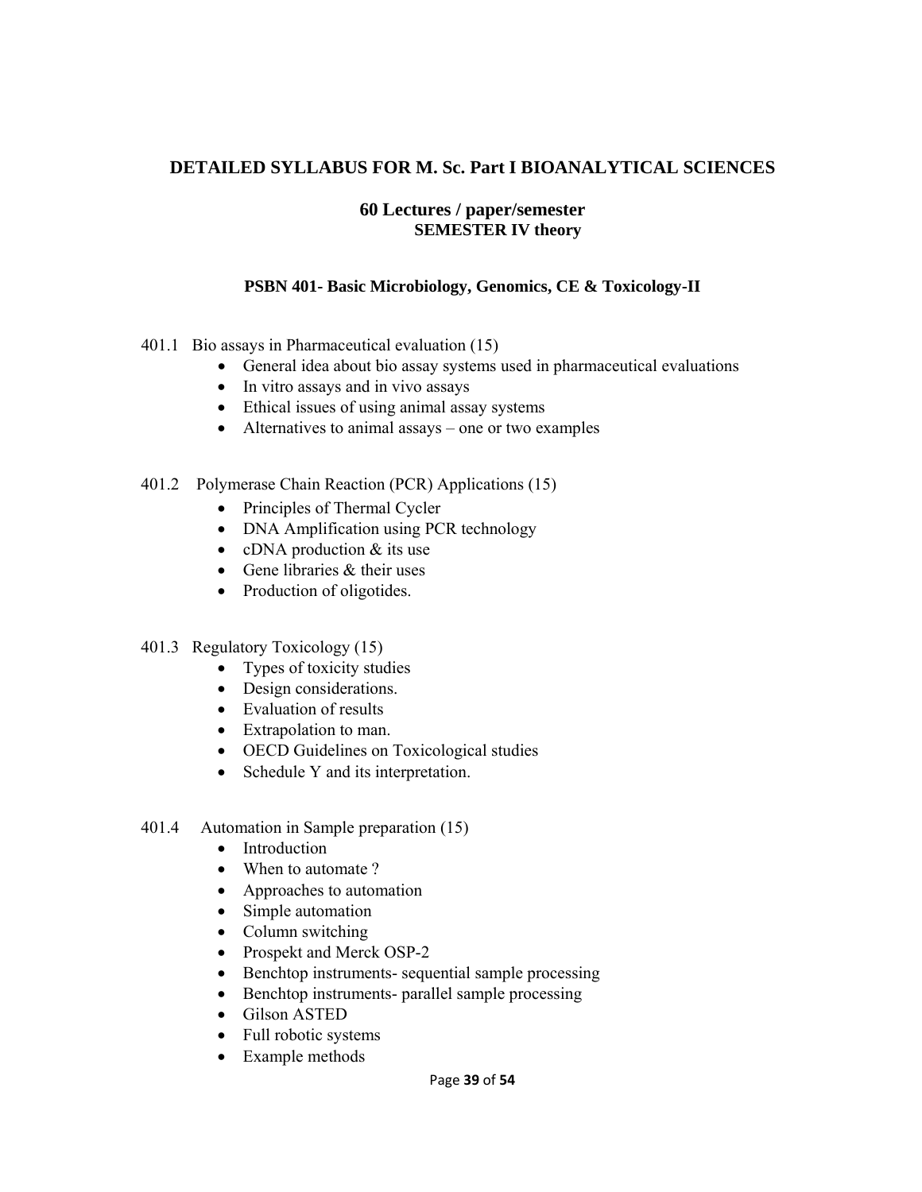## DETAILED SYLLABUS FOR M. Sc. Part I BIOANALYTICAL SCIENCES

### 60 Lectures / paper/semester

**SEMESTER IV theory**

**PSBN 401- Basic Microbiology, Genomics, CE & Toxicology-II**

401.1 Bio assays in Pharmaceutical evaluation (15)

- General idea about bio assay systems used in pharmaceutical evaluations
- In vitro assays and in vivo assays
- Ethical issues of using animal assay systems
- Alternatives to animal assays – one or two examples

401.2 Polymerase Chain Reaction (PCR) Applications (15)

- Principles of Thermal Cycler
- DNA Amplification using PCR technology
- cDNA production & its use
- Gene libraries & their uses
- Production of oligotides.

401.3 Regulatory Toxicology (15)

- Types of toxicity studies
- Design considerations.
- Evaluation of results
- Extrapolation to man.
- OECD Guidelines on Toxicological studies
- Schedule Y and its interpretation.

401.4 Automation in Sample preparation (15)

- Introduction
- When to automate ?
- Approaches to automation
- Simple automation
- Column switching
- Prospekt and Merck OSP-2
- Benchtop instruments- sequential sample processing
- Benchtop instruments- parallel sample processing
- Gilson ASTED
- Full robotic systems
- Example methods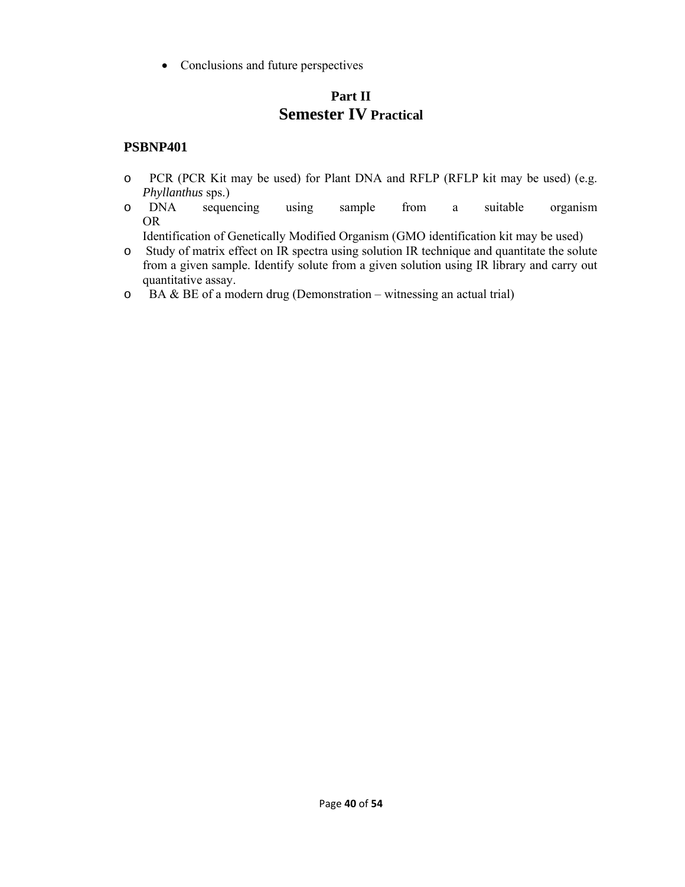- Conclusions and future perspectives

## Part II
## Semester IV Practical

### PSBNP401

- PCR (PCR Kit may be used) for Plant DNA and RFLP (RFLP kit may be used) (e.g. *Phyllanthus* sps.)
- DNA sequencing using sample from a suitable organism
  OR
  Identification of Genetically Modified Organism (GMO identification kit may be used)
- Study of matrix effect on IR spectra using solution IR technique and quantitate the solute from a given sample. Identify solute from a given solution using IR library and carry out quantitative assay.
- BA & BE of a modern drug (Demonstration – witnessing an actual trial)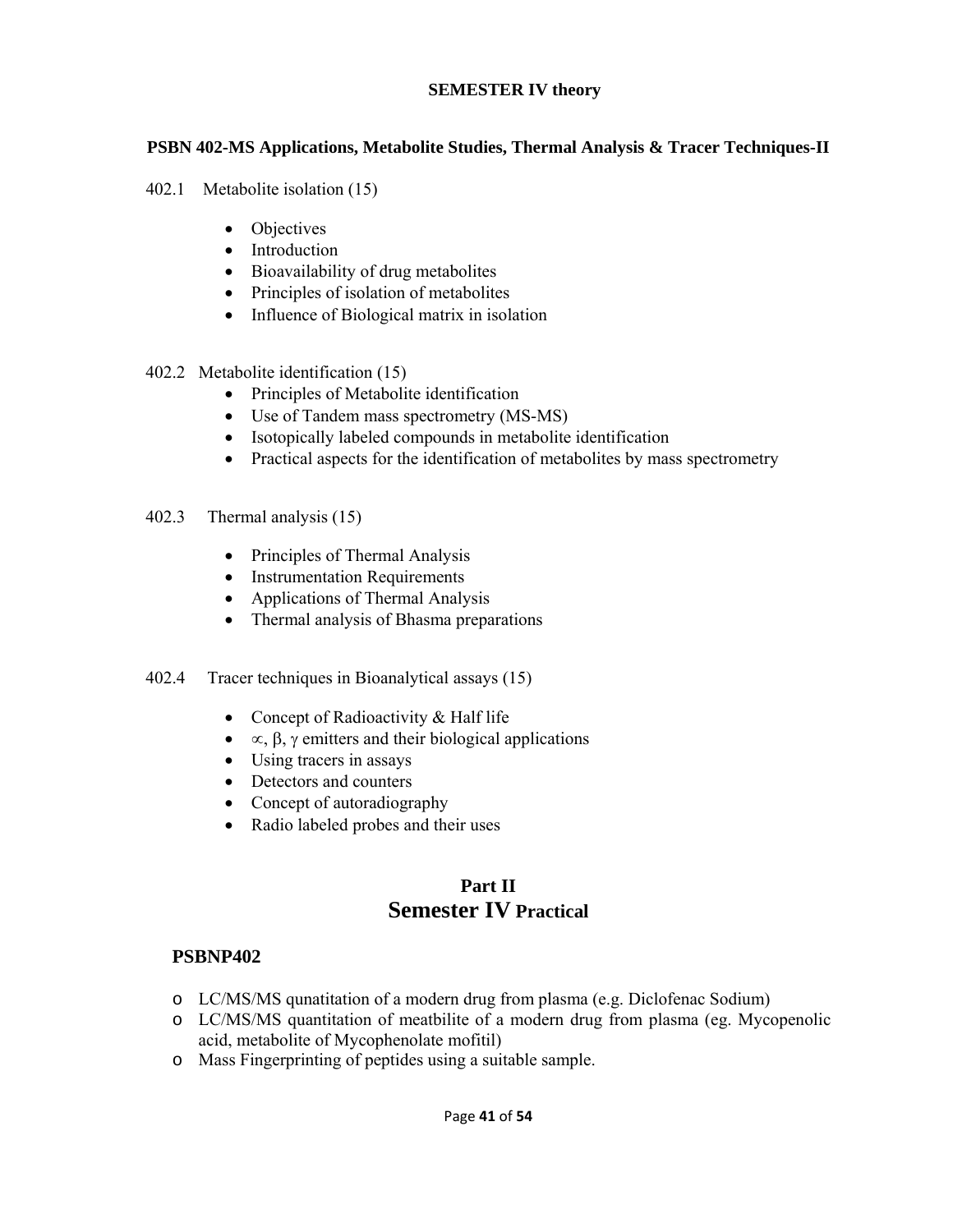**SEMESTER IV theory**

**PSBN 402-MS Applications, Metabolite Studies, Thermal Analysis & Tracer Techniques-II**

402.1 Metabolite isolation (15)

- Objectives
- Introduction
- Bioavailability of drug metabolites
- Principles of isolation of metabolites
- Influence of Biological matrix in isolation

402.2 Metabolite identification (15)

- Principles of Metabolite identification
- Use of Tandem mass spectrometry (MS-MS)
- Isotopically labeled compounds in metabolite identification
- Practical aspects for the identification of metabolites by mass spectrometry

402.3 Thermal analysis (15)

- Principles of Thermal Analysis
- Instrumentation Requirements
- Applications of Thermal Analysis
- Thermal analysis of Bhasma preparations

402.4 Tracer techniques in Bioanalytical assays (15)

- Concept of Radioactivity & Half life
- $\propto$, $\beta$, $\gamma$ emitters and their biological applications
- Using tracers in assays
- Detectors and counters
- Concept of autoradiography
- Radio labeled probes and their uses

## Part II
## Semester IV Practical

### PSBNP402

- LC/MS/MS qunatitation of a modern drug from plasma (e.g. Diclofenac Sodium)
- LC/MS/MS quantitation of meatbilite of a modern drug from plasma (eg. Mycopenolic acid, metabolite of Mycophenolate mofitil)
- Mass Fingerprinting of peptides using a suitable sample.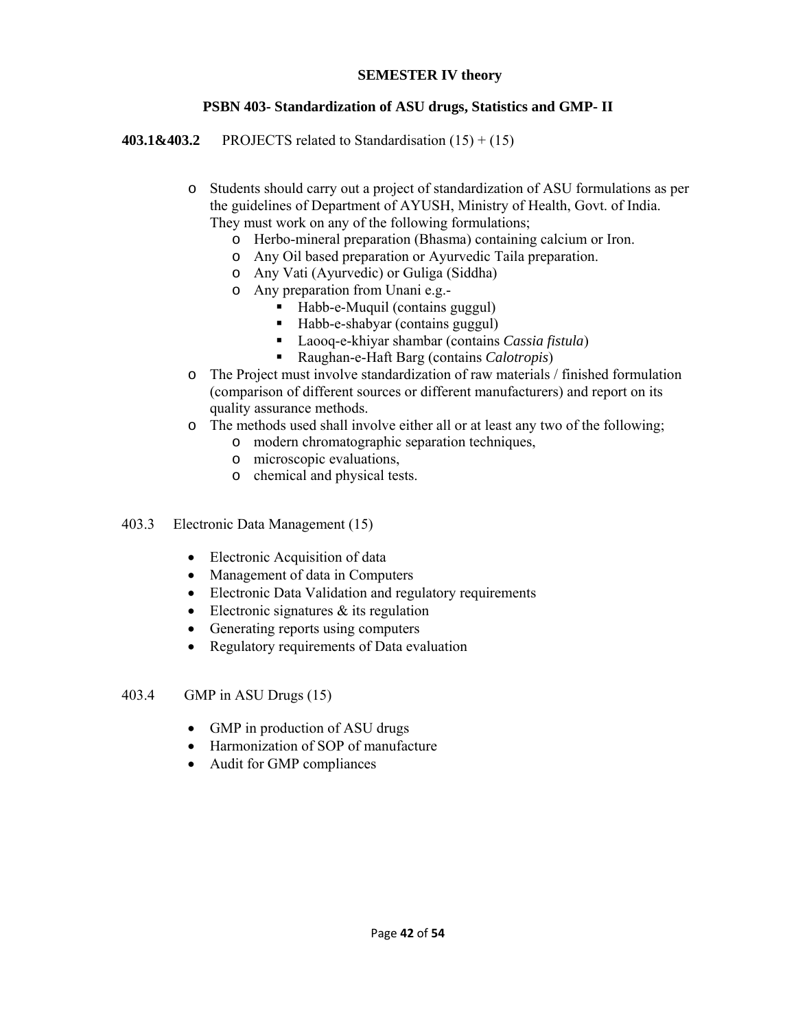**SEMESTER IV theory**

**PSBN 403- Standardization of ASU drugs, Statistics and GMP- II**

**403.1&403.2** PROJECTS related to Standardisation (15) + (15)

- Students should carry out a project of standardization of ASU formulations as per the guidelines of Department of AYUSH, Ministry of Health, Govt. of India. They must work on any of the following formulations;
  - Herbo-mineral preparation (Bhasma) containing calcium or Iron.
  - Any Oil based preparation or Ayurvedic Taila preparation.
  - Any Vati (Ayurvedic) or Guliga (Siddha)
  - Any preparation from Unani e.g.-
    - Habb-e-Muquil (contains guggul)
    - Habb-e-shabyar (contains guggul)
    - Laooq-e-khiyar shambar (contains *Cassia fistula*)
    - Raughan-e-Haft Barg (contains *Calotropis*)
- The Project must involve standardization of raw materials / finished formulation (comparison of different sources or different manufacturers) and report on its quality assurance methods.
- The methods used shall involve either all or at least any two of the following;
  - modern chromatographic separation techniques,
  - microscopic evaluations,
  - chemical and physical tests.

403.3 Electronic Data Management (15)

- Electronic Acquisition of data
- Management of data in Computers
- Electronic Data Validation and regulatory requirements
- Electronic signatures & its regulation
- Generating reports using computers
- Regulatory requirements of Data evaluation

403.4 GMP in ASU Drugs (15)

- GMP in production of ASU drugs
- Harmonization of SOP of manufacture
- Audit for GMP compliances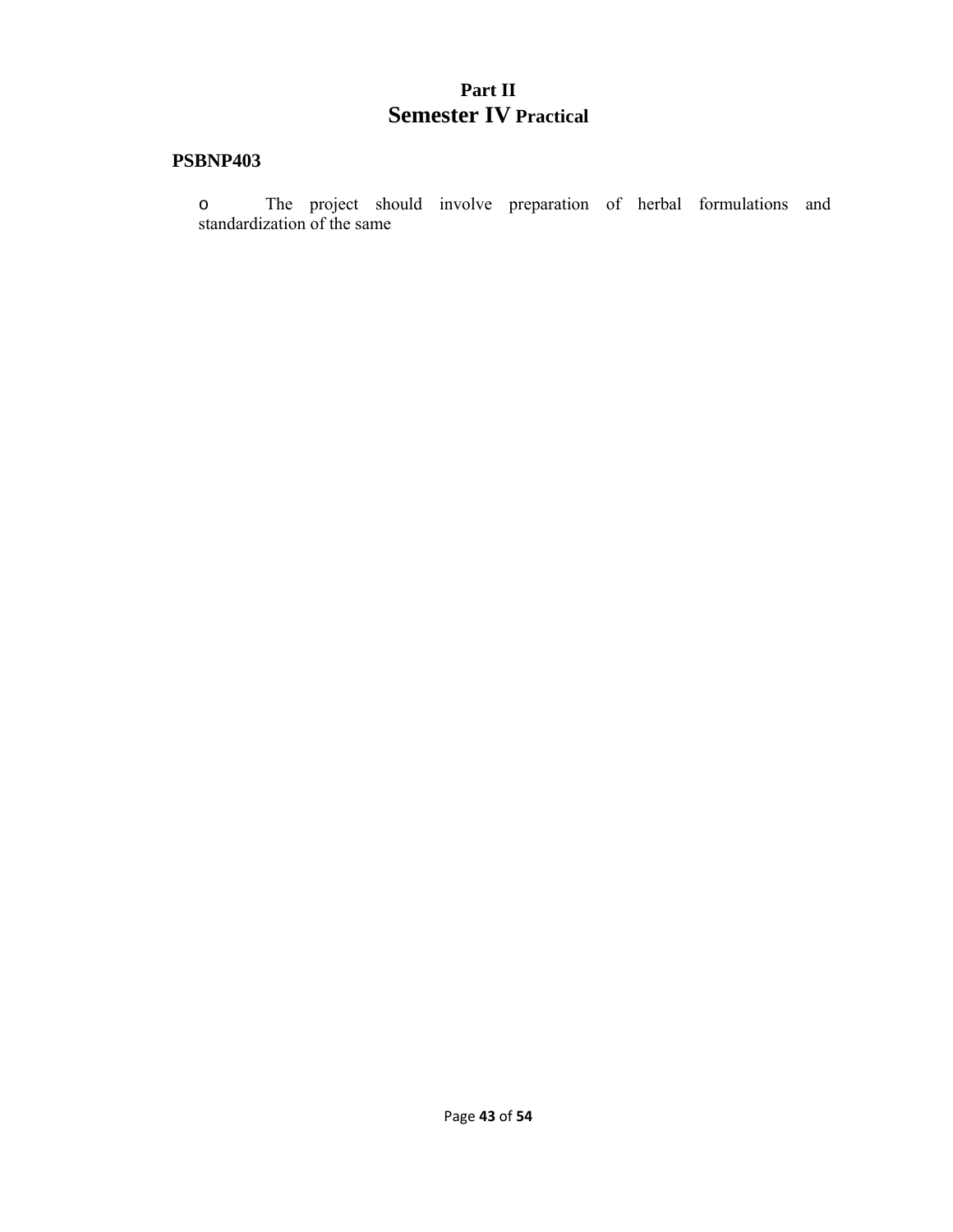# Part II
## Semester IV Practical

### PSBNP403

- The project should involve preparation of herbal formulations and standardization of the same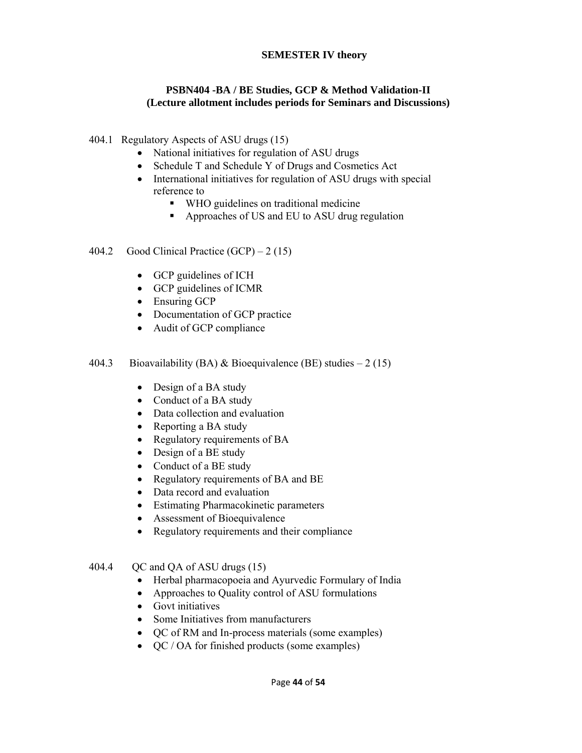**SEMESTER IV theory**

## PSBN404 -BA / BE Studies, GCP & Method Validation-II
**(Lecture allotment includes periods for Seminars and Discussions)**

404.1 Regulatory Aspects of ASU drugs (15)

- National initiatives for regulation of ASU drugs
- Schedule T and Schedule Y of Drugs and Cosmetics Act
- International initiatives for regulation of ASU drugs with special reference to
  - WHO guidelines on traditional medicine
  - Approaches of US and EU to ASU drug regulation

404.2 Good Clinical Practice (GCP) – 2 (15)

- GCP guidelines of ICH
- GCP guidelines of ICMR
- Ensuring GCP
- Documentation of GCP practice
- Audit of GCP compliance

404.3 Bioavailability (BA) & Bioequivalence (BE) studies – 2 (15)

- Design of a BA study
- Conduct of a BA study
- Data collection and evaluation
- Reporting a BA study
- Regulatory requirements of BA
- Design of a BE study
- Conduct of a BE study
- Regulatory requirements of BA and BE
- Data record and evaluation
- Estimating Pharmacokinetic parameters
- Assessment of Bioequivalence
- Regulatory requirements and their compliance

404.4 QC and QA of ASU drugs (15)

- Herbal pharmacopoeia and Ayurvedic Formulary of India
- Approaches to Quality control of ASU formulations
- Govt initiatives
- Some Initiatives from manufacturers
- QC of RM and In-process materials (some examples)
- QC / OA for finished products (some examples)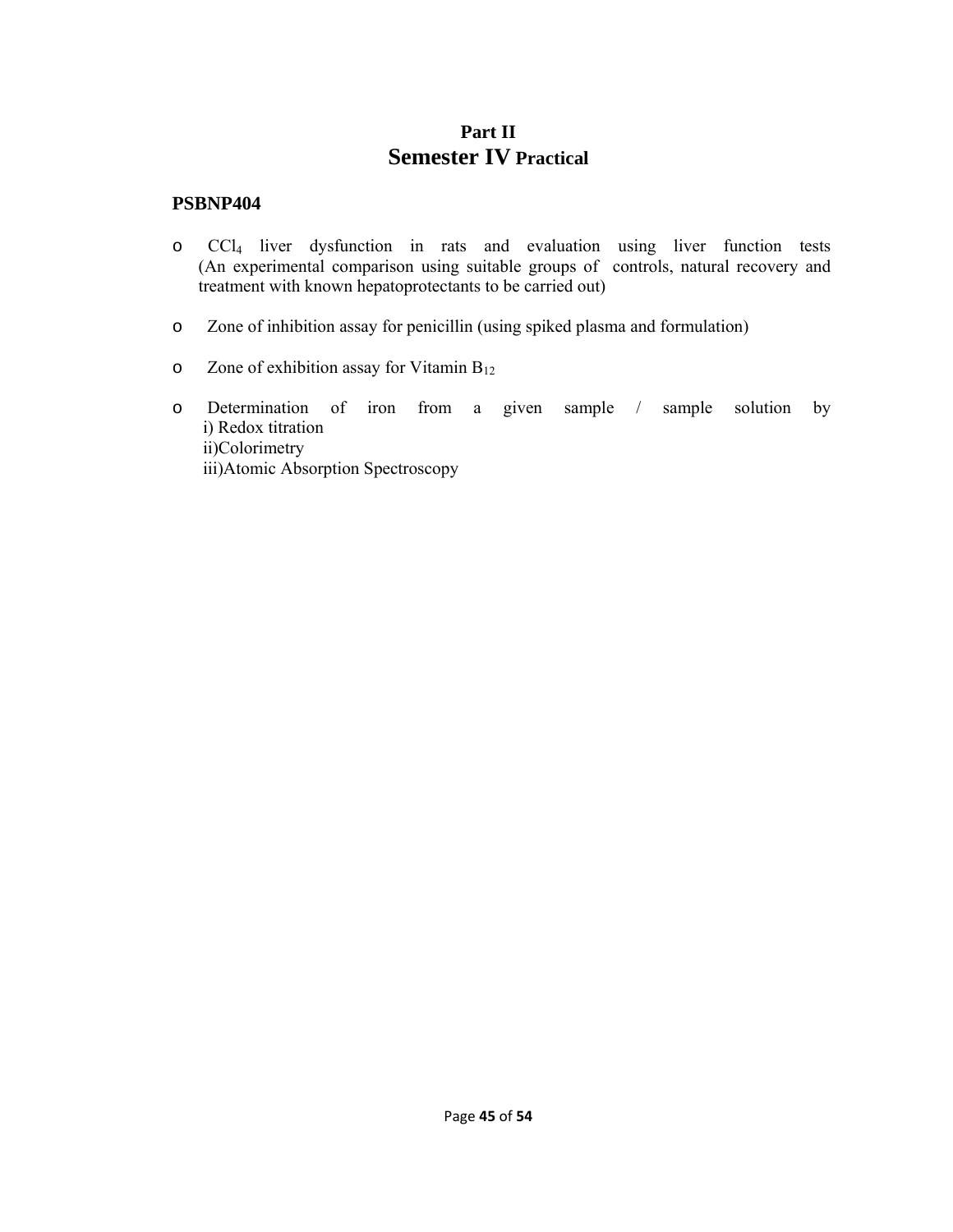# Part II
## Semester IV Practical

**PSBNP404**

- $CCl_4$ liver dysfunction in rats and evaluation using liver function tests (An experimental comparison using suitable groups of controls, natural recovery and treatment with known hepatoprotectants to be carried out)
- Zone of inhibition assay for penicillin (using spiked plasma and formulation)
- Zone of exhibition assay for Vitamin $B_{12}$
- Determination of iron from a given sample / sample solution by
  i) Redox titration
  ii)Colorimetry
  iii)Atomic Absorption Spectroscopy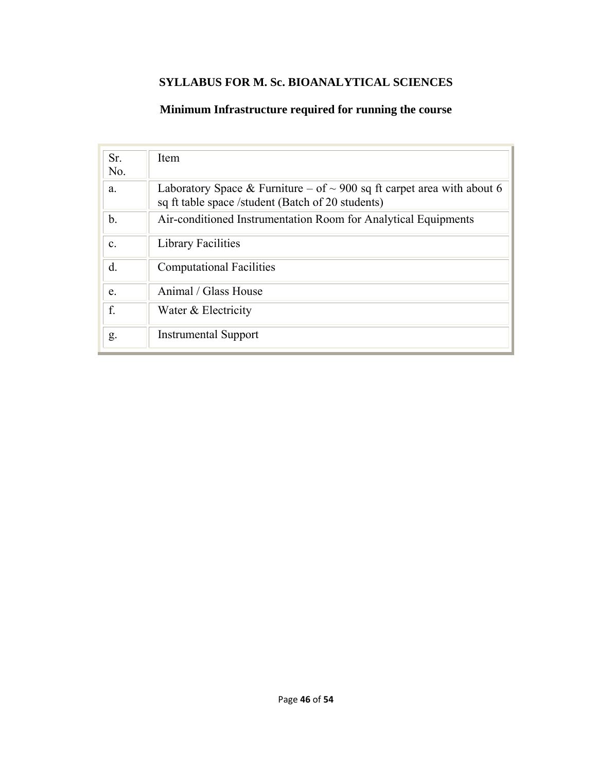## SYLLABUS FOR M. Sc. BIOANALYTICAL SCIENCES

### Minimum Infrastructure required for running the course

| Sr. No. | Item |
|---|---|
| a. | Laboratory Space & Furniture – of ~ 900 sq ft carpet area with about 6 sq ft table space /student (Batch of 20 students) |
| b. | Air-conditioned Instrumentation Room for Analytical Equipments |
| c. | Library Facilities |
| d. | Computational Facilities |
| e. | Animal / Glass House |
| f. | Water & Electricity |
| g. | Instrumental Support |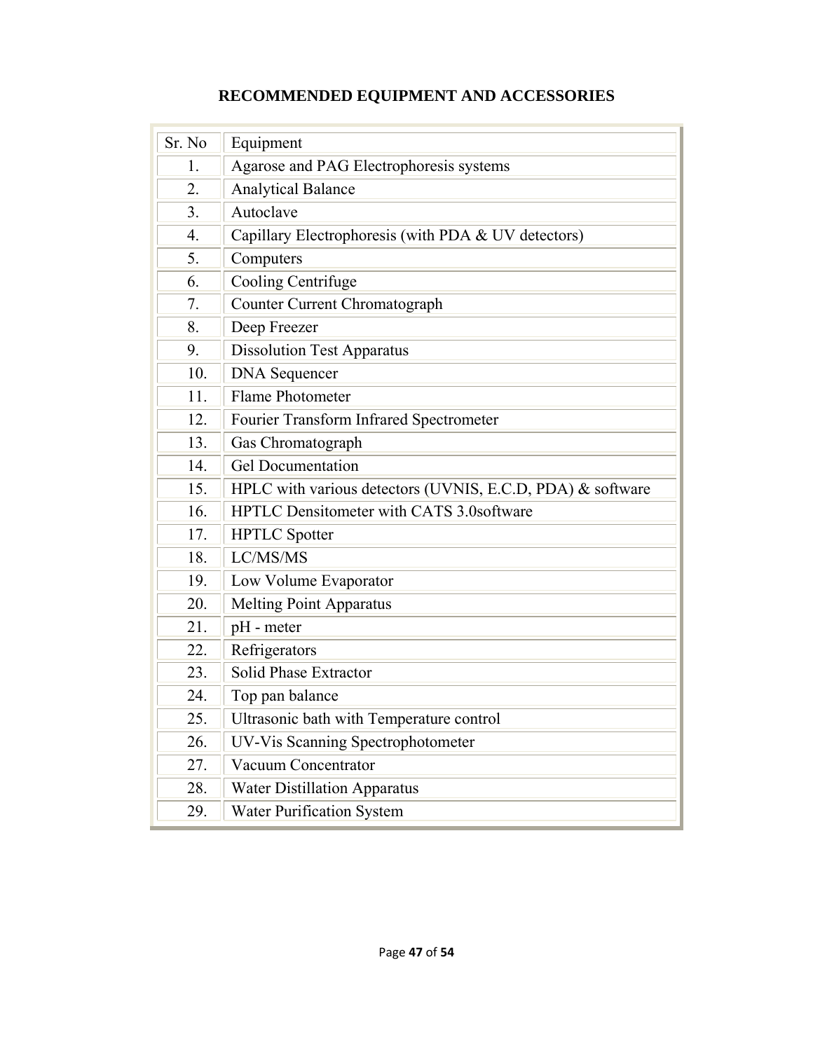# RECOMMENDED EQUIPMENT AND ACCESSORIES

| Sr. No | Equipment |
|---|---|
| 1. | Agarose and PAG Electrophoresis systems |
| 2. | Analytical Balance |
| 3. | Autoclave |
| 4. | Capillary Electrophoresis (with PDA & UV detectors) |
| 5. | Computers |
| 6. | Cooling Centrifuge |
| 7. | Counter Current Chromatograph |
| 8. | Deep Freezer |
| 9. | Dissolution Test Apparatus |
| 10. | DNA Sequencer |
| 11. | Flame Photometer |
| 12. | Fourier Transform Infrared Spectrometer |
| 13. | Gas Chromatograph |
| 14. | Gel Documentation |
| 15. | HPLC with various detectors (UVNIS, E.C.D, PDA) & software |
| 16. | HPTLC Densitometer with CATS 3.0software |
| 17. | HPTLC Spotter |
| 18. | LC/MS/MS |
| 19. | Low Volume Evaporator |
| 20. | Melting Point Apparatus |
| 21. | pH - meter |
| 22. | Refrigerators |
| 23. | Solid Phase Extractor |
| 24. | Top pan balance |
| 25. | Ultrasonic bath with Temperature control |
| 26. | UV-Vis Scanning Spectrophotometer |
| 27. | Vacuum Concentrator |
| 28. | Water Distillation Apparatus |
| 29. | Water Purification System |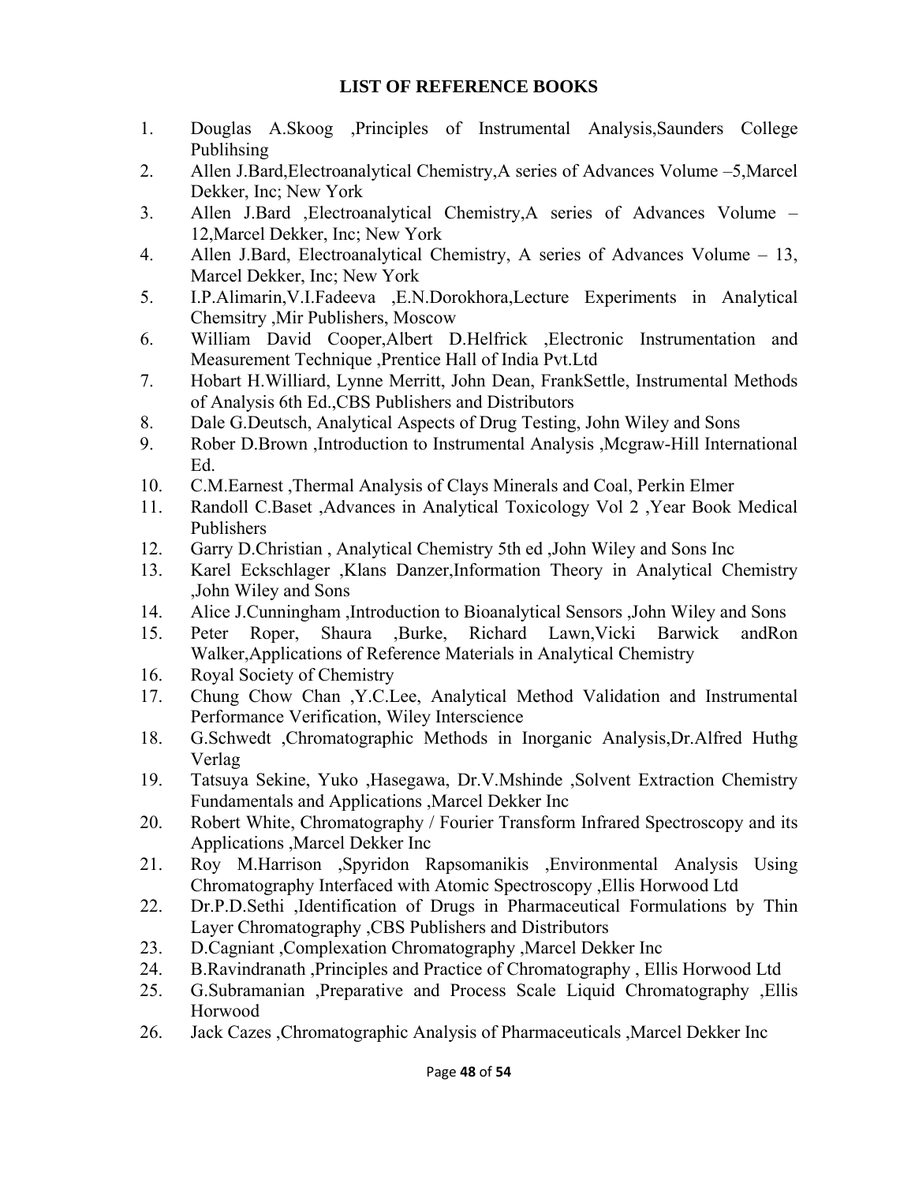**LIST OF REFERENCE BOOKS**

1. Douglas A.Skoog ,Principles of Instrumental Analysis,Saunders College Publihsing
2. Allen J.Bard,Electroanalytical Chemistry,A series of Advances Volume –5,Marcel Dekker, Inc; New York
3. Allen J.Bard ,Electroanalytical Chemistry,A series of Advances Volume –12,Marcel Dekker, Inc; New York
4. Allen J.Bard, Electroanalytical Chemistry, A series of Advances Volume – 13, Marcel Dekker, Inc; New York
5. I.P.Alimarin,V.I.Fadeeva ,E.N.Dorokhora,Lecture Experiments in Analytical Chemsitry ,Mir Publishers, Moscow
6. William David Cooper,Albert D.Helfrick ,Electronic Instrumentation and Measurement Technique ,Prentice Hall of India Pvt.Ltd
7. Hobart H.Williard, Lynne Merritt, John Dean, FrankSettle, Instrumental Methods of Analysis 6th Ed.,CBS Publishers and Distributors
8. Dale G.Deutsch, Analytical Aspects of Drug Testing, John Wiley and Sons
9. Rober D.Brown ,Introduction to Instrumental Analysis ,Mcgraw-Hill International Ed.
10. C.M.Earnest ,Thermal Analysis of Clays Minerals and Coal, Perkin Elmer
11. Randoll C.Baset ,Advances in Analytical Toxicology Vol 2 ,Year Book Medical Publishers
12. Garry D.Christian , Analytical Chemistry 5th ed ,John Wiley and Sons Inc
13. Karel Eckschlager ,Klans Danzer,Information Theory in Analytical Chemistry ,John Wiley and Sons
14. Alice J.Cunningham ,Introduction to Bioanalytical Sensors ,John Wiley and Sons
15. Peter Roper, Shaura ,Burke, Richard Lawn,Vicki Barwick andRon Walker,Applications of Reference Materials in Analytical Chemistry
16. Royal Society of Chemistry
17. Chung Chow Chan ,Y.C.Lee, Analytical Method Validation and Instrumental Performance Verification, Wiley Interscience
18. G.Schwedt ,Chromatographic Methods in Inorganic Analysis,Dr.Alfred Huthg Verlag
19. Tatsuya Sekine, Yuko ,Hasegawa, Dr.V.Mshinde ,Solvent Extraction Chemistry Fundamentals and Applications ,Marcel Dekker Inc
20. Robert White, Chromatography / Fourier Transform Infrared Spectroscopy and its Applications ,Marcel Dekker Inc
21. Roy M.Harrison ,Spyridon Rapsomanikis ,Environmental Analysis Using Chromatography Interfaced with Atomic Spectroscopy ,Ellis Horwood Ltd
22. Dr.P.D.Sethi ,Identification of Drugs in Pharmaceutical Formulations by Thin Layer Chromatography ,CBS Publishers and Distributors
23. D.Cagniant ,Complexation Chromatography ,Marcel Dekker Inc
24. B.Ravindranath ,Principles and Practice of Chromatography , Ellis Horwood Ltd
25. G.Subramanian ,Preparative and Process Scale Liquid Chromatography ,Ellis Horwood
26. Jack Cazes ,Chromatographic Analysis of Pharmaceuticals ,Marcel Dekker Inc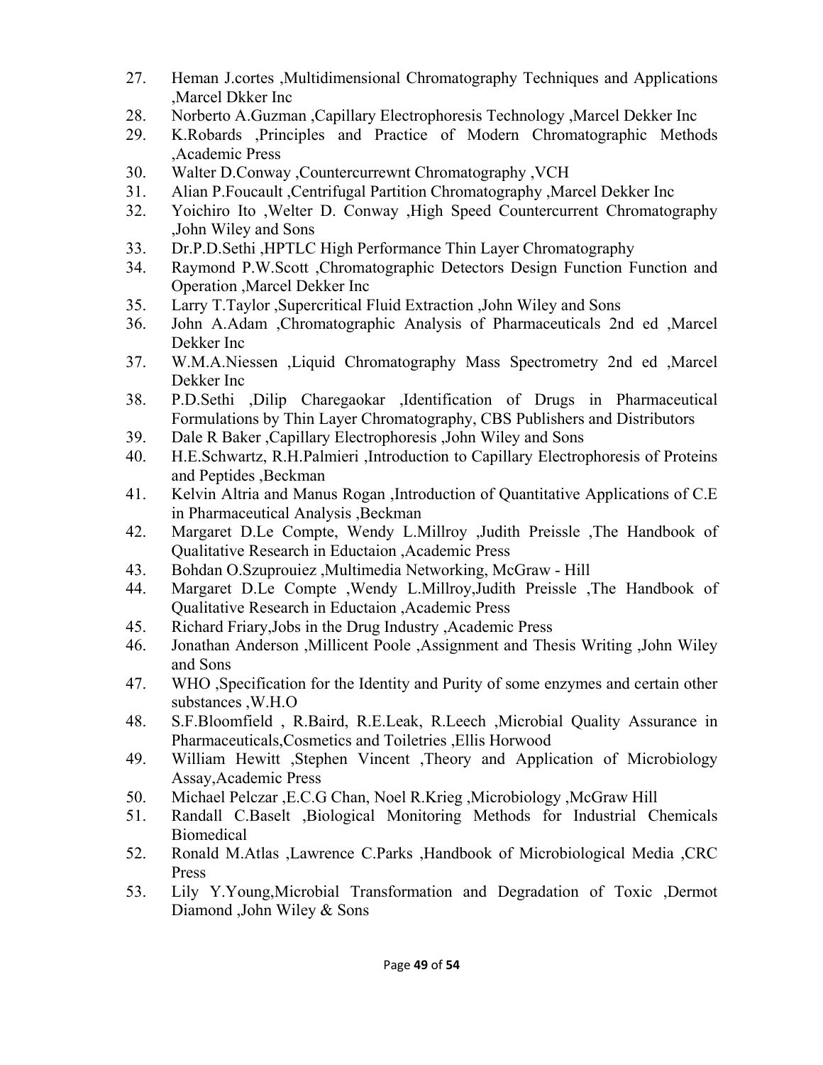27. Heman J.cortes ,Multidimensional Chromatography Techniques and Applications ,Marcel Dkker Inc
28. Norberto A.Guzman ,Capillary Electrophoresis Technology ,Marcel Dekker Inc
29. K.Robards ,Principles and Practice of Modern Chromatographic Methods ,Academic Press
30. Walter D.Conway ,Countercurrewnt Chromatography ,VCH
31. Alian P.Foucault ,Centrifugal Partition Chromatography ,Marcel Dekker Inc
32. Yoichiro Ito ,Welter D. Conway ,High Speed Countercurrent Chromatography ,John Wiley and Sons
33. Dr.P.D.Sethi ,HPTLC High Performance Thin Layer Chromatography
34. Raymond P.W.Scott ,Chromatographic Detectors Design Function Function and Operation ,Marcel Dekker Inc
35. Larry T.Taylor ,Supercritical Fluid Extraction ,John Wiley and Sons
36. John A.Adam ,Chromatographic Analysis of Pharmaceuticals 2nd ed ,Marcel Dekker Inc
37. W.M.A.Niessen ,Liquid Chromatography Mass Spectrometry 2nd ed ,Marcel Dekker Inc
38. P.D.Sethi ,Dilip Charegaokar ,Identification of Drugs in Pharmaceutical Formulations by Thin Layer Chromatography, CBS Publishers and Distributors
39. Dale R Baker ,Capillary Electrophoresis ,John Wiley and Sons
40. H.E.Schwartz, R.H.Palmieri ,Introduction to Capillary Electrophoresis of Proteins and Peptides ,Beckman
41. Kelvin Altria and Manus Rogan ,Introduction of Quantitative Applications of C.E in Pharmaceutical Analysis ,Beckman
42. Margaret D.Le Compte, Wendy L.Millroy ,Judith Preissle ,The Handbook of Qualitative Research in Eductaion ,Academic Press
43. Bohdan O.Szuprouiez ,Multimedia Networking, McGraw - Hill
44. Margaret D.Le Compte ,Wendy L.Millroy,Judith Preissle ,The Handbook of Qualitative Research in Eductaion ,Academic Press
45. Richard Friary,Jobs in the Drug Industry ,Academic Press
46. Jonathan Anderson ,Millicent Poole ,Assignment and Thesis Writing ,John Wiley and Sons
47. WHO ,Specification for the Identity and Purity of some enzymes and certain other substances ,W.H.O
48. S.F.Bloomfield , R.Baird, R.E.Leak, R.Leech ,Microbial Quality Assurance in Pharmaceuticals,Cosmetics and Toiletries ,Ellis Horwood
49. William Hewitt ,Stephen Vincent ,Theory and Application of Microbiology Assay,Academic Press
50. Michael Pelczar ,E.C.G Chan, Noel R.Krieg ,Microbiology ,McGraw Hill
51. Randall C.Baselt ,Biological Monitoring Methods for Industrial Chemicals Biomedical
52. Ronald M.Atlas ,Lawrence C.Parks ,Handbook of Microbiological Media ,CRC Press
53. Lily Y.Young,Microbial Transformation and Degradation of Toxic ,Dermot Diamond ,John Wiley & Sons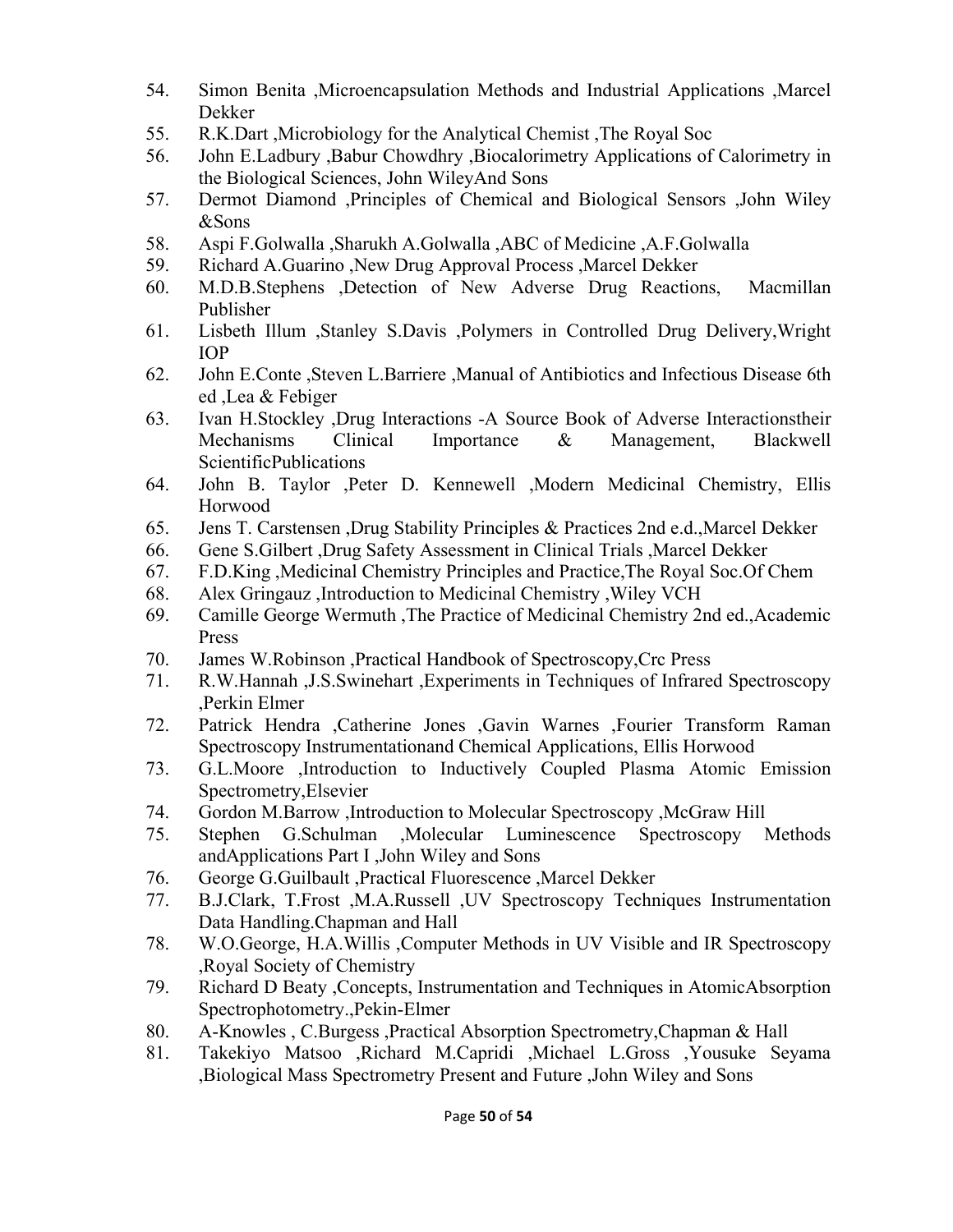54. Simon Benita ,Microencapsulation Methods and Industrial Applications ,Marcel Dekker
55. R.K.Dart ,Microbiology for the Analytical Chemist ,The Royal Soc
56. John E.Ladbury ,Babur Chowdhry ,Biocalorimetry Applications of Calorimetry in the Biological Sciences, John WileyAnd Sons
57. Dermot Diamond ,Principles of Chemical and Biological Sensors ,John Wiley &Sons
58. Aspi F.Golwalla ,Sharukh A.Golwalla ,ABC of Medicine ,A.F.Golwalla
59. Richard A.Guarino ,New Drug Approval Process ,Marcel Dekker
60. M.D.B.Stephens ,Detection of New Adverse Drug Reactions, Macmillan Publisher
61. Lisbeth Illum ,Stanley S.Davis ,Polymers in Controlled Drug Delivery,Wright IOP
62. John E.Conte ,Steven L.Barriere ,Manual of Antibiotics and Infectious Disease 6th ed ,Lea & Febiger
63. Ivan H.Stockley ,Drug Interactions -A Source Book of Adverse Interactionstheir Mechanisms Clinical Importance & Management, Blackwell ScientificPublications
64. John B. Taylor ,Peter D. Kennewell ,Modern Medicinal Chemistry, Ellis Horwood
65. Jens T. Carstensen ,Drug Stability Principles & Practices 2nd e.d.,Marcel Dekker
66. Gene S.Gilbert ,Drug Safety Assessment in Clinical Trials ,Marcel Dekker
67. F.D.King ,Medicinal Chemistry Principles and Practice,The Royal Soc.Of Chem
68. Alex Gringauz ,Introduction to Medicinal Chemistry ,Wiley VCH
69. Camille George Wermuth ,The Practice of Medicinal Chemistry 2nd ed.,Academic Press
70. James W.Robinson ,Practical Handbook of Spectroscopy,Crc Press
71. R.W.Hannah ,J.S.Swinehart ,Experiments in Techniques of Infrared Spectroscopy ,Perkin Elmer
72. Patrick Hendra ,Catherine Jones ,Gavin Warnes ,Fourier Transform Raman Spectroscopy Instrumentationand Chemical Applications, Ellis Horwood
73. G.L.Moore ,Introduction to Inductively Coupled Plasma Atomic Emission Spectrometry,Elsevier
74. Gordon M.Barrow ,Introduction to Molecular Spectroscopy ,McGraw Hill
75. Stephen G.Schulman ,Molecular Luminescence Spectroscopy Methods andApplications Part I ,John Wiley and Sons
76. George G.Guilbault ,Practical Fluorescence ,Marcel Dekker
77. B.J.Clark, T.Frost ,M.A.Russell ,UV Spectroscopy Techniques Instrumentation Data Handling.Chapman and Hall
78. W.O.George, H.A.Willis ,Computer Methods in UV Visible and IR Spectroscopy ,Royal Society of Chemistry
79. Richard D Beaty ,Concepts, Instrumentation and Techniques in AtomicAbsorption Spectrophotometry.,Pekin-Elmer
80. A-Knowles , C.Burgess ,Practical Absorption Spectrometry,Chapman & Hall
81. Takekiyo Matsoo ,Richard M.Capridi ,Michael L.Gross ,Yousuke Seyama ,Biological Mass Spectrometry Present and Future ,John Wiley and Sons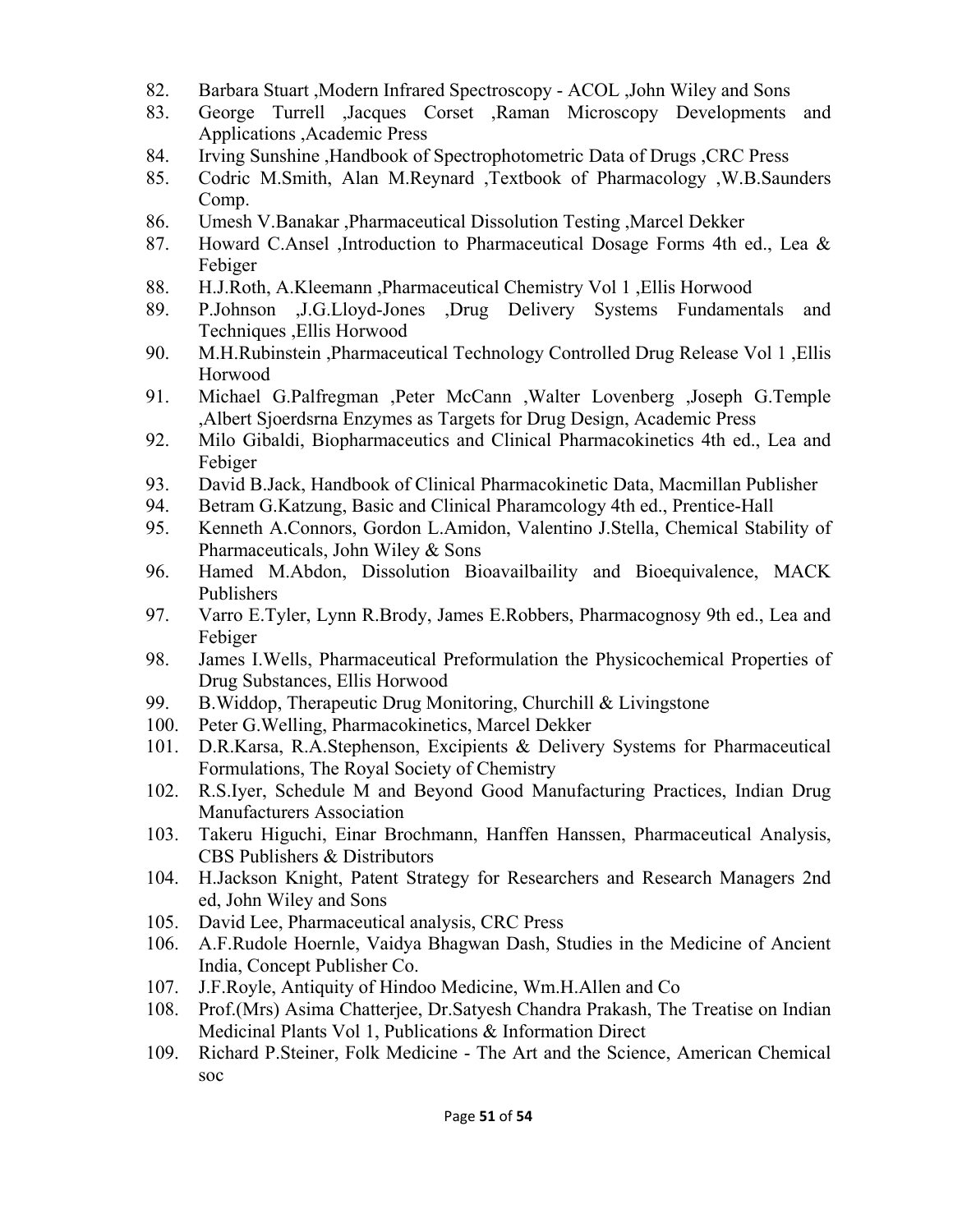82. Barbara Stuart ,Modern Infrared Spectroscopy - ACOL ,John Wiley and Sons
83. George Turrell ,Jacques Corset ,Raman Microscopy Developments and Applications ,Academic Press
84. Irving Sunshine ,Handbook of Spectrophotometric Data of Drugs ,CRC Press
85. Codric M.Smith, Alan M.Reynard ,Textbook of Pharmacology ,W.B.Saunders Comp.
86. Umesh V.Banakar ,Pharmaceutical Dissolution Testing ,Marcel Dekker
87. Howard C.Ansel ,Introduction to Pharmaceutical Dosage Forms 4th ed., Lea & Febiger
88. H.J.Roth, A.Kleemann ,Pharmaceutical Chemistry Vol 1 ,Ellis Horwood
89. P.Johnson ,J.G.Lloyd-Jones ,Drug Delivery Systems Fundamentals and Techniques ,Ellis Horwood
90. M.H.Rubinstein ,Pharmaceutical Technology Controlled Drug Release Vol 1 ,Ellis Horwood
91. Michael G.Palfregman ,Peter McCann ,Walter Lovenberg ,Joseph G.Temple ,Albert Sjoerdsrna Enzymes as Targets for Drug Design, Academic Press
92. Milo Gibaldi, Biopharmaceutics and Clinical Pharmacokinetics 4th ed., Lea and Febiger
93. David B.Jack, Handbook of Clinical Pharmacokinetic Data, Macmillan Publisher
94. Betram G.Katzung, Basic and Clinical Pharamcology 4th ed., Prentice-Hall
95. Kenneth A.Connors, Gordon L.Amidon, Valentino J.Stella, Chemical Stability of Pharmaceuticals, John Wiley & Sons
96. Hamed M.Abdon, Dissolution Bioavailbaility and Bioequivalence, MACK Publishers
97. Varro E.Tyler, Lynn R.Brody, James E.Robbers, Pharmacognosy 9th ed., Lea and Febiger
98. James I.Wells, Pharmaceutical Preformulation the Physicochemical Properties of Drug Substances, Ellis Horwood
99. B.Widdop, Therapeutic Drug Monitoring, Churchill & Livingstone
100. Peter G.Welling, Pharmacokinetics, Marcel Dekker
101. D.R.Karsa, R.A.Stephenson, Excipients & Delivery Systems for Pharmaceutical Formulations, The Royal Society of Chemistry
102. R.S.Iyer, Schedule M and Beyond Good Manufacturing Practices, Indian Drug Manufacturers Association
103. Takeru Higuchi, Einar Brochmann, Hanffen Hanssen, Pharmaceutical Analysis, CBS Publishers & Distributors
104. H.Jackson Knight, Patent Strategy for Researchers and Research Managers 2nd ed, John Wiley and Sons
105. David Lee, Pharmaceutical analysis, CRC Press
106. A.F.Rudole Hoernle, Vaidya Bhagwan Dash, Studies in the Medicine of Ancient India, Concept Publisher Co.
107. J.F.Royle, Antiquity of Hindoo Medicine, Wm.H.Allen and Co
108. Prof.(Mrs) Asima Chatterjee, Dr.Satyesh Chandra Prakash, The Treatise on Indian Medicinal Plants Vol 1, Publications & Information Direct
109. Richard P.Steiner, Folk Medicine - The Art and the Science, American Chemical soc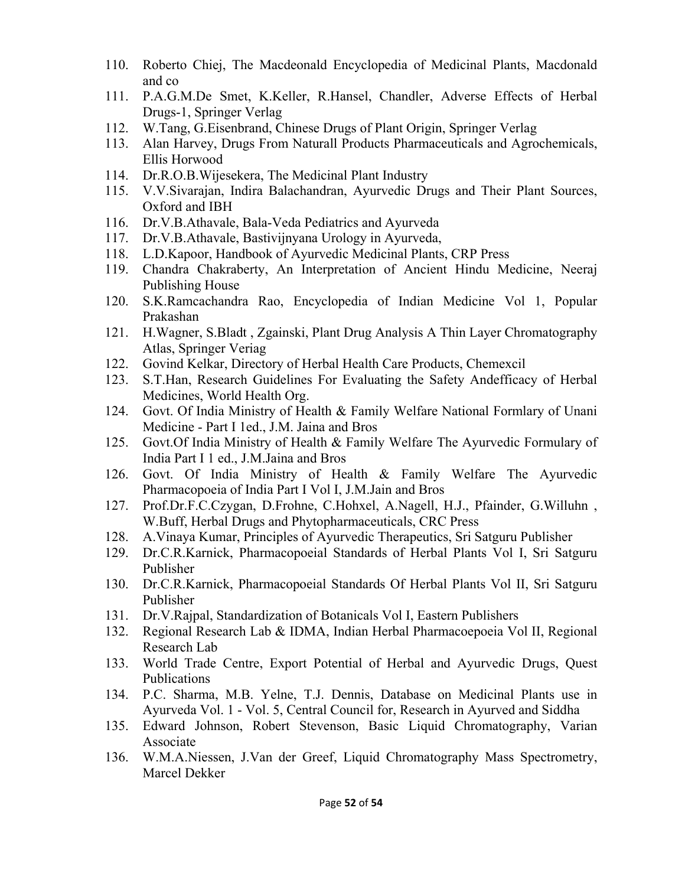110. Roberto Chiej, The Macdeonald Encyclopedia of Medicinal Plants, Macdonald and co
111. P.A.G.M.De Smet, K.Keller, R.Hansel, Chandler, Adverse Effects of Herbal Drugs-1, Springer Verlag
112. W.Tang, G.Eisenbrand, Chinese Drugs of Plant Origin, Springer Verlag
113. Alan Harvey, Drugs From Naturall Products Pharmaceuticals and Agrochemicals, Ellis Horwood
114. Dr.R.O.B.Wijesekera, The Medicinal Plant Industry
115. V.V.Sivarajan, Indira Balachandran, Ayurvedic Drugs and Their Plant Sources, Oxford and IBH
116. Dr.V.B.Athavale, Bala-Veda Pediatrics and Ayurveda
117. Dr.V.B.Athavale, Bastivijnyana Urology in Ayurveda,
118. L.D.Kapoor, Handbook of Ayurvedic Medicinal Plants, CRP Press
119. Chandra Chakraberty, An Interpretation of Ancient Hindu Medicine, Neeraj Publishing House
120. S.K.Ramcachandra Rao, Encyclopedia of Indian Medicine Vol 1, Popular Prakashan
121. H.Wagner, S.Bladt , Zgainski, Plant Drug Analysis A Thin Layer Chromatography Atlas, Springer Veriag
122. Govind Kelkar, Directory of Herbal Health Care Products, Chemexcil
123. S.T.Han, Research Guidelines For Evaluating the Safety Andefficacy of Herbal Medicines, World Health Org.
124. Govt. Of India Ministry of Health & Family Welfare National Formlary of Unani Medicine - Part I 1ed., J.M. Jaina and Bros
125. Govt.Of India Ministry of Health & Family Welfare The Ayurvedic Formulary of India Part I 1 ed., J.M.Jaina and Bros
126. Govt. Of India Ministry of Health & Family Welfare The Ayurvedic Pharmacopoeia of India Part I Vol I, J.M.Jain and Bros
127. Prof.Dr.F.C.Czygan, D.Frohne, C.Hohxel, A.Nagell, H.J., Pfainder, G.Willuhn , W.Buff, Herbal Drugs and Phytopharmaceuticals, CRC Press
128. A.Vinaya Kumar, Principles of Ayurvedic Therapeutics, Sri Satguru Publisher
129. Dr.C.R.Karnick, Pharmacopoeial Standards of Herbal Plants Vol I, Sri Satguru Publisher
130. Dr.C.R.Karnick, Pharmacopoeial Standards Of Herbal Plants Vol II, Sri Satguru Publisher
131. Dr.V.Rajpal, Standardization of Botanicals Vol I, Eastern Publishers
132. Regional Research Lab & IDMA, Indian Herbal Pharmacoepoeia Vol II, Regional Research Lab
133. World Trade Centre, Export Potential of Herbal and Ayurvedic Drugs, Quest Publications
134. P.C. Sharma, M.B. Yelne, T.J. Dennis, Database on Medicinal Plants use in Ayurveda Vol. 1 - Vol. 5, Central Council for, Research in Ayurved and Siddha
135. Edward Johnson, Robert Stevenson, Basic Liquid Chromatography, Varian Associate
136. W.M.A.Niessen, J.Van der Greef, Liquid Chromatography Mass Spectrometry, Marcel Dekker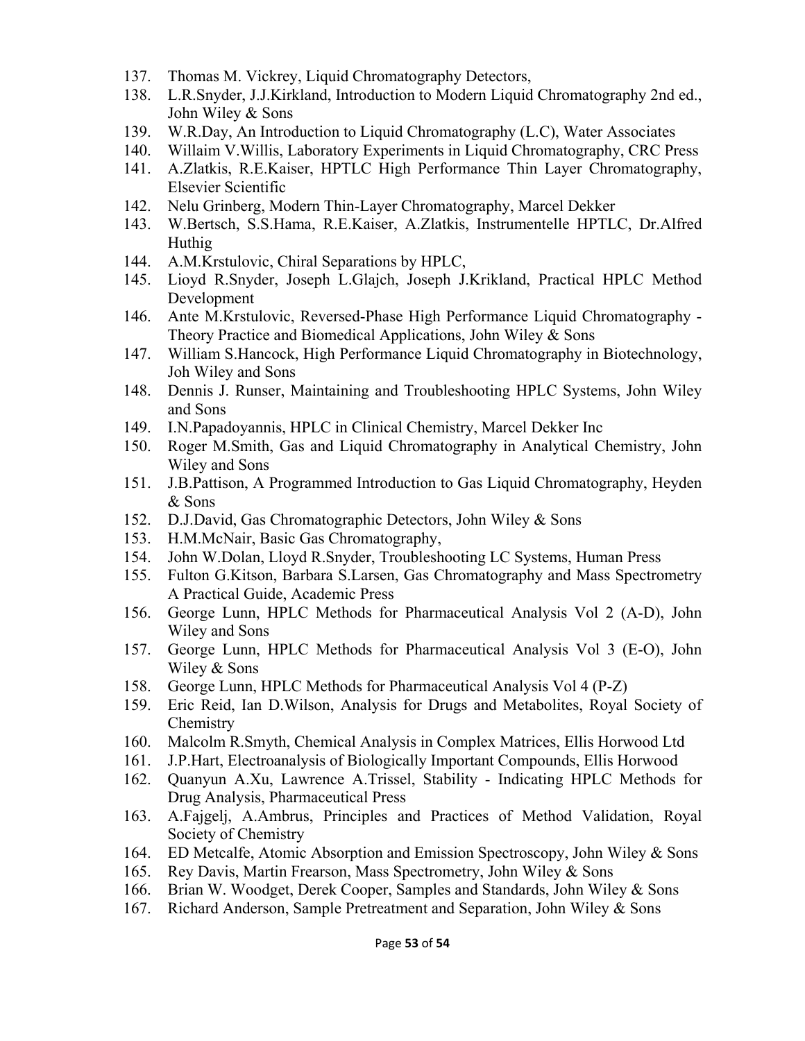137. Thomas M. Vickrey, Liquid Chromatography Detectors,
138. L.R.Snyder, J.J.Kirkland, Introduction to Modern Liquid Chromatography 2nd ed., John Wiley & Sons
139. W.R.Day, An Introduction to Liquid Chromatography (L.C), Water Associates
140. Willaim V.Willis, Laboratory Experiments in Liquid Chromatography, CRC Press
141. A.Zlatkis, R.E.Kaiser, HPTLC High Performance Thin Layer Chromatography, Elsevier Scientific
142. Nelu Grinberg, Modern Thin-Layer Chromatography, Marcel Dekker
143. W.Bertsch, S.S.Hama, R.E.Kaiser, A.Zlatkis, Instrumentelle HPTLC, Dr.Alfred Huthig
144. A.M.Krstulovic, Chiral Separations by HPLC,
145. Lioyd R.Snyder, Joseph L.Glajch, Joseph J.Krikland, Practical HPLC Method Development
146. Ante M.Krstulovic, Reversed-Phase High Performance Liquid Chromatography - Theory Practice and Biomedical Applications, John Wiley & Sons
147. William S.Hancock, High Performance Liquid Chromatography in Biotechnology, Joh Wiley and Sons
148. Dennis J. Runser, Maintaining and Troubleshooting HPLC Systems, John Wiley and Sons
149. I.N.Papadoyannis, HPLC in Clinical Chemistry, Marcel Dekker Inc
150. Roger M.Smith, Gas and Liquid Chromatography in Analytical Chemistry, John Wiley and Sons
151. J.B.Pattison, A Programmed Introduction to Gas Liquid Chromatography, Heyden & Sons
152. D.J.David, Gas Chromatographic Detectors, John Wiley & Sons
153. H.M.McNair, Basic Gas Chromatography,
154. John W.Dolan, Lloyd R.Snyder, Troubleshooting LC Systems, Human Press
155. Fulton G.Kitson, Barbara S.Larsen, Gas Chromatography and Mass Spectrometry A Practical Guide, Academic Press
156. George Lunn, HPLC Methods for Pharmaceutical Analysis Vol 2 (A-D), John Wiley and Sons
157. George Lunn, HPLC Methods for Pharmaceutical Analysis Vol 3 (E-O), John Wiley & Sons
158. George Lunn, HPLC Methods for Pharmaceutical Analysis Vol 4 (P-Z)
159. Eric Reid, Ian D.Wilson, Analysis for Drugs and Metabolites, Royal Society of Chemistry
160. Malcolm R.Smyth, Chemical Analysis in Complex Matrices, Ellis Horwood Ltd
161. J.P.Hart, Electroanalysis of Biologically Important Compounds, Ellis Horwood
162. Quanyun A.Xu, Lawrence A.Trissel, Stability - Indicating HPLC Methods for Drug Analysis, Pharmaceutical Press
163. A.Fajgelj, A.Ambrus, Principles and Practices of Method Validation, Royal Society of Chemistry
164. ED Metcalfe, Atomic Absorption and Emission Spectroscopy, John Wiley & Sons
165. Rey Davis, Martin Frearson, Mass Spectrometry, John Wiley & Sons
166. Brian W. Woodget, Derek Cooper, Samples and Standards, John Wiley & Sons
167. Richard Anderson, Sample Pretreatment and Separation, John Wiley & Sons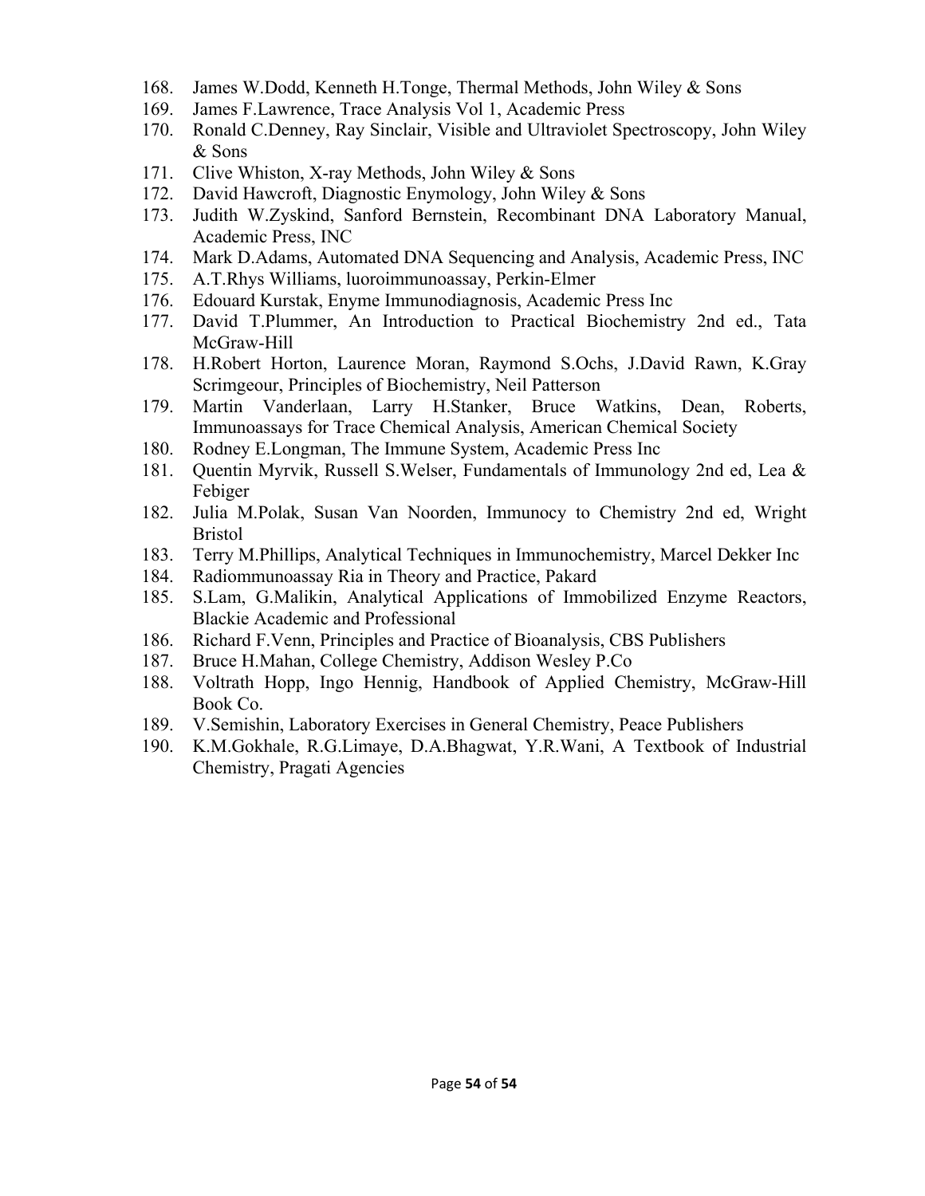168. James W.Dodd, Kenneth H.Tonge, Thermal Methods, John Wiley & Sons
169. James F.Lawrence, Trace Analysis Vol 1, Academic Press
170. Ronald C.Denney, Ray Sinclair, Visible and Ultraviolet Spectroscopy, John Wiley & Sons
171. Clive Whiston, X-ray Methods, John Wiley & Sons
172. David Hawcroft, Diagnostic Enymology, John Wiley & Sons
173. Judith W.Zyskind, Sanford Bernstein, Recombinant DNA Laboratory Manual, Academic Press, INC
174. Mark D.Adams, Automated DNA Sequencing and Analysis, Academic Press, INC
175. A.T.Rhys Williams, luoroimmunoassay, Perkin-Elmer
176. Edouard Kurstak, Enyme Immunodiagnosis, Academic Press Inc
177. David T.Plummer, An Introduction to Practical Biochemistry 2nd ed., Tata McGraw-Hill
178. H.Robert Horton, Laurence Moran, Raymond S.Ochs, J.David Rawn, K.Gray Scrimgeour, Principles of Biochemistry, Neil Patterson
179. Martin Vanderlaan, Larry H.Stanker, Bruce Watkins, Dean, Roberts, Immunoassays for Trace Chemical Analysis, American Chemical Society
180. Rodney E.Longman, The Immune System, Academic Press Inc
181. Quentin Myrvik, Russell S.Welser, Fundamentals of Immunology 2nd ed, Lea & Febiger
182. Julia M.Polak, Susan Van Noorden, Immunocy to Chemistry 2nd ed, Wright Bristol
183. Terry M.Phillips, Analytical Techniques in Immunochemistry, Marcel Dekker Inc
184. Radiommunoassay Ria in Theory and Practice, Pakard
185. S.Lam, G.Malikin, Analytical Applications of Immobilized Enzyme Reactors, Blackie Academic and Professional
186. Richard F.Venn, Principles and Practice of Bioanalysis, CBS Publishers
187. Bruce H.Mahan, College Chemistry, Addison Wesley P.Co
188. Voltrath Hopp, Ingo Hennig, Handbook of Applied Chemistry, McGraw-Hill Book Co.
189. V.Semishin, Laboratory Exercises in General Chemistry, Peace Publishers
190. K.M.Gokhale, R.G.Limaye, D.A.Bhagwat, Y.R.Wani, A Textbook of Industrial Chemistry, Pragati Agencies